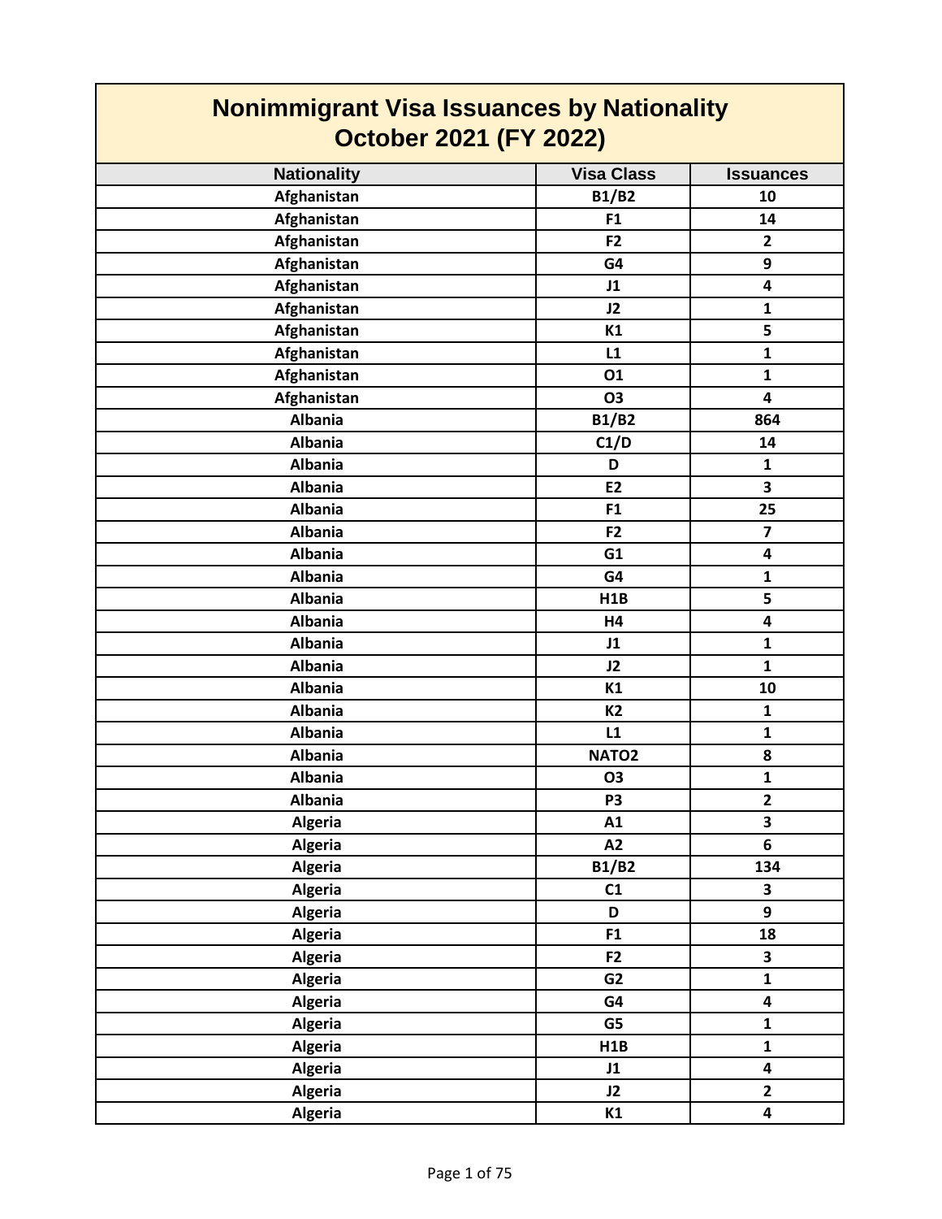# Nonimmigrant Visa Issuances by Nationality
## October 2021 (FY 2022)

| Nationality | Visa Class | Issuances |
|---|---|---|
| Afghanistan | B1/B2 | 10 |
| Afghanistan | F1 | 14 |
| Afghanistan | F2 | 2 |
| Afghanistan | G4 | 9 |
| Afghanistan | J1 | 4 |
| Afghanistan | J2 | 1 |
| Afghanistan | K1 | 5 |
| Afghanistan | L1 | 1 |
| Afghanistan | O1 | 1 |
| Afghanistan | O3 | 4 |
| Albania | B1/B2 | 864 |
| Albania | C1/D | 14 |
| Albania | D | 1 |
| Albania | E2 | 3 |
| Albania | F1 | 25 |
| Albania | F2 | 7 |
| Albania | G1 | 4 |
| Albania | G4 | 1 |
| Albania | H1B | 5 |
| Albania | H4 | 4 |
| Albania | J1 | 1 |
| Albania | J2 | 1 |
| Albania | K1 | 10 |
| Albania | K2 | 1 |
| Albania | L1 | 1 |
| Albania | NATO2 | 8 |
| Albania | O3 | 1 |
| Albania | P3 | 2 |
| Algeria | A1 | 3 |
| Algeria | A2 | 6 |
| Algeria | B1/B2 | 134 |
| Algeria | C1 | 3 |
| Algeria | D | 9 |
| Algeria | F1 | 18 |
| Algeria | F2 | 3 |
| Algeria | G2 | 1 |
| Algeria | G4 | 4 |
| Algeria | G5 | 1 |
| Algeria | H1B | 1 |
| Algeria | J1 | 4 |
| Algeria | J2 | 2 |
| Algeria | K1 | 4 |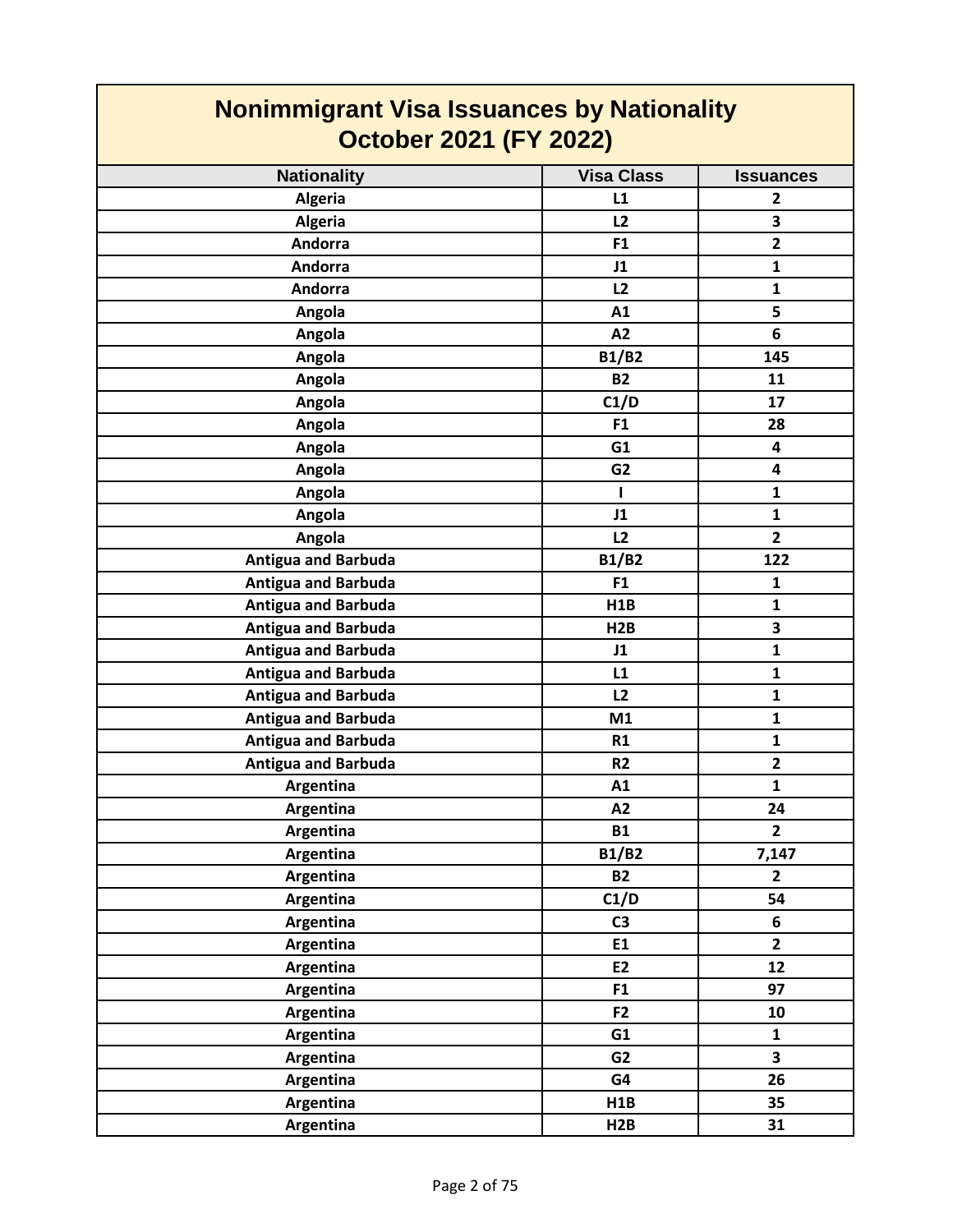# Nonimmigrant Visa Issuances by Nationality
## October 2021 (FY 2022)

| Nationality | Visa Class | Issuances |
|---|---|---|
| Algeria | L1 | 2 |
| Algeria | L2 | 3 |
| Andorra | F1 | 2 |
| Andorra | J1 | 1 |
| Andorra | L2 | 1 |
| Angola | A1 | 5 |
| Angola | A2 | 6 |
| Angola | B1/B2 | 145 |
| Angola | B2 | 11 |
| Angola | C1/D | 17 |
| Angola | F1 | 28 |
| Angola | G1 | 4 |
| Angola | G2 | 4 |
| Angola | I | 1 |
| Angola | J1 | 1 |
| Angola | L2 | 2 |
| Antigua and Barbuda | B1/B2 | 122 |
| Antigua and Barbuda | F1 | 1 |
| Antigua and Barbuda | H1B | 1 |
| Antigua and Barbuda | H2B | 3 |
| Antigua and Barbuda | J1 | 1 |
| Antigua and Barbuda | L1 | 1 |
| Antigua and Barbuda | L2 | 1 |
| Antigua and Barbuda | M1 | 1 |
| Antigua and Barbuda | R1 | 1 |
| Antigua and Barbuda | R2 | 2 |
| Argentina | A1 | 1 |
| Argentina | A2 | 24 |
| Argentina | B1 | 2 |
| Argentina | B1/B2 | 7,147 |
| Argentina | B2 | 2 |
| Argentina | C1/D | 54 |
| Argentina | C3 | 6 |
| Argentina | E1 | 2 |
| Argentina | E2 | 12 |
| Argentina | F1 | 97 |
| Argentina | F2 | 10 |
| Argentina | G1 | 1 |
| Argentina | G2 | 3 |
| Argentina | G4 | 26 |
| Argentina | H1B | 35 |
| Argentina | H2B | 31 |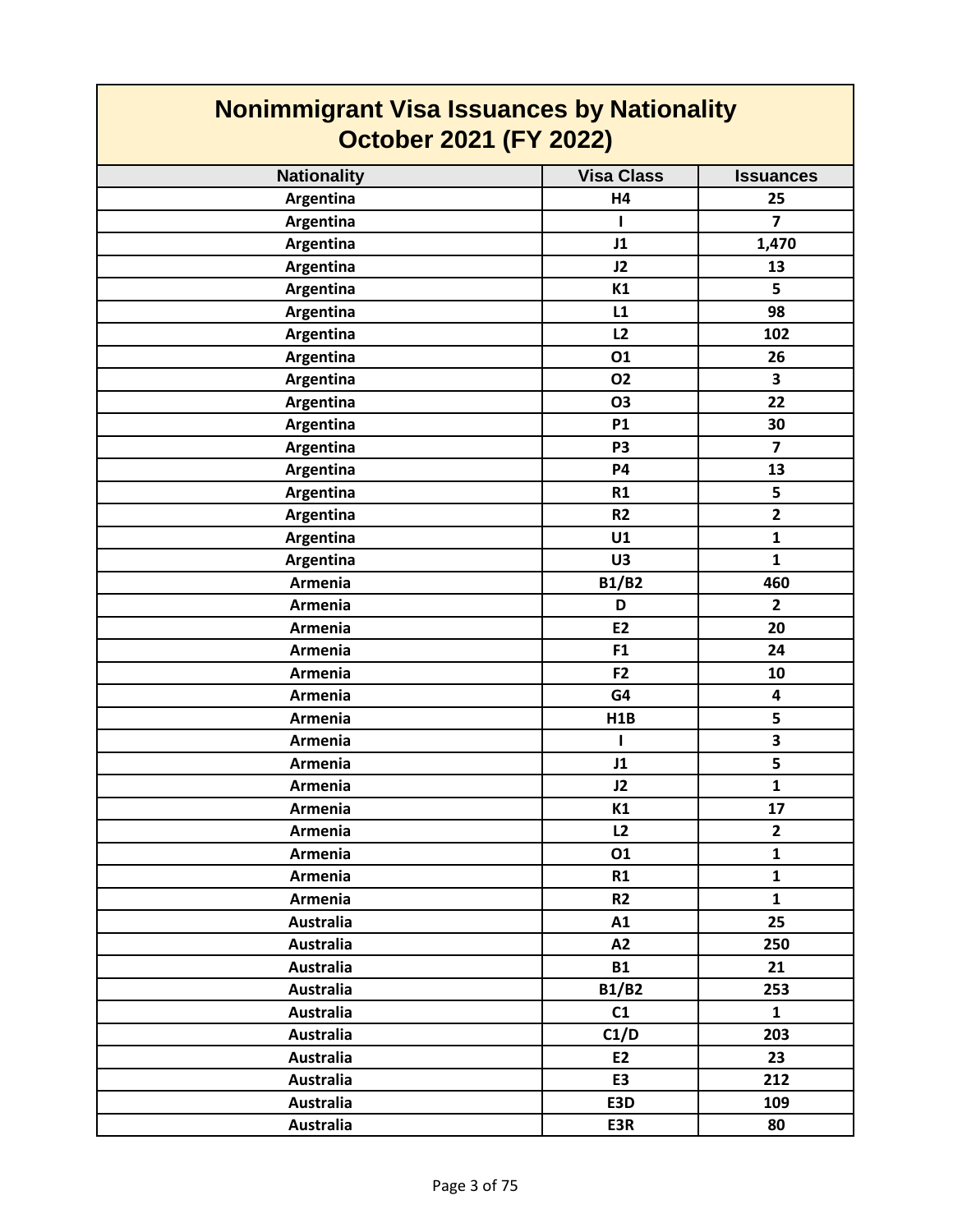# Nonimmigrant Visa Issuances by Nationality
## October 2021 (FY 2022)

| Nationality | Visa Class | Issuances |
|---|---|---|
| Argentina | H4 | 25 |
| Argentina | I | 7 |
| Argentina | J1 | 1,470 |
| Argentina | J2 | 13 |
| Argentina | K1 | 5 |
| Argentina | L1 | 98 |
| Argentina | L2 | 102 |
| Argentina | O1 | 26 |
| Argentina | O2 | 3 |
| Argentina | O3 | 22 |
| Argentina | P1 | 30 |
| Argentina | P3 | 7 |
| Argentina | P4 | 13 |
| Argentina | R1 | 5 |
| Argentina | R2 | 2 |
| Argentina | U1 | 1 |
| Argentina | U3 | 1 |
| Armenia | B1/B2 | 460 |
| Armenia | D | 2 |
| Armenia | E2 | 20 |
| Armenia | F1 | 24 |
| Armenia | F2 | 10 |
| Armenia | G4 | 4 |
| Armenia | H1B | 5 |
| Armenia | I | 3 |
| Armenia | J1 | 5 |
| Armenia | J2 | 1 |
| Armenia | K1 | 17 |
| Armenia | L2 | 2 |
| Armenia | O1 | 1 |
| Armenia | R1 | 1 |
| Armenia | R2 | 1 |
| Australia | A1 | 25 |
| Australia | A2 | 250 |
| Australia | B1 | 21 |
| Australia | B1/B2 | 253 |
| Australia | C1 | 1 |
| Australia | C1/D | 203 |
| Australia | E2 | 23 |
| Australia | E3 | 212 |
| Australia | E3D | 109 |
| Australia | E3R | 80 |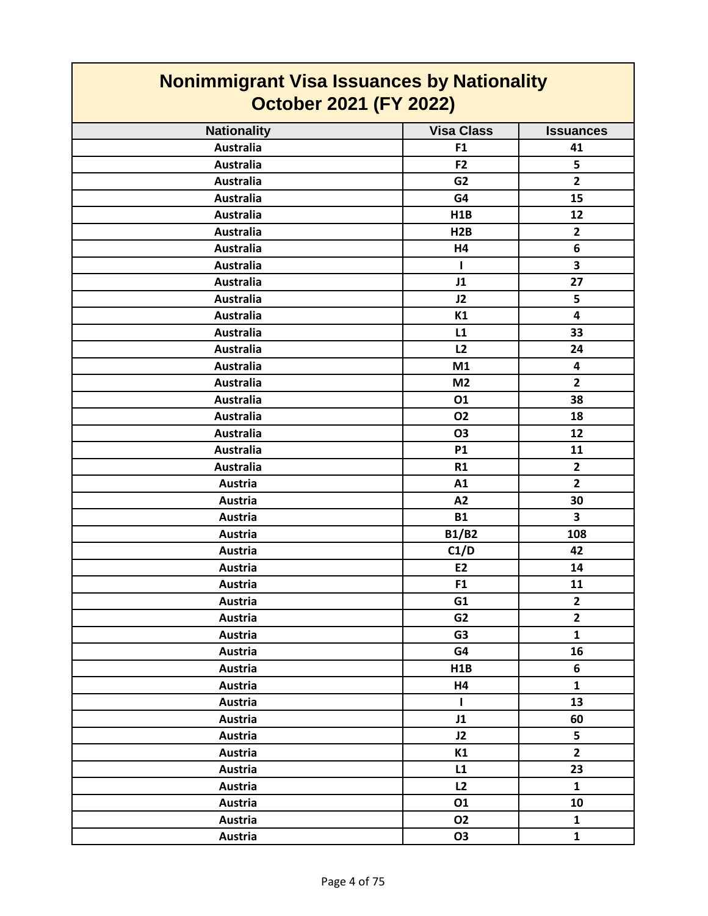# Nonimmigrant Visa Issuances by Nationality
## October 2021 (FY 2022)

| Nationality | Visa Class | Issuances |
|---|---|---|
| Australia | F1 | 41 |
| Australia | F2 | 5 |
| Australia | G2 | 2 |
| Australia | G4 | 15 |
| Australia | H1B | 12 |
| Australia | H2B | 2 |
| Australia | H4 | 6 |
| Australia | I | 3 |
| Australia | J1 | 27 |
| Australia | J2 | 5 |
| Australia | K1 | 4 |
| Australia | L1 | 33 |
| Australia | L2 | 24 |
| Australia | M1 | 4 |
| Australia | M2 | 2 |
| Australia | O1 | 38 |
| Australia | O2 | 18 |
| Australia | O3 | 12 |
| Australia | P1 | 11 |
| Australia | R1 | 2 |
| Austria | A1 | 2 |
| Austria | A2 | 30 |
| Austria | B1 | 3 |
| Austria | B1/B2 | 108 |
| Austria | C1/D | 42 |
| Austria | E2 | 14 |
| Austria | F1 | 11 |
| Austria | G1 | 2 |
| Austria | G2 | 2 |
| Austria | G3 | 1 |
| Austria | G4 | 16 |
| Austria | H1B | 6 |
| Austria | H4 | 1 |
| Austria | I | 13 |
| Austria | J1 | 60 |
| Austria | J2 | 5 |
| Austria | K1 | 2 |
| Austria | L1 | 23 |
| Austria | L2 | 1 |
| Austria | O1 | 10 |
| Austria | O2 | 1 |
| Austria | O3 | 1 |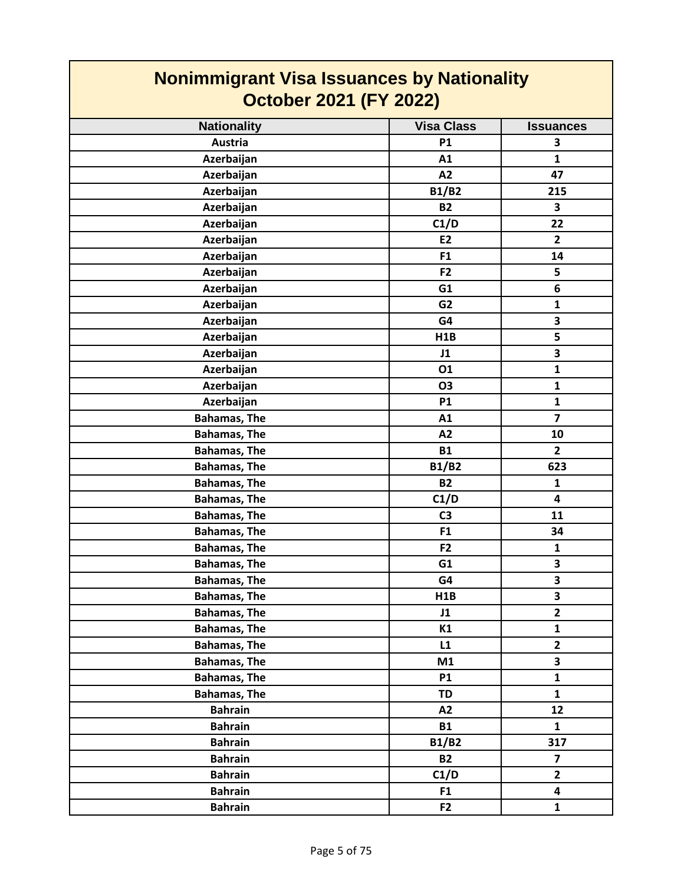# Nonimmigrant Visa Issuances by Nationality
## October 2021 (FY 2022)

| Nationality | Visa Class | Issuances |
|---|---|---|
| Austria | P1 | 3 |
| Azerbaijan | A1 | 1 |
| Azerbaijan | A2 | 47 |
| Azerbaijan | B1/B2 | 215 |
| Azerbaijan | B2 | 3 |
| Azerbaijan | C1/D | 22 |
| Azerbaijan | E2 | 2 |
| Azerbaijan | F1 | 14 |
| Azerbaijan | F2 | 5 |
| Azerbaijan | G1 | 6 |
| Azerbaijan | G2 | 1 |
| Azerbaijan | G4 | 3 |
| Azerbaijan | H1B | 5 |
| Azerbaijan | J1 | 3 |
| Azerbaijan | O1 | 1 |
| Azerbaijan | O3 | 1 |
| Azerbaijan | P1 | 1 |
| Bahamas, The | A1 | 7 |
| Bahamas, The | A2 | 10 |
| Bahamas, The | B1 | 2 |
| Bahamas, The | B1/B2 | 623 |
| Bahamas, The | B2 | 1 |
| Bahamas, The | C1/D | 4 |
| Bahamas, The | C3 | 11 |
| Bahamas, The | F1 | 34 |
| Bahamas, The | F2 | 1 |
| Bahamas, The | G1 | 3 |
| Bahamas, The | G4 | 3 |
| Bahamas, The | H1B | 3 |
| Bahamas, The | J1 | 2 |
| Bahamas, The | K1 | 1 |
| Bahamas, The | L1 | 2 |
| Bahamas, The | M1 | 3 |
| Bahamas, The | P1 | 1 |
| Bahamas, The | TD | 1 |
| Bahrain | A2 | 12 |
| Bahrain | B1 | 1 |
| Bahrain | B1/B2 | 317 |
| Bahrain | B2 | 7 |
| Bahrain | C1/D | 2 |
| Bahrain | F1 | 4 |
| Bahrain | F2 | 1 |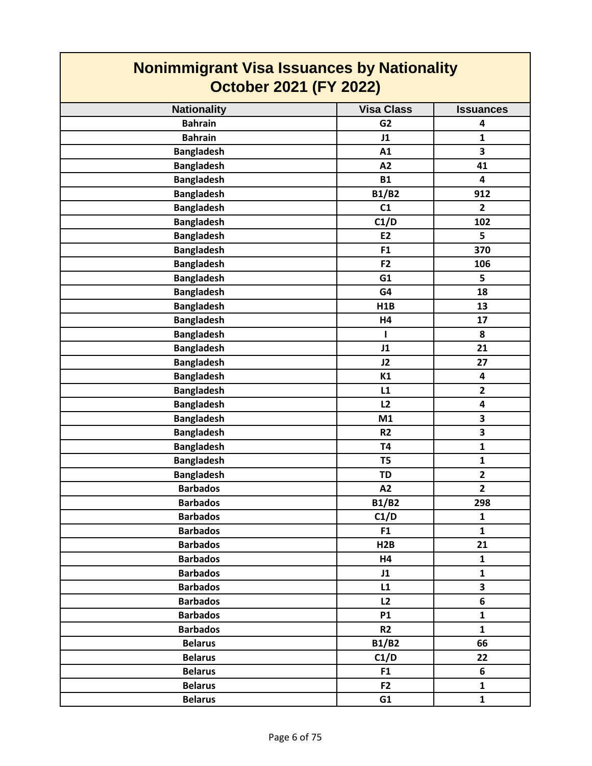# Nonimmigrant Visa Issuances by Nationality
## October 2021 (FY 2022)

| Nationality | Visa Class | Issuances |
|---|---|---|
| Bahrain | G2 | 4 |
| Bahrain | J1 | 1 |
| Bangladesh | A1 | 3 |
| Bangladesh | A2 | 41 |
| Bangladesh | B1 | 4 |
| Bangladesh | B1/B2 | 912 |
| Bangladesh | C1 | 2 |
| Bangladesh | C1/D | 102 |
| Bangladesh | E2 | 5 |
| Bangladesh | F1 | 370 |
| Bangladesh | F2 | 106 |
| Bangladesh | G1 | 5 |
| Bangladesh | G4 | 18 |
| Bangladesh | H1B | 13 |
| Bangladesh | H4 | 17 |
| Bangladesh | I | 8 |
| Bangladesh | J1 | 21 |
| Bangladesh | J2 | 27 |
| Bangladesh | K1 | 4 |
| Bangladesh | L1 | 2 |
| Bangladesh | L2 | 4 |
| Bangladesh | M1 | 3 |
| Bangladesh | R2 | 3 |
| Bangladesh | T4 | 1 |
| Bangladesh | T5 | 1 |
| Bangladesh | TD | 2 |
| Barbados | A2 | 2 |
| Barbados | B1/B2 | 298 |
| Barbados | C1/D | 1 |
| Barbados | F1 | 1 |
| Barbados | H2B | 21 |
| Barbados | H4 | 1 |
| Barbados | J1 | 1 |
| Barbados | L1 | 3 |
| Barbados | L2 | 6 |
| Barbados | P1 | 1 |
| Barbados | R2 | 1 |
| Belarus | B1/B2 | 66 |
| Belarus | C1/D | 22 |
| Belarus | F1 | 6 |
| Belarus | F2 | 1 |
| Belarus | G1 | 1 |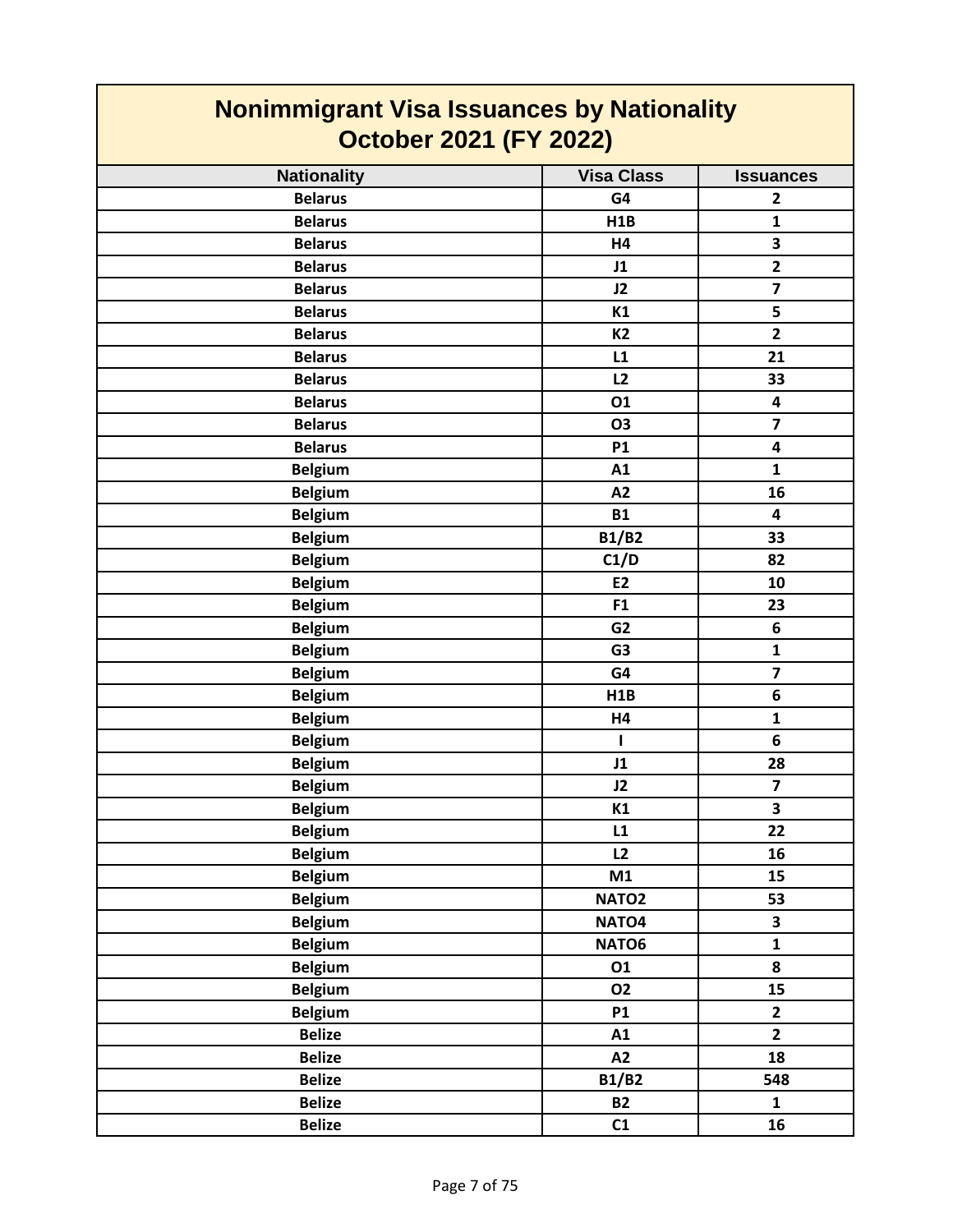# Nonimmigrant Visa Issuances by Nationality October 2021 (FY 2022)

| Nationality | Visa Class | Issuances |
|---|---|---|
| Belarus | G4 | 2 |
| Belarus | H1B | 1 |
| Belarus | H4 | 3 |
| Belarus | J1 | 2 |
| Belarus | J2 | 7 |
| Belarus | K1 | 5 |
| Belarus | K2 | 2 |
| Belarus | L1 | 21 |
| Belarus | L2 | 33 |
| Belarus | O1 | 4 |
| Belarus | O3 | 7 |
| Belarus | P1 | 4 |
| Belgium | A1 | 1 |
| Belgium | A2 | 16 |
| Belgium | B1 | 4 |
| Belgium | B1/B2 | 33 |
| Belgium | C1/D | 82 |
| Belgium | E2 | 10 |
| Belgium | F1 | 23 |
| Belgium | G2 | 6 |
| Belgium | G3 | 1 |
| Belgium | G4 | 7 |
| Belgium | H1B | 6 |
| Belgium | H4 | 1 |
| Belgium | I | 6 |
| Belgium | J1 | 28 |
| Belgium | J2 | 7 |
| Belgium | K1 | 3 |
| Belgium | L1 | 22 |
| Belgium | L2 | 16 |
| Belgium | M1 | 15 |
| Belgium | NATO2 | 53 |
| Belgium | NATO4 | 3 |
| Belgium | NATO6 | 1 |
| Belgium | O1 | 8 |
| Belgium | O2 | 15 |
| Belgium | P1 | 2 |
| Belize | A1 | 2 |
| Belize | A2 | 18 |
| Belize | B1/B2 | 548 |
| Belize | B2 | 1 |
| Belize | C1 | 16 |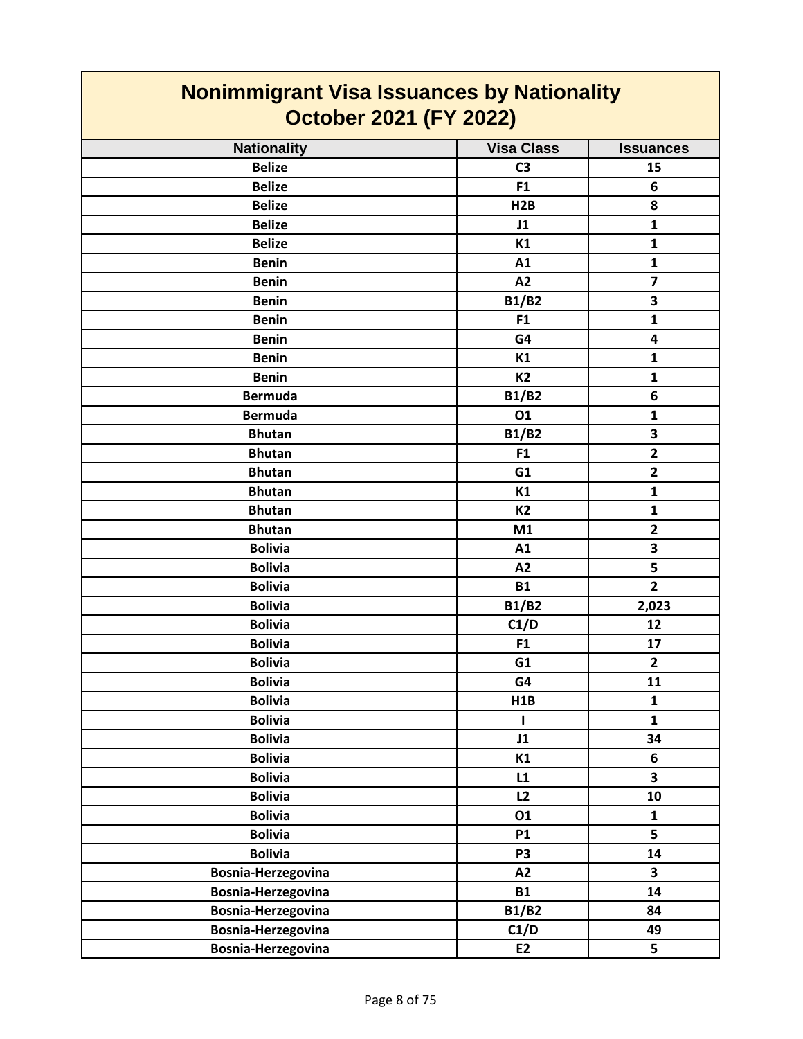# Nonimmigrant Visa Issuances by Nationality
## October 2021 (FY 2022)

| Nationality | Visa Class | Issuances |
|---|---|---|
| Belize | C3 | 15 |
| Belize | F1 | 6 |
| Belize | H2B | 8 |
| Belize | J1 | 1 |
| Belize | K1 | 1 |
| Benin | A1 | 1 |
| Benin | A2 | 7 |
| Benin | B1/B2 | 3 |
| Benin | F1 | 1 |
| Benin | G4 | 4 |
| Benin | K1 | 1 |
| Benin | K2 | 1 |
| Bermuda | B1/B2 | 6 |
| Bermuda | O1 | 1 |
| Bhutan | B1/B2 | 3 |
| Bhutan | F1 | 2 |
| Bhutan | G1 | 2 |
| Bhutan | K1 | 1 |
| Bhutan | K2 | 1 |
| Bhutan | M1 | 2 |
| Bolivia | A1 | 3 |
| Bolivia | A2 | 5 |
| Bolivia | B1 | 2 |
| Bolivia | B1/B2 | 2,023 |
| Bolivia | C1/D | 12 |
| Bolivia | F1 | 17 |
| Bolivia | G1 | 2 |
| Bolivia | G4 | 11 |
| Bolivia | H1B | 1 |
| Bolivia | I | 1 |
| Bolivia | J1 | 34 |
| Bolivia | K1 | 6 |
| Bolivia | L1 | 3 |
| Bolivia | L2 | 10 |
| Bolivia | O1 | 1 |
| Bolivia | P1 | 5 |
| Bolivia | P3 | 14 |
| Bosnia-Herzegovina | A2 | 3 |
| Bosnia-Herzegovina | B1 | 14 |
| Bosnia-Herzegovina | B1/B2 | 84 |
| Bosnia-Herzegovina | C1/D | 49 |
| Bosnia-Herzegovina | E2 | 5 |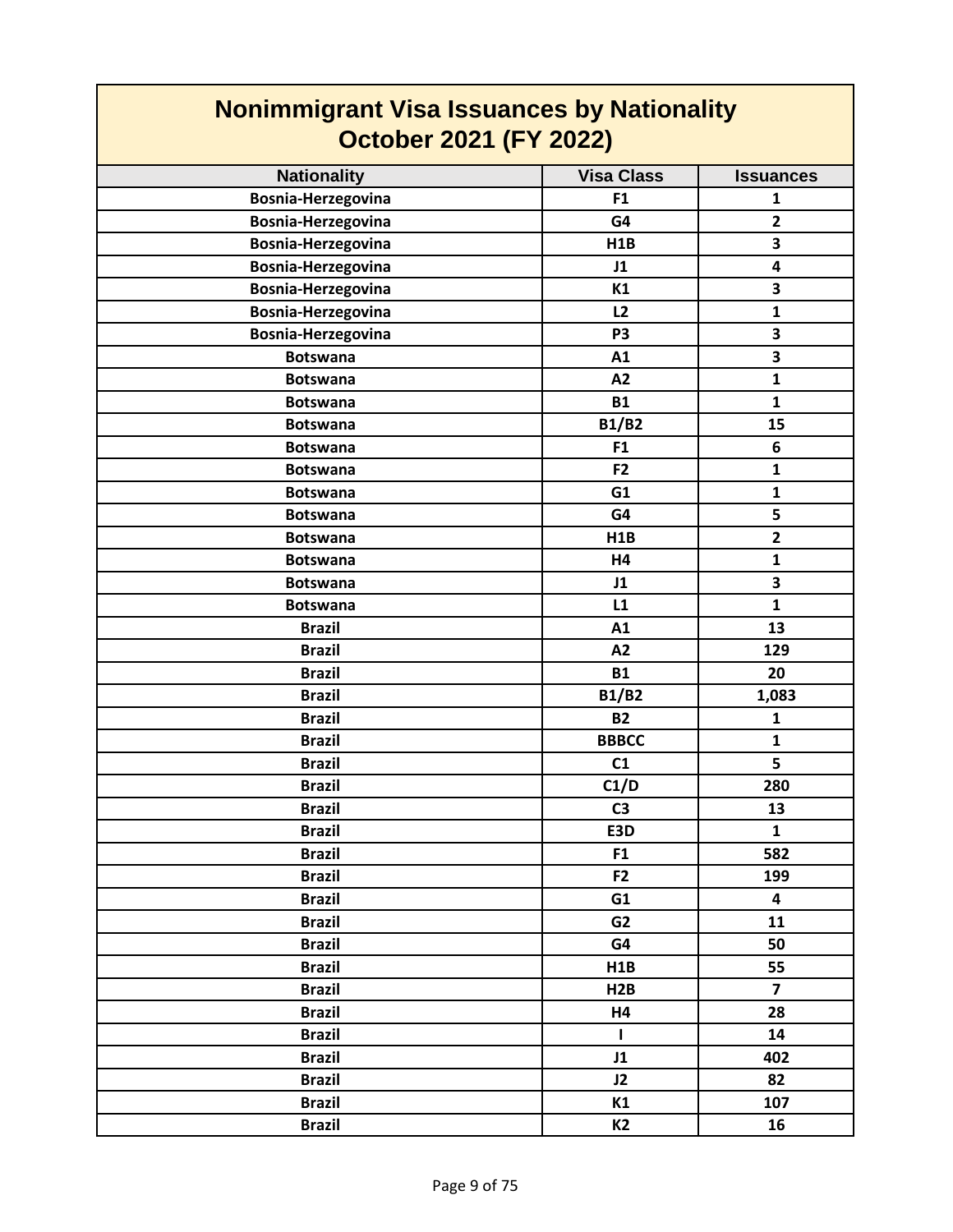# Nonimmigrant Visa Issuances by Nationality
## October 2021 (FY 2022)

| Nationality | Visa Class | Issuances |
| --- | --- | --- |
| Bosnia-Herzegovina | F1 | 1 |
| Bosnia-Herzegovina | G4 | 2 |
| Bosnia-Herzegovina | H1B | 3 |
| Bosnia-Herzegovina | J1 | 4 |
| Bosnia-Herzegovina | K1 | 3 |
| Bosnia-Herzegovina | L2 | 1 |
| Bosnia-Herzegovina | P3 | 3 |
| Botswana | A1 | 3 |
| Botswana | A2 | 1 |
| Botswana | B1 | 1 |
| Botswana | B1/B2 | 15 |
| Botswana | F1 | 6 |
| Botswana | F2 | 1 |
| Botswana | G1 | 1 |
| Botswana | G4 | 5 |
| Botswana | H1B | 2 |
| Botswana | H4 | 1 |
| Botswana | J1 | 3 |
| Botswana | L1 | 1 |
| Brazil | A1 | 13 |
| Brazil | A2 | 129 |
| Brazil | B1 | 20 |
| Brazil | B1/B2 | 1,083 |
| Brazil | B2 | 1 |
| Brazil | BBBCC | 1 |
| Brazil | C1 | 5 |
| Brazil | C1/D | 280 |
| Brazil | C3 | 13 |
| Brazil | E3D | 1 |
| Brazil | F1 | 582 |
| Brazil | F2 | 199 |
| Brazil | G1 | 4 |
| Brazil | G2 | 11 |
| Brazil | G4 | 50 |
| Brazil | H1B | 55 |
| Brazil | H2B | 7 |
| Brazil | H4 | 28 |
| Brazil | I | 14 |
| Brazil | J1 | 402 |
| Brazil | J2 | 82 |
| Brazil | K1 | 107 |
| Brazil | K2 | 16 |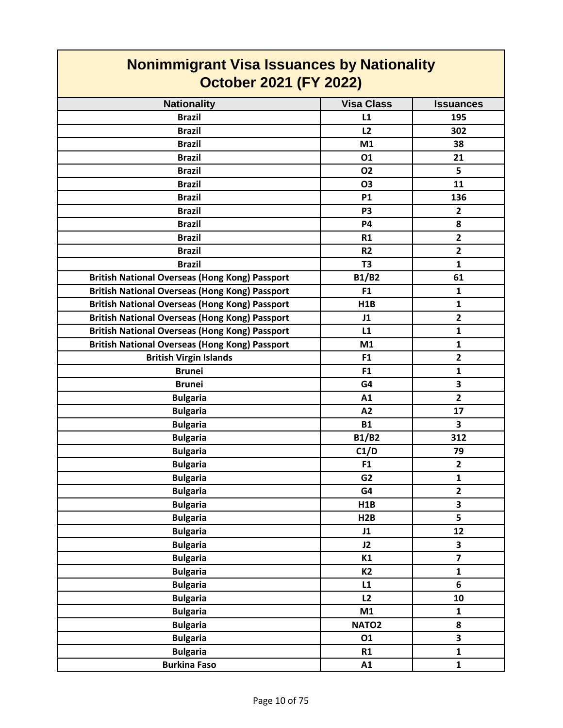# Nonimmigrant Visa Issuances by Nationality
## October 2021 (FY 2022)

| Nationality | Visa Class | Issuances |
|---|---|---|
| Brazil | L1 | 195 |
| Brazil | L2 | 302 |
| Brazil | M1 | 38 |
| Brazil | O1 | 21 |
| Brazil | O2 | 5 |
| Brazil | O3 | 11 |
| Brazil | P1 | 136 |
| Brazil | P3 | 2 |
| Brazil | P4 | 8 |
| Brazil | R1 | 2 |
| Brazil | R2 | 2 |
| Brazil | T3 | 1 |
| British National Overseas (Hong Kong) Passport | B1/B2 | 61 |
| British National Overseas (Hong Kong) Passport | F1 | 1 |
| British National Overseas (Hong Kong) Passport | H1B | 1 |
| British National Overseas (Hong Kong) Passport | J1 | 2 |
| British National Overseas (Hong Kong) Passport | L1 | 1 |
| British National Overseas (Hong Kong) Passport | M1 | 1 |
| British Virgin Islands | F1 | 2 |
| Brunei | F1 | 1 |
| Brunei | G4 | 3 |
| Bulgaria | A1 | 2 |
| Bulgaria | A2 | 17 |
| Bulgaria | B1 | 3 |
| Bulgaria | B1/B2 | 312 |
| Bulgaria | C1/D | 79 |
| Bulgaria | F1 | 2 |
| Bulgaria | G2 | 1 |
| Bulgaria | G4 | 2 |
| Bulgaria | H1B | 3 |
| Bulgaria | H2B | 5 |
| Bulgaria | J1 | 12 |
| Bulgaria | J2 | 3 |
| Bulgaria | K1 | 7 |
| Bulgaria | K2 | 1 |
| Bulgaria | L1 | 6 |
| Bulgaria | L2 | 10 |
| Bulgaria | M1 | 1 |
| Bulgaria | NATO2 | 8 |
| Bulgaria | O1 | 3 |
| Bulgaria | R1 | 1 |
| Burkina Faso | A1 | 1 |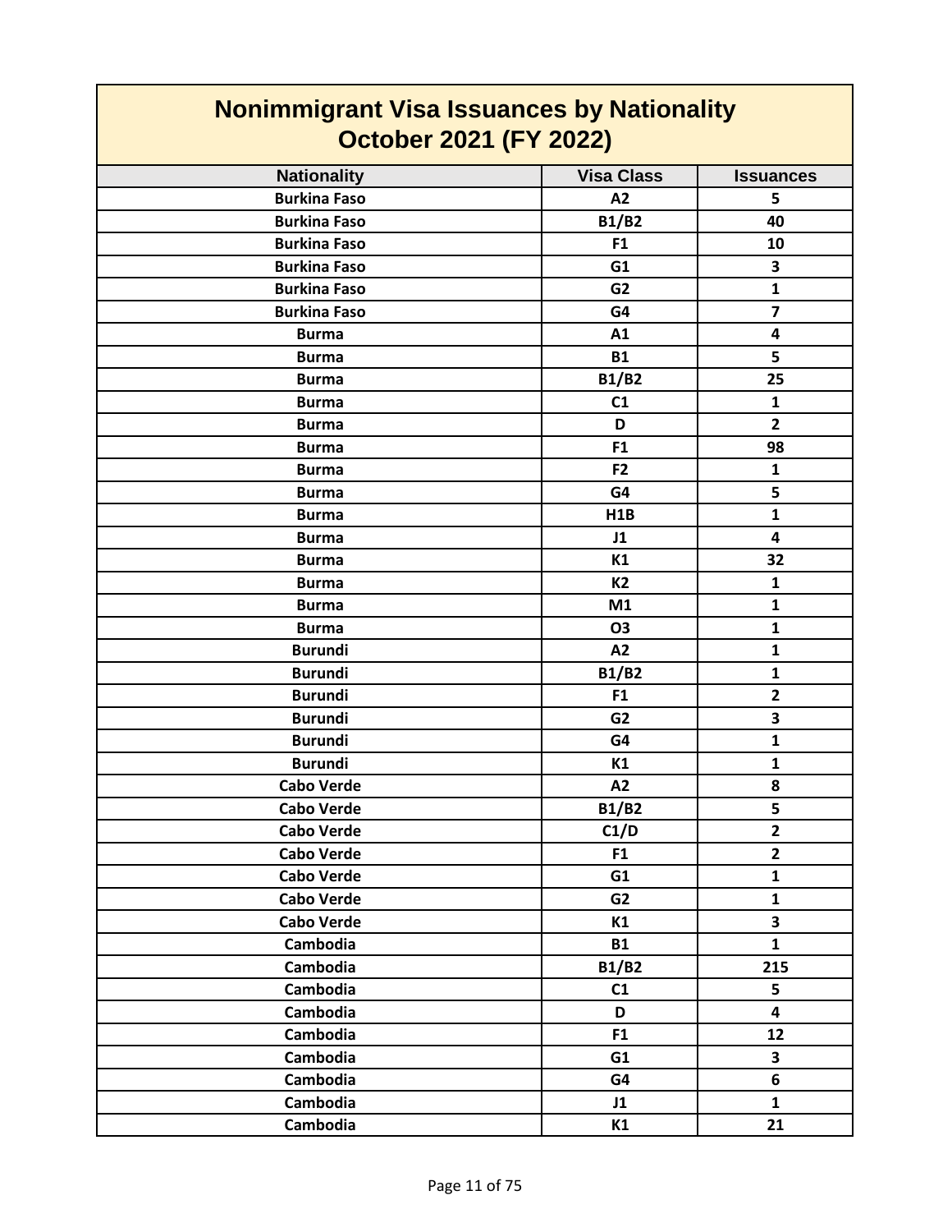# Nonimmigrant Visa Issuances by Nationality October 2021 (FY 2022)

| Nationality | Visa Class | Issuances |
|---|---|---|
| Burkina Faso | A2 | 5 |
| Burkina Faso | B1/B2 | 40 |
| Burkina Faso | F1 | 10 |
| Burkina Faso | G1 | 3 |
| Burkina Faso | G2 | 1 |
| Burkina Faso | G4 | 7 |
| Burma | A1 | 4 |
| Burma | B1 | 5 |
| Burma | B1/B2 | 25 |
| Burma | C1 | 1 |
| Burma | D | 2 |
| Burma | F1 | 98 |
| Burma | F2 | 1 |
| Burma | G4 | 5 |
| Burma | H1B | 1 |
| Burma | J1 | 4 |
| Burma | K1 | 32 |
| Burma | K2 | 1 |
| Burma | M1 | 1 |
| Burma | O3 | 1 |
| Burundi | A2 | 1 |
| Burundi | B1/B2 | 1 |
| Burundi | F1 | 2 |
| Burundi | G2 | 3 |
| Burundi | G4 | 1 |
| Burundi | K1 | 1 |
| Cabo Verde | A2 | 8 |
| Cabo Verde | B1/B2 | 5 |
| Cabo Verde | C1/D | 2 |
| Cabo Verde | F1 | 2 |
| Cabo Verde | G1 | 1 |
| Cabo Verde | G2 | 1 |
| Cabo Verde | K1 | 3 |
| Cambodia | B1 | 1 |
| Cambodia | B1/B2 | 215 |
| Cambodia | C1 | 5 |
| Cambodia | D | 4 |
| Cambodia | F1 | 12 |
| Cambodia | G1 | 3 |
| Cambodia | G4 | 6 |
| Cambodia | J1 | 1 |
| Cambodia | K1 | 21 |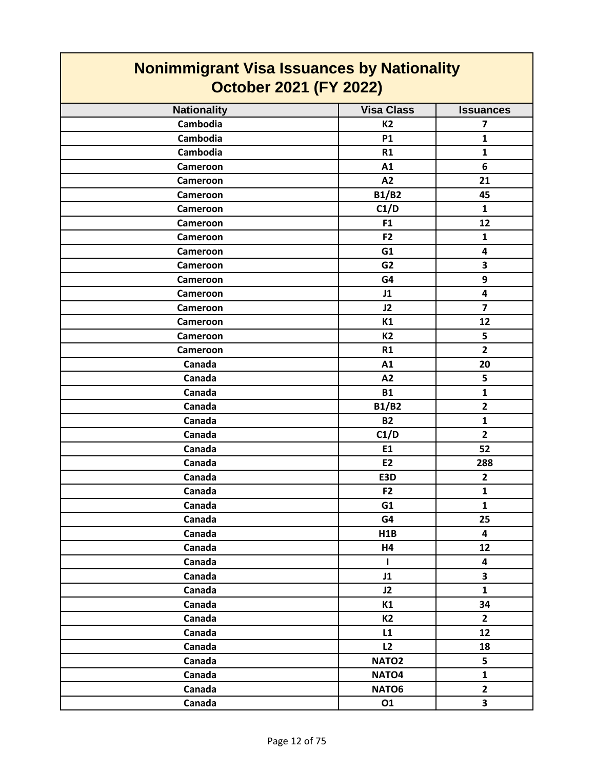# Nonimmigrant Visa Issuances by Nationality
## October 2021 (FY 2022)

| Nationality | Visa Class | Issuances |
|---|---|---|
| Cambodia | K2 | 7 |
| Cambodia | P1 | 1 |
| Cambodia | R1 | 1 |
| Cameroon | A1 | 6 |
| Cameroon | A2 | 21 |
| Cameroon | B1/B2 | 45 |
| Cameroon | C1/D | 1 |
| Cameroon | F1 | 12 |
| Cameroon | F2 | 1 |
| Cameroon | G1 | 4 |
| Cameroon | G2 | 3 |
| Cameroon | G4 | 9 |
| Cameroon | J1 | 4 |
| Cameroon | J2 | 7 |
| Cameroon | K1 | 12 |
| Cameroon | K2 | 5 |
| Cameroon | R1 | 2 |
| Canada | A1 | 20 |
| Canada | A2 | 5 |
| Canada | B1 | 1 |
| Canada | B1/B2 | 2 |
| Canada | B2 | 1 |
| Canada | C1/D | 2 |
| Canada | E1 | 52 |
| Canada | E2 | 288 |
| Canada | E3D | 2 |
| Canada | F2 | 1 |
| Canada | G1 | 1 |
| Canada | G4 | 25 |
| Canada | H1B | 4 |
| Canada | H4 | 12 |
| Canada | I | 4 |
| Canada | J1 | 3 |
| Canada | J2 | 1 |
| Canada | K1 | 34 |
| Canada | K2 | 2 |
| Canada | L1 | 12 |
| Canada | L2 | 18 |
| Canada | NATO2 | 5 |
| Canada | NATO4 | 1 |
| Canada | NATO6 | 2 |
| Canada | O1 | 3 |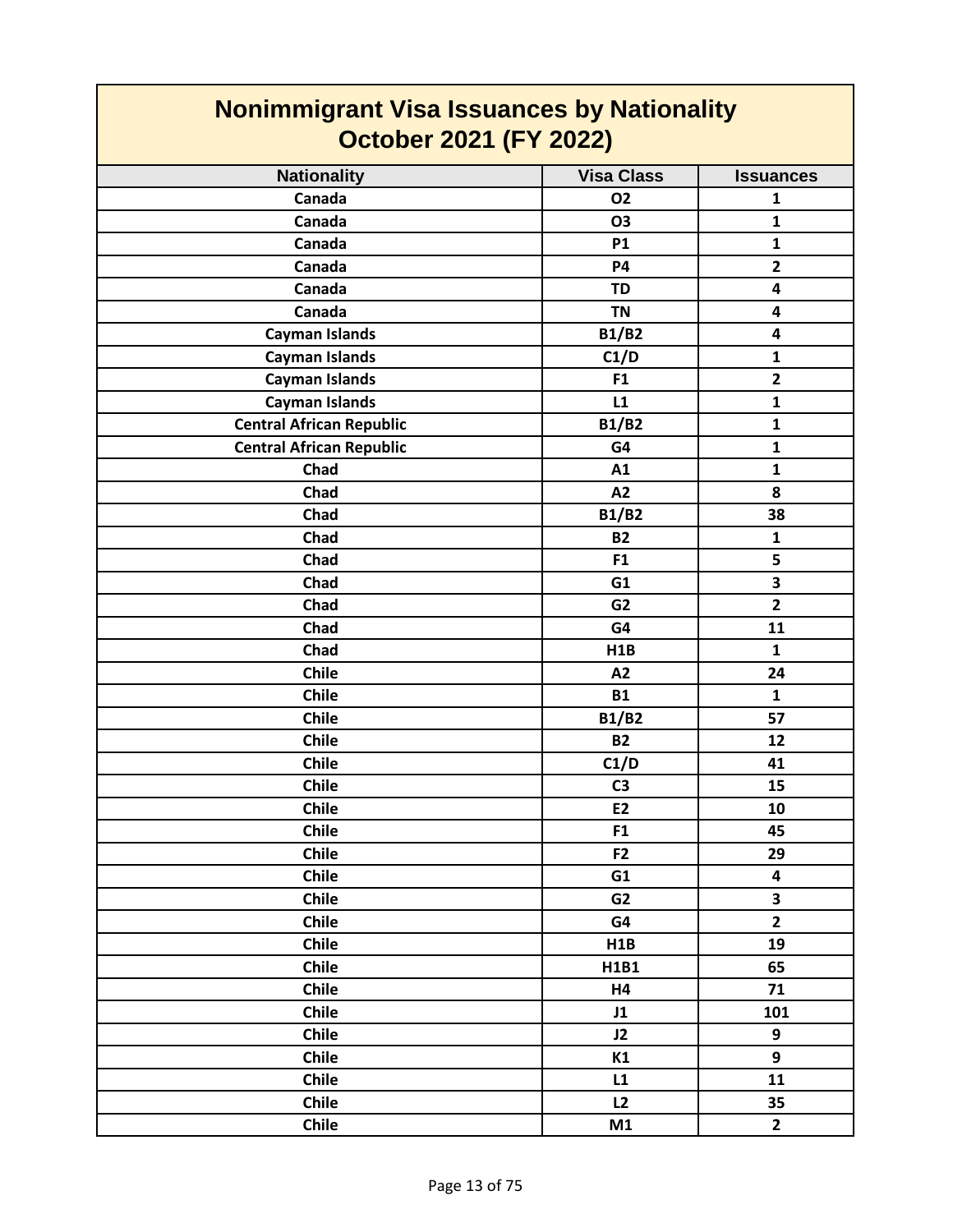# Nonimmigrant Visa Issuances by Nationality
## October 2021 (FY 2022)

| Nationality | Visa Class | Issuances |
|---|---|---|
| Canada | O2 | 1 |
| Canada | O3 | 1 |
| Canada | P1 | 1 |
| Canada | P4 | 2 |
| Canada | TD | 4 |
| Canada | TN | 4 |
| Cayman Islands | B1/B2 | 4 |
| Cayman Islands | C1/D | 1 |
| Cayman Islands | F1 | 2 |
| Cayman Islands | L1 | 1 |
| Central African Republic | B1/B2 | 1 |
| Central African Republic | G4 | 1 |
| Chad | A1 | 1 |
| Chad | A2 | 8 |
| Chad | B1/B2 | 38 |
| Chad | B2 | 1 |
| Chad | F1 | 5 |
| Chad | G1 | 3 |
| Chad | G2 | 2 |
| Chad | G4 | 11 |
| Chad | H1B | 1 |
| Chile | A2 | 24 |
| Chile | B1 | 1 |
| Chile | B1/B2 | 57 |
| Chile | B2 | 12 |
| Chile | C1/D | 41 |
| Chile | C3 | 15 |
| Chile | E2 | 10 |
| Chile | F1 | 45 |
| Chile | F2 | 29 |
| Chile | G1 | 4 |
| Chile | G2 | 3 |
| Chile | G4 | 2 |
| Chile | H1B | 19 |
| Chile | H1B1 | 65 |
| Chile | H4 | 71 |
| Chile | J1 | 101 |
| Chile | J2 | 9 |
| Chile | K1 | 9 |
| Chile | L1 | 11 |
| Chile | L2 | 35 |
| Chile | M1 | 2 |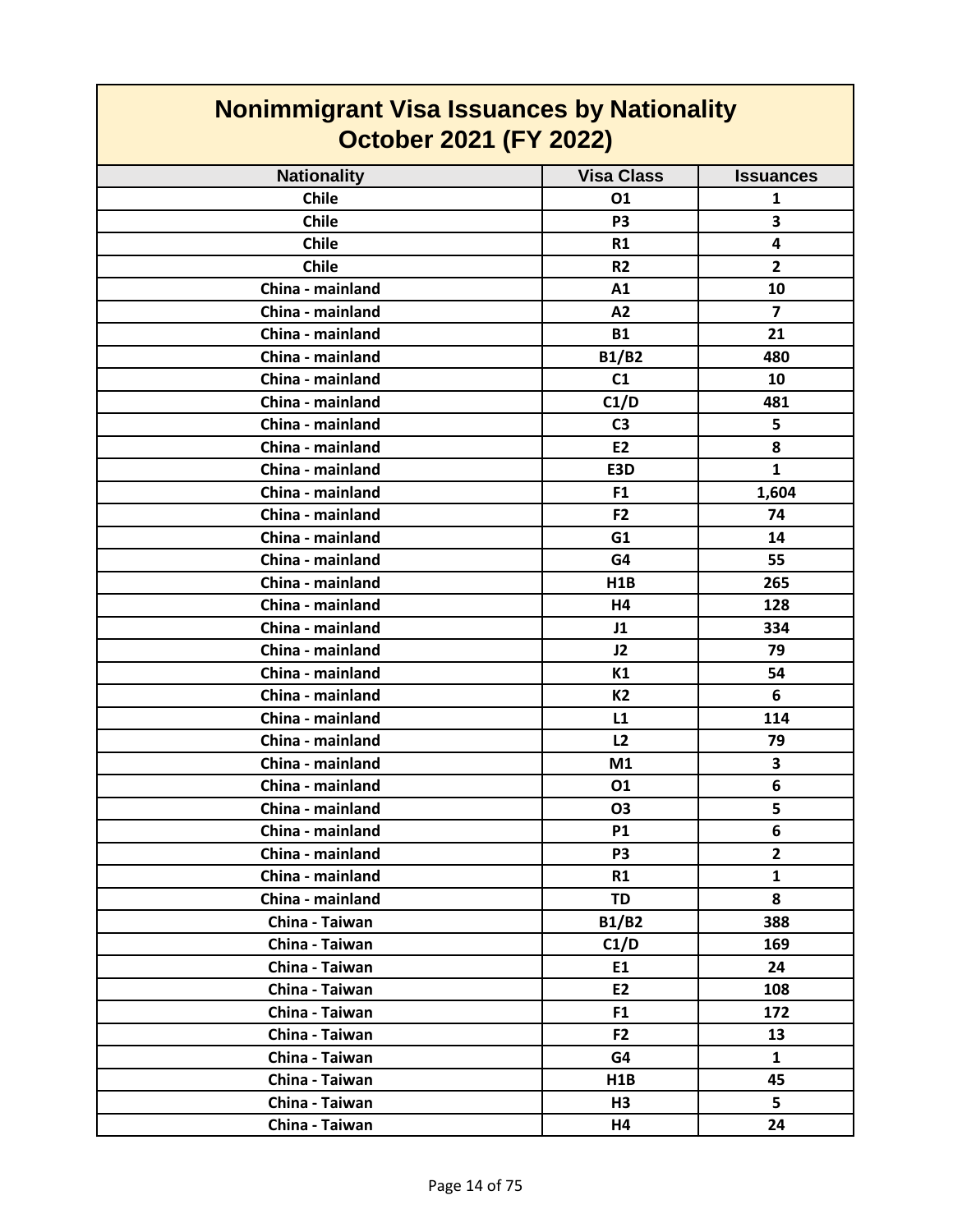# Nonimmigrant Visa Issuances by Nationality
## October 2021 (FY 2022)

| Nationality | Visa Class | Issuances |
|---|---|---|
| Chile | O1 | 1 |
| Chile | P3 | 3 |
| Chile | R1 | 4 |
| Chile | R2 | 2 |
| China - mainland | A1 | 10 |
| China - mainland | A2 | 7 |
| China - mainland | B1 | 21 |
| China - mainland | B1/B2 | 480 |
| China - mainland | C1 | 10 |
| China - mainland | C1/D | 481 |
| China - mainland | C3 | 5 |
| China - mainland | E2 | 8 |
| China - mainland | E3D | 1 |
| China - mainland | F1 | 1,604 |
| China - mainland | F2 | 74 |
| China - mainland | G1 | 14 |
| China - mainland | G4 | 55 |
| China - mainland | H1B | 265 |
| China - mainland | H4 | 128 |
| China - mainland | J1 | 334 |
| China - mainland | J2 | 79 |
| China - mainland | K1 | 54 |
| China - mainland | K2 | 6 |
| China - mainland | L1 | 114 |
| China - mainland | L2 | 79 |
| China - mainland | M1 | 3 |
| China - mainland | O1 | 6 |
| China - mainland | O3 | 5 |
| China - mainland | P1 | 6 |
| China - mainland | P3 | 2 |
| China - mainland | R1 | 1 |
| China - mainland | TD | 8 |
| China - Taiwan | B1/B2 | 388 |
| China - Taiwan | C1/D | 169 |
| China - Taiwan | E1 | 24 |
| China - Taiwan | E2 | 108 |
| China - Taiwan | F1 | 172 |
| China - Taiwan | F2 | 13 |
| China - Taiwan | G4 | 1 |
| China - Taiwan | H1B | 45 |
| China - Taiwan | H3 | 5 |
| China - Taiwan | H4 | 24 |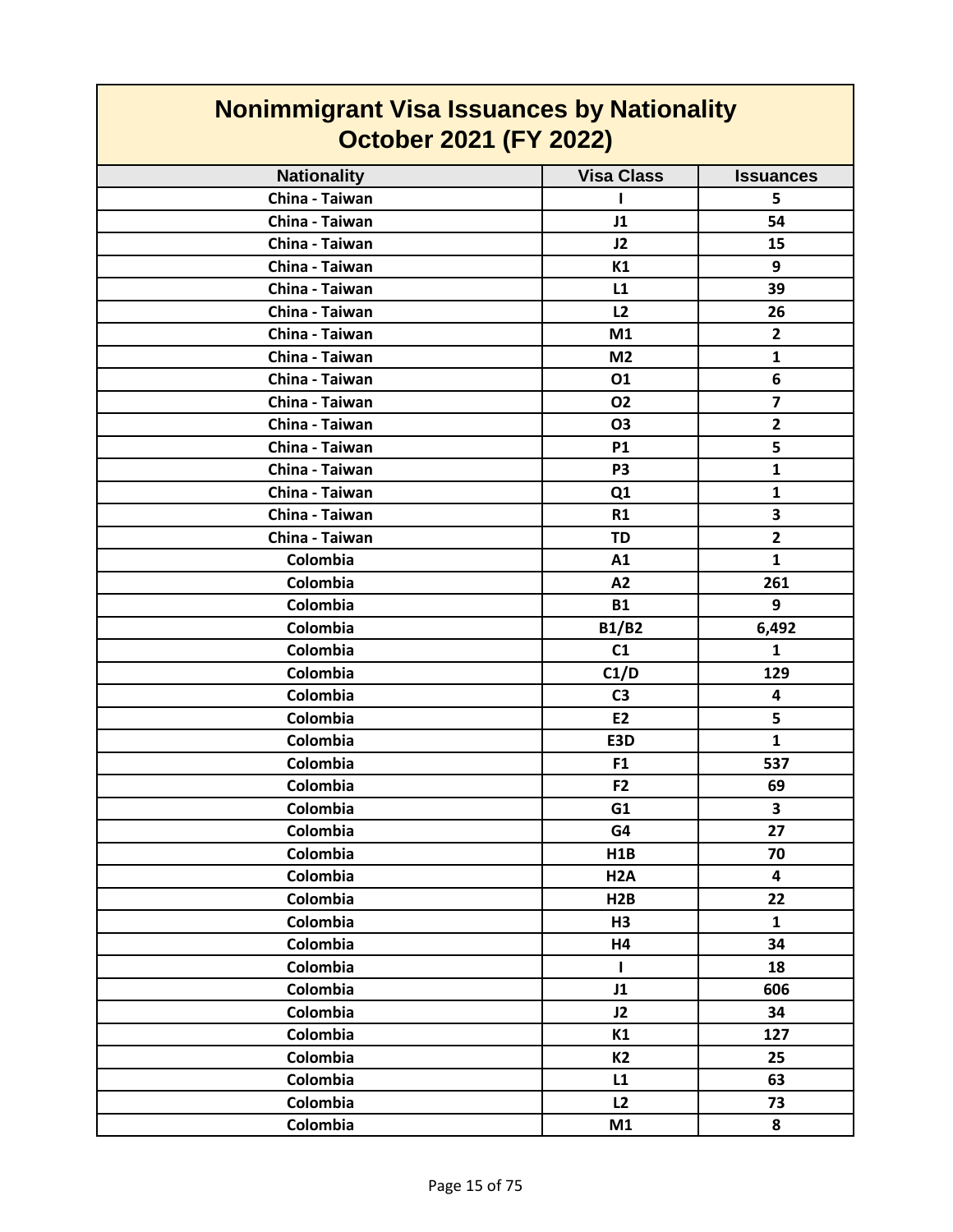# Nonimmigrant Visa Issuances by Nationality
## October 2021 (FY 2022)

| Nationality | Visa Class | Issuances |
|---|---|---|
| China - Taiwan | I | 5 |
| China - Taiwan | J1 | 54 |
| China - Taiwan | J2 | 15 |
| China - Taiwan | K1 | 9 |
| China - Taiwan | L1 | 39 |
| China - Taiwan | L2 | 26 |
| China - Taiwan | M1 | 2 |
| China - Taiwan | M2 | 1 |
| China - Taiwan | O1 | 6 |
| China - Taiwan | O2 | 7 |
| China - Taiwan | O3 | 2 |
| China - Taiwan | P1 | 5 |
| China - Taiwan | P3 | 1 |
| China - Taiwan | Q1 | 1 |
| China - Taiwan | R1 | 3 |
| China - Taiwan | TD | 2 |
| Colombia | A1 | 1 |
| Colombia | A2 | 261 |
| Colombia | B1 | 9 |
| Colombia | B1/B2 | 6,492 |
| Colombia | C1 | 1 |
| Colombia | C1/D | 129 |
| Colombia | C3 | 4 |
| Colombia | E2 | 5 |
| Colombia | E3D | 1 |
| Colombia | F1 | 537 |
| Colombia | F2 | 69 |
| Colombia | G1 | 3 |
| Colombia | G4 | 27 |
| Colombia | H1B | 70 |
| Colombia | H2A | 4 |
| Colombia | H2B | 22 |
| Colombia | H3 | 1 |
| Colombia | H4 | 34 |
| Colombia | I | 18 |
| Colombia | J1 | 606 |
| Colombia | J2 | 34 |
| Colombia | K1 | 127 |
| Colombia | K2 | 25 |
| Colombia | L1 | 63 |
| Colombia | L2 | 73 |
| Colombia | M1 | 8 |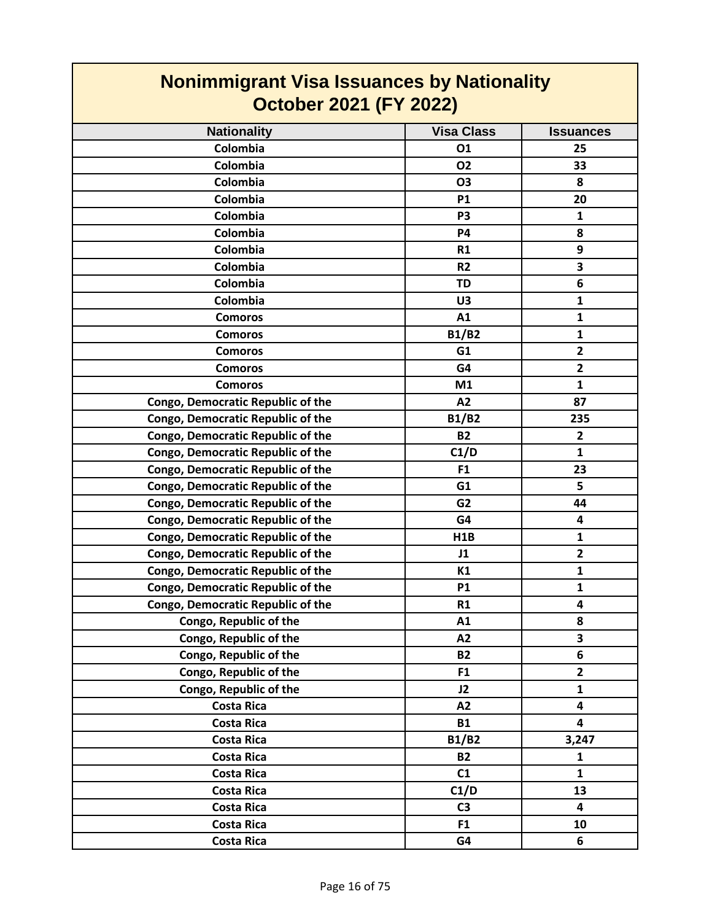# Nonimmigrant Visa Issuances by Nationality
## October 2021 (FY 2022)

| Nationality | Visa Class | Issuances |
|---|---|---|
| Colombia | O1 | 25 |
| Colombia | O2 | 33 |
| Colombia | O3 | 8 |
| Colombia | P1 | 20 |
| Colombia | P3 | 1 |
| Colombia | P4 | 8 |
| Colombia | R1 | 9 |
| Colombia | R2 | 3 |
| Colombia | TD | 6 |
| Colombia | U3 | 1 |
| Comoros | A1 | 1 |
| Comoros | B1/B2 | 1 |
| Comoros | G1 | 2 |
| Comoros | G4 | 2 |
| Comoros | M1 | 1 |
| Congo, Democratic Republic of the | A2 | 87 |
| Congo, Democratic Republic of the | B1/B2 | 235 |
| Congo, Democratic Republic of the | B2 | 2 |
| Congo, Democratic Republic of the | C1/D | 1 |
| Congo, Democratic Republic of the | F1 | 23 |
| Congo, Democratic Republic of the | G1 | 5 |
| Congo, Democratic Republic of the | G2 | 44 |
| Congo, Democratic Republic of the | G4 | 4 |
| Congo, Democratic Republic of the | H1B | 1 |
| Congo, Democratic Republic of the | J1 | 2 |
| Congo, Democratic Republic of the | K1 | 1 |
| Congo, Democratic Republic of the | P1 | 1 |
| Congo, Democratic Republic of the | R1 | 4 |
| Congo, Republic of the | A1 | 8 |
| Congo, Republic of the | A2 | 3 |
| Congo, Republic of the | B2 | 6 |
| Congo, Republic of the | F1 | 2 |
| Congo, Republic of the | J2 | 1 |
| Costa Rica | A2 | 4 |
| Costa Rica | B1 | 4 |
| Costa Rica | B1/B2 | 3,247 |
| Costa Rica | B2 | 1 |
| Costa Rica | C1 | 1 |
| Costa Rica | C1/D | 13 |
| Costa Rica | C3 | 4 |
| Costa Rica | F1 | 10 |
| Costa Rica | G4 | 6 |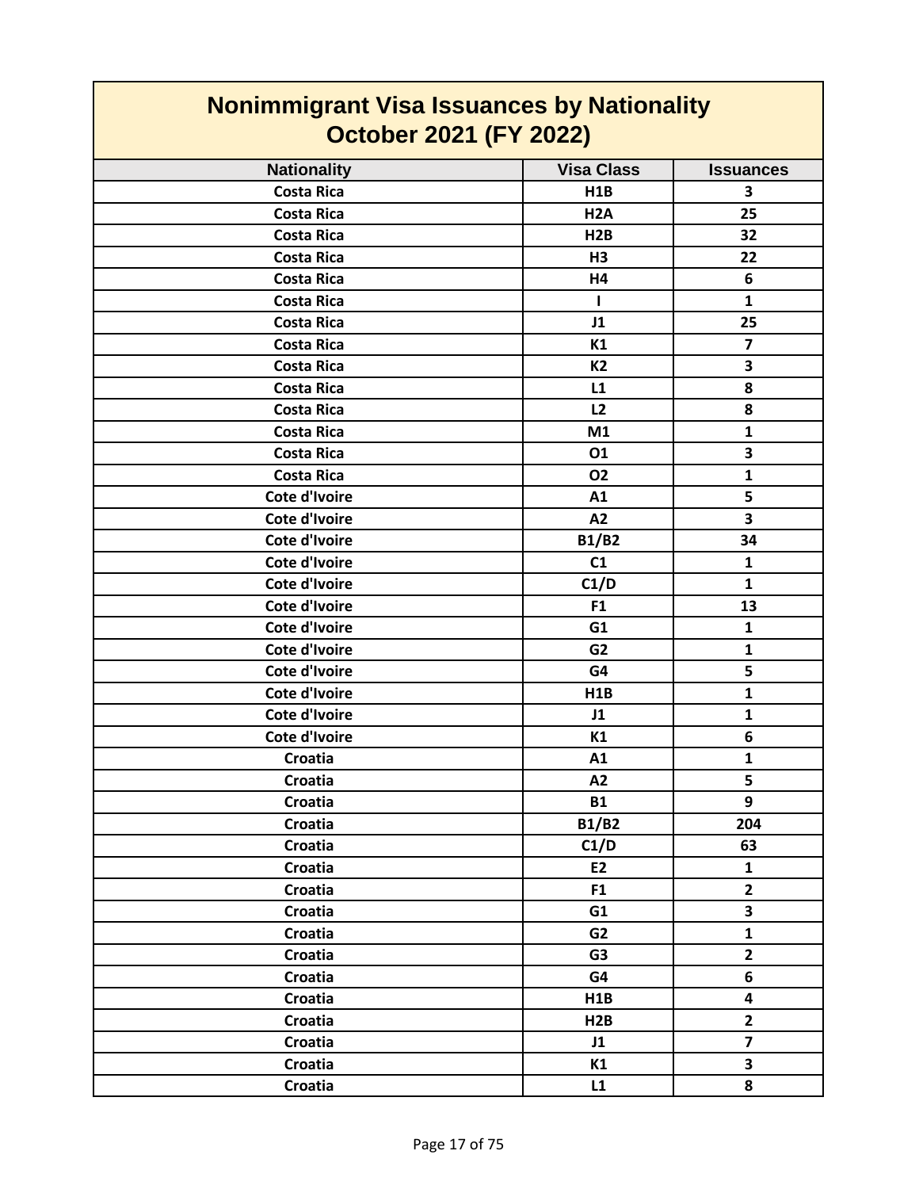# Nonimmigrant Visa Issuances by Nationality
## October 2021 (FY 2022)

| Nationality | Visa Class | Issuances |
|---|---|---|
| Costa Rica | H1B | 3 |
| Costa Rica | H2A | 25 |
| Costa Rica | H2B | 32 |
| Costa Rica | H3 | 22 |
| Costa Rica | H4 | 6 |
| Costa Rica | I | 1 |
| Costa Rica | J1 | 25 |
| Costa Rica | K1 | 7 |
| Costa Rica | K2 | 3 |
| Costa Rica | L1 | 8 |
| Costa Rica | L2 | 8 |
| Costa Rica | M1 | 1 |
| Costa Rica | O1 | 3 |
| Costa Rica | O2 | 1 |
| Cote d'Ivoire | A1 | 5 |
| Cote d'Ivoire | A2 | 3 |
| Cote d'Ivoire | B1/B2 | 34 |
| Cote d'Ivoire | C1 | 1 |
| Cote d'Ivoire | C1/D | 1 |
| Cote d'Ivoire | F1 | 13 |
| Cote d'Ivoire | G1 | 1 |
| Cote d'Ivoire | G2 | 1 |
| Cote d'Ivoire | G4 | 5 |
| Cote d'Ivoire | H1B | 1 |
| Cote d'Ivoire | J1 | 1 |
| Cote d'Ivoire | K1 | 6 |
| Croatia | A1 | 1 |
| Croatia | A2 | 5 |
| Croatia | B1 | 9 |
| Croatia | B1/B2 | 204 |
| Croatia | C1/D | 63 |
| Croatia | E2 | 1 |
| Croatia | F1 | 2 |
| Croatia | G1 | 3 |
| Croatia | G2 | 1 |
| Croatia | G3 | 2 |
| Croatia | G4 | 6 |
| Croatia | H1B | 4 |
| Croatia | H2B | 2 |
| Croatia | J1 | 7 |
| Croatia | K1 | 3 |
| Croatia | L1 | 8 |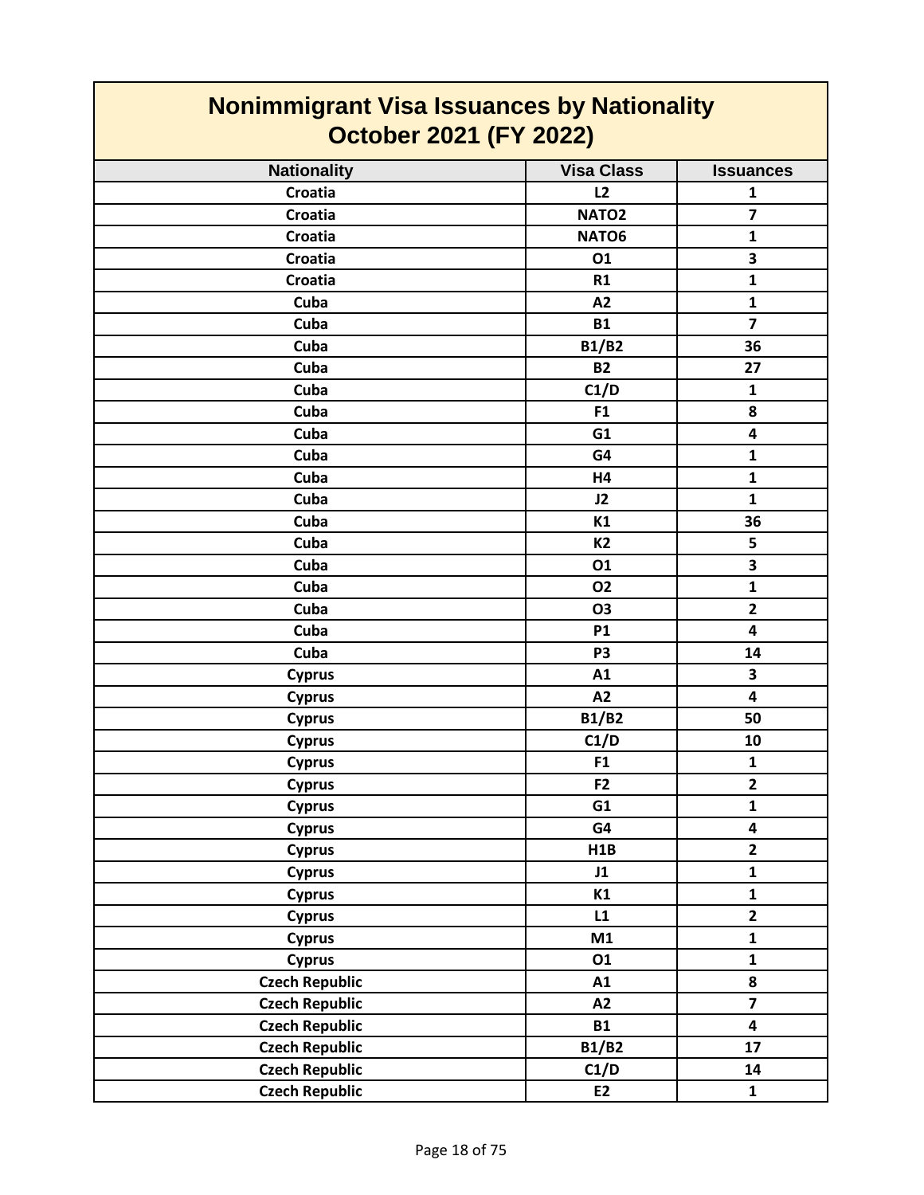# Nonimmigrant Visa Issuances by Nationality
## October 2021 (FY 2022)

| Nationality | Visa Class | Issuances |
|---|---|---|
| Croatia | L2 | 1 |
| Croatia | NATO2 | 7 |
| Croatia | NATO6 | 1 |
| Croatia | O1 | 3 |
| Croatia | R1 | 1 |
| Cuba | A2 | 1 |
| Cuba | B1 | 7 |
| Cuba | B1/B2 | 36 |
| Cuba | B2 | 27 |
| Cuba | C1/D | 1 |
| Cuba | F1 | 8 |
| Cuba | G1 | 4 |
| Cuba | G4 | 1 |
| Cuba | H4 | 1 |
| Cuba | J2 | 1 |
| Cuba | K1 | 36 |
| Cuba | K2 | 5 |
| Cuba | O1 | 3 |
| Cuba | O2 | 1 |
| Cuba | O3 | 2 |
| Cuba | P1 | 4 |
| Cuba | P3 | 14 |
| Cyprus | A1 | 3 |
| Cyprus | A2 | 4 |
| Cyprus | B1/B2 | 50 |
| Cyprus | C1/D | 10 |
| Cyprus | F1 | 1 |
| Cyprus | F2 | 2 |
| Cyprus | G1 | 1 |
| Cyprus | G4 | 4 |
| Cyprus | H1B | 2 |
| Cyprus | J1 | 1 |
| Cyprus | K1 | 1 |
| Cyprus | L1 | 2 |
| Cyprus | M1 | 1 |
| Cyprus | O1 | 1 |
| Czech Republic | A1 | 8 |
| Czech Republic | A2 | 7 |
| Czech Republic | B1 | 4 |
| Czech Republic | B1/B2 | 17 |
| Czech Republic | C1/D | 14 |
| Czech Republic | E2 | 1 |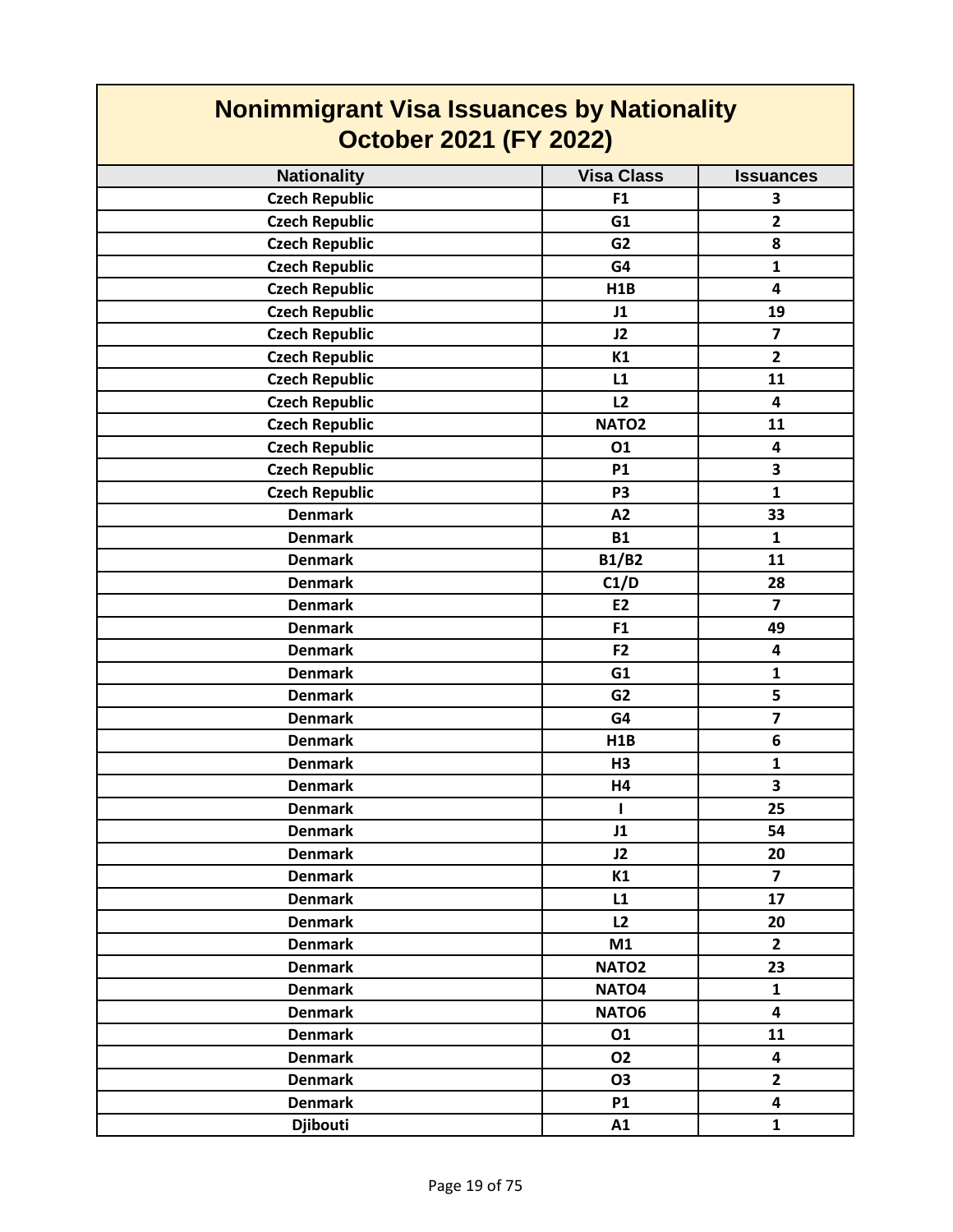# Nonimmigrant Visa Issuances by Nationality
## October 2021 (FY 2022)

| Nationality | Visa Class | Issuances |
|---|---|---|
| Czech Republic | F1 | 3 |
| Czech Republic | G1 | 2 |
| Czech Republic | G2 | 8 |
| Czech Republic | G4 | 1 |
| Czech Republic | H1B | 4 |
| Czech Republic | J1 | 19 |
| Czech Republic | J2 | 7 |
| Czech Republic | K1 | 2 |
| Czech Republic | L1 | 11 |
| Czech Republic | L2 | 4 |
| Czech Republic | NATO2 | 11 |
| Czech Republic | O1 | 4 |
| Czech Republic | P1 | 3 |
| Czech Republic | P3 | 1 |
| Denmark | A2 | 33 |
| Denmark | B1 | 1 |
| Denmark | B1/B2 | 11 |
| Denmark | C1/D | 28 |
| Denmark | E2 | 7 |
| Denmark | F1 | 49 |
| Denmark | F2 | 4 |
| Denmark | G1 | 1 |
| Denmark | G2 | 5 |
| Denmark | G4 | 7 |
| Denmark | H1B | 6 |
| Denmark | H3 | 1 |
| Denmark | H4 | 3 |
| Denmark | I | 25 |
| Denmark | J1 | 54 |
| Denmark | J2 | 20 |
| Denmark | K1 | 7 |
| Denmark | L1 | 17 |
| Denmark | L2 | 20 |
| Denmark | M1 | 2 |
| Denmark | NATO2 | 23 |
| Denmark | NATO4 | 1 |
| Denmark | NATO6 | 4 |
| Denmark | O1 | 11 |
| Denmark | O2 | 4 |
| Denmark | O3 | 2 |
| Denmark | P1 | 4 |
| Djibouti | A1 | 1 |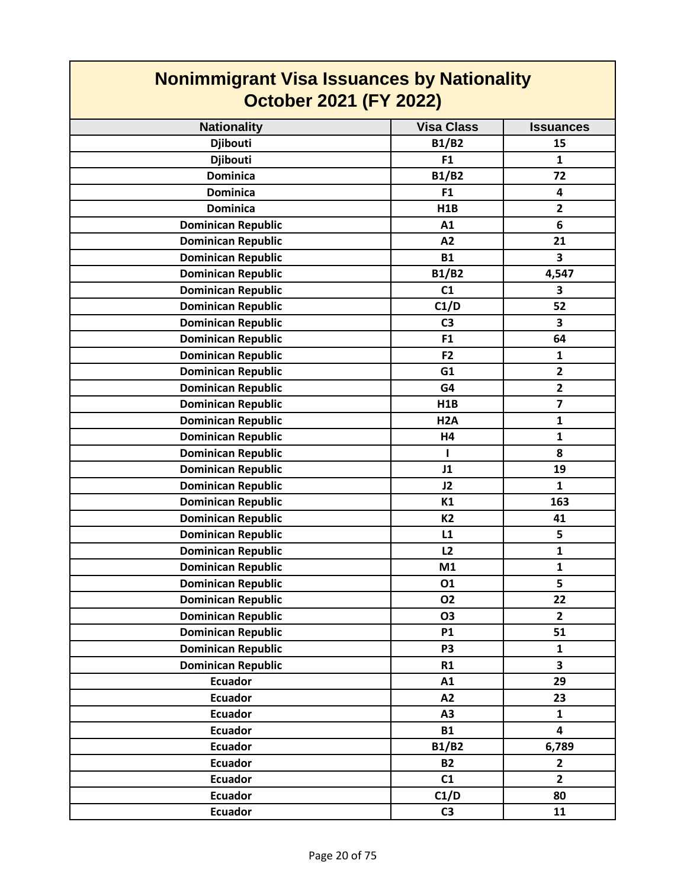# Nonimmigrant Visa Issuances by Nationality
## October 2021 (FY 2022)

| Nationality | Visa Class | Issuances |
|---|---|---|
| Djibouti | B1/B2 | 15 |
| Djibouti | F1 | 1 |
| Dominica | B1/B2 | 72 |
| Dominica | F1 | 4 |
| Dominica | H1B | 2 |
| Dominican Republic | A1 | 6 |
| Dominican Republic | A2 | 21 |
| Dominican Republic | B1 | 3 |
| Dominican Republic | B1/B2 | 4,547 |
| Dominican Republic | C1 | 3 |
| Dominican Republic | C1/D | 52 |
| Dominican Republic | C3 | 3 |
| Dominican Republic | F1 | 64 |
| Dominican Republic | F2 | 1 |
| Dominican Republic | G1 | 2 |
| Dominican Republic | G4 | 2 |
| Dominican Republic | H1B | 7 |
| Dominican Republic | H2A | 1 |
| Dominican Republic | H4 | 1 |
| Dominican Republic | I | 8 |
| Dominican Republic | J1 | 19 |
| Dominican Republic | J2 | 1 |
| Dominican Republic | K1 | 163 |
| Dominican Republic | K2 | 41 |
| Dominican Republic | L1 | 5 |
| Dominican Republic | L2 | 1 |
| Dominican Republic | M1 | 1 |
| Dominican Republic | O1 | 5 |
| Dominican Republic | O2 | 22 |
| Dominican Republic | O3 | 2 |
| Dominican Republic | P1 | 51 |
| Dominican Republic | P3 | 1 |
| Dominican Republic | R1 | 3 |
| Ecuador | A1 | 29 |
| Ecuador | A2 | 23 |
| Ecuador | A3 | 1 |
| Ecuador | B1 | 4 |
| Ecuador | B1/B2 | 6,789 |
| Ecuador | B2 | 2 |
| Ecuador | C1 | 2 |
| Ecuador | C1/D | 80 |
| Ecuador | C3 | 11 |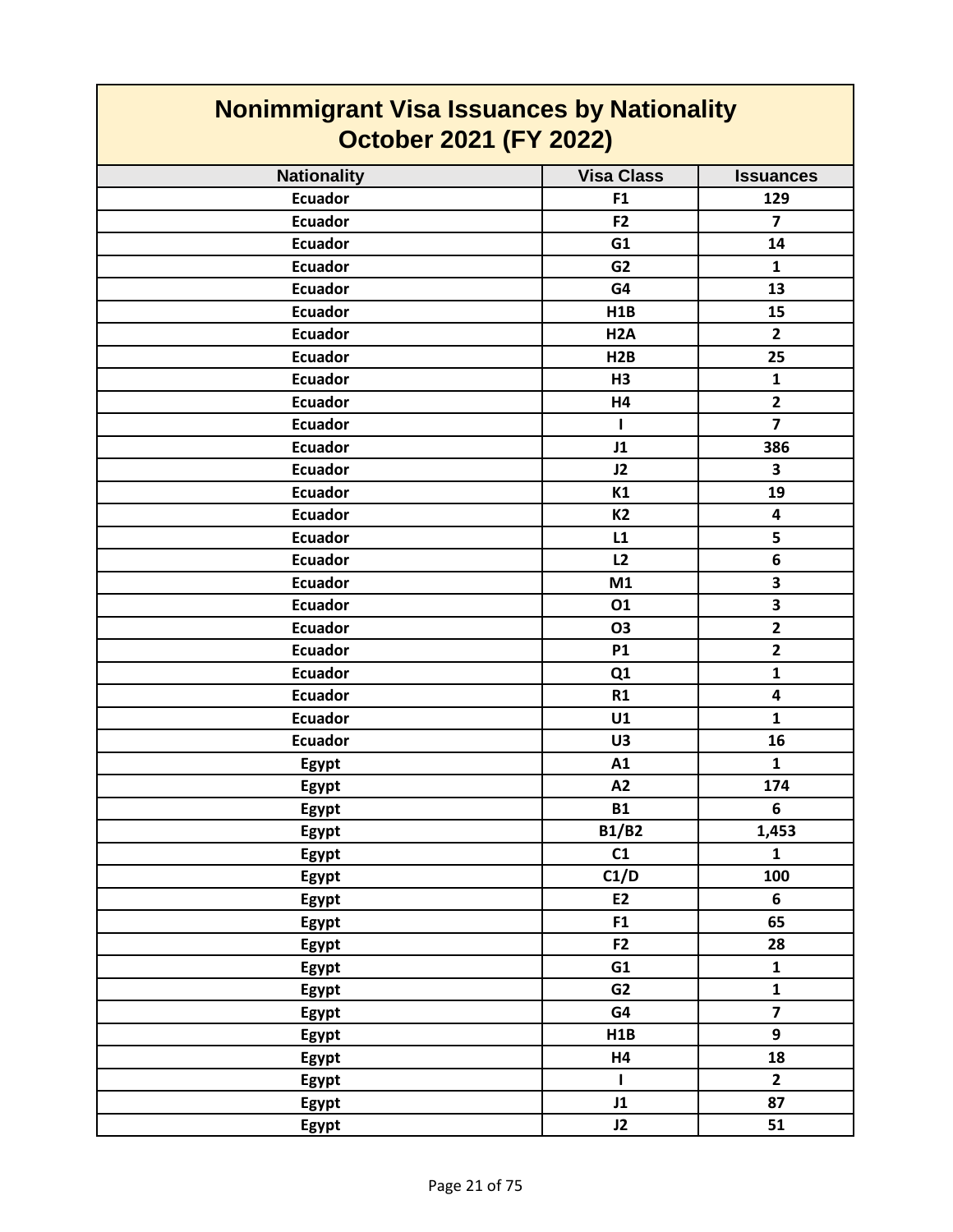# Nonimmigrant Visa Issuances by Nationality
## October 2021 (FY 2022)

| Nationality | Visa Class | Issuances |
|---|---|---|
| Ecuador | F1 | 129 |
| Ecuador | F2 | 7 |
| Ecuador | G1 | 14 |
| Ecuador | G2 | 1 |
| Ecuador | G4 | 13 |
| Ecuador | H1B | 15 |
| Ecuador | H2A | 2 |
| Ecuador | H2B | 25 |
| Ecuador | H3 | 1 |
| Ecuador | H4 | 2 |
| Ecuador | I | 7 |
| Ecuador | J1 | 386 |
| Ecuador | J2 | 3 |
| Ecuador | K1 | 19 |
| Ecuador | K2 | 4 |
| Ecuador | L1 | 5 |
| Ecuador | L2 | 6 |
| Ecuador | M1 | 3 |
| Ecuador | O1 | 3 |
| Ecuador | O3 | 2 |
| Ecuador | P1 | 2 |
| Ecuador | Q1 | 1 |
| Ecuador | R1 | 4 |
| Ecuador | U1 | 1 |
| Ecuador | U3 | 16 |
| Egypt | A1 | 1 |
| Egypt | A2 | 174 |
| Egypt | B1 | 6 |
| Egypt | B1/B2 | 1,453 |
| Egypt | C1 | 1 |
| Egypt | C1/D | 100 |
| Egypt | E2 | 6 |
| Egypt | F1 | 65 |
| Egypt | F2 | 28 |
| Egypt | G1 | 1 |
| Egypt | G2 | 1 |
| Egypt | G4 | 7 |
| Egypt | H1B | 9 |
| Egypt | H4 | 18 |
| Egypt | I | 2 |
| Egypt | J1 | 87 |
| Egypt | J2 | 51 |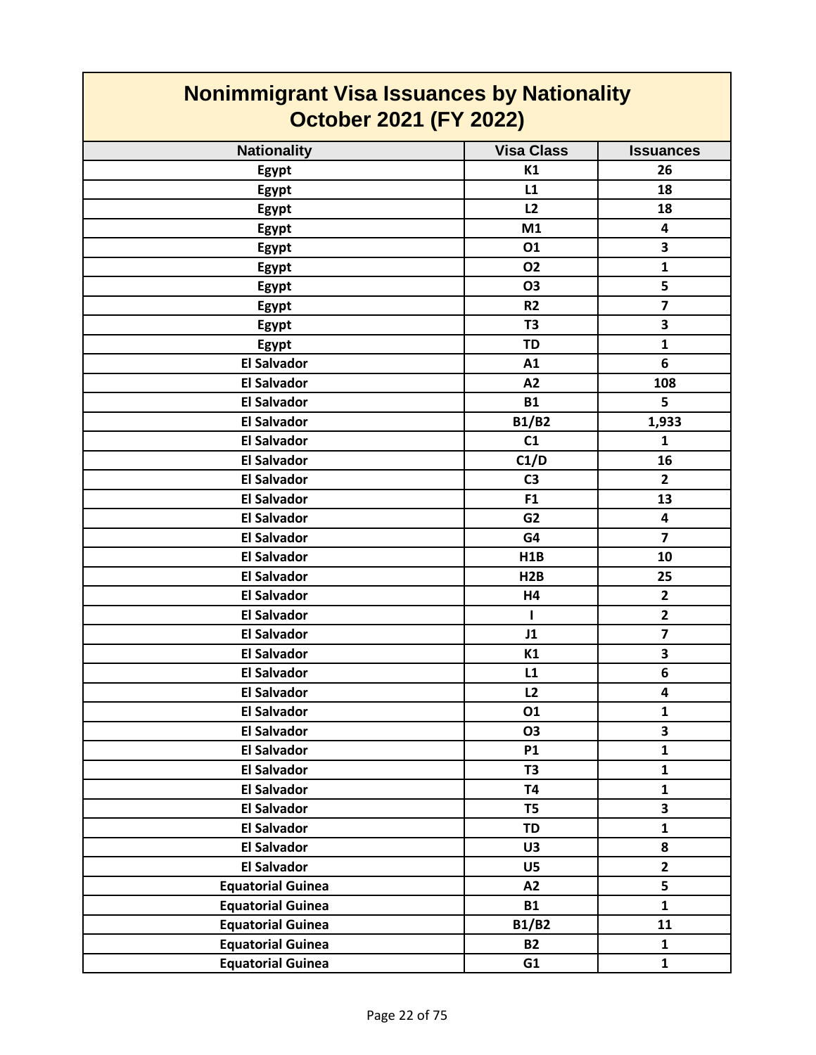# Nonimmigrant Visa Issuances by Nationality
## October 2021 (FY 2022)

| Nationality | Visa Class | Issuances |
|---|---|---|
| Egypt | K1 | 26 |
| Egypt | L1 | 18 |
| Egypt | L2 | 18 |
| Egypt | M1 | 4 |
| Egypt | O1 | 3 |
| Egypt | O2 | 1 |
| Egypt | O3 | 5 |
| Egypt | R2 | 7 |
| Egypt | T3 | 3 |
| Egypt | TD | 1 |
| El Salvador | A1 | 6 |
| El Salvador | A2 | 108 |
| El Salvador | B1 | 5 |
| El Salvador | B1/B2 | 1,933 |
| El Salvador | C1 | 1 |
| El Salvador | C1/D | 16 |
| El Salvador | C3 | 2 |
| El Salvador | F1 | 13 |
| El Salvador | G2 | 4 |
| El Salvador | G4 | 7 |
| El Salvador | H1B | 10 |
| El Salvador | H2B | 25 |
| El Salvador | H4 | 2 |
| El Salvador | I | 2 |
| El Salvador | J1 | 7 |
| El Salvador | K1 | 3 |
| El Salvador | L1 | 6 |
| El Salvador | L2 | 4 |
| El Salvador | O1 | 1 |
| El Salvador | O3 | 3 |
| El Salvador | P1 | 1 |
| El Salvador | T3 | 1 |
| El Salvador | T4 | 1 |
| El Salvador | T5 | 3 |
| El Salvador | TD | 1 |
| El Salvador | U3 | 8 |
| El Salvador | U5 | 2 |
| Equatorial Guinea | A2 | 5 |
| Equatorial Guinea | B1 | 1 |
| Equatorial Guinea | B1/B2 | 11 |
| Equatorial Guinea | B2 | 1 |
| Equatorial Guinea | G1 | 1 |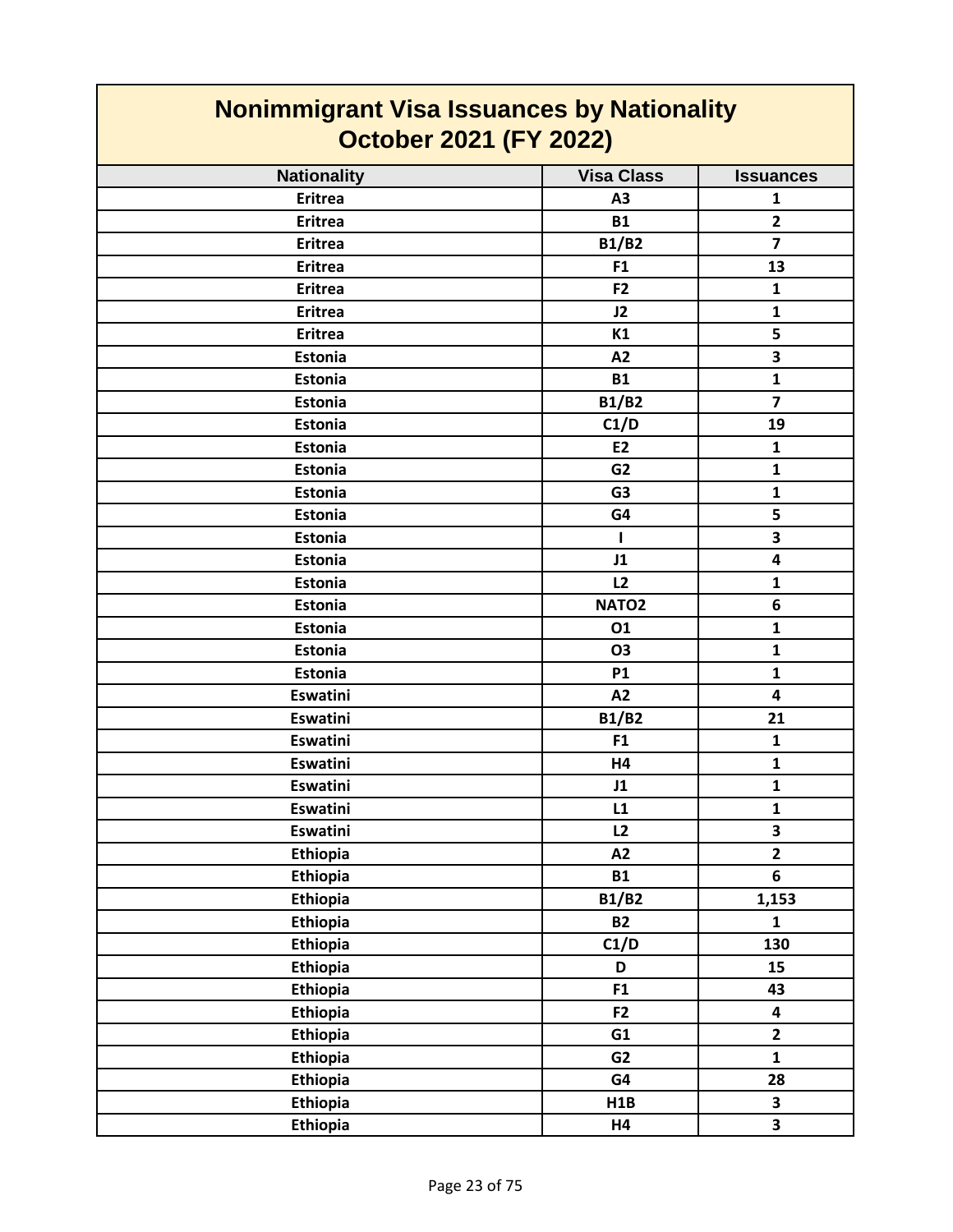# Nonimmigrant Visa Issuances by Nationality
# October 2021 (FY 2022)

| Nationality | Visa Class | Issuances |
|---|---|---|
| Eritrea | A3 | 1 |
| Eritrea | B1 | 2 |
| Eritrea | B1/B2 | 7 |
| Eritrea | F1 | 13 |
| Eritrea | F2 | 1 |
| Eritrea | J2 | 1 |
| Eritrea | K1 | 5 |
| Estonia | A2 | 3 |
| Estonia | B1 | 1 |
| Estonia | B1/B2 | 7 |
| Estonia | C1/D | 19 |
| Estonia | E2 | 1 |
| Estonia | G2 | 1 |
| Estonia | G3 | 1 |
| Estonia | G4 | 5 |
| Estonia | I | 3 |
| Estonia | J1 | 4 |
| Estonia | L2 | 1 |
| Estonia | NATO2 | 6 |
| Estonia | O1 | 1 |
| Estonia | O3 | 1 |
| Estonia | P1 | 1 |
| Eswatini | A2 | 4 |
| Eswatini | B1/B2 | 21 |
| Eswatini | F1 | 1 |
| Eswatini | H4 | 1 |
| Eswatini | J1 | 1 |
| Eswatini | L1 | 1 |
| Eswatini | L2 | 3 |
| Ethiopia | A2 | 2 |
| Ethiopia | B1 | 6 |
| Ethiopia | B1/B2 | 1,153 |
| Ethiopia | B2 | 1 |
| Ethiopia | C1/D | 130 |
| Ethiopia | D | 15 |
| Ethiopia | F1 | 43 |
| Ethiopia | F2 | 4 |
| Ethiopia | G1 | 2 |
| Ethiopia | G2 | 1 |
| Ethiopia | G4 | 28 |
| Ethiopia | H1B | 3 |
| Ethiopia | H4 | 3 |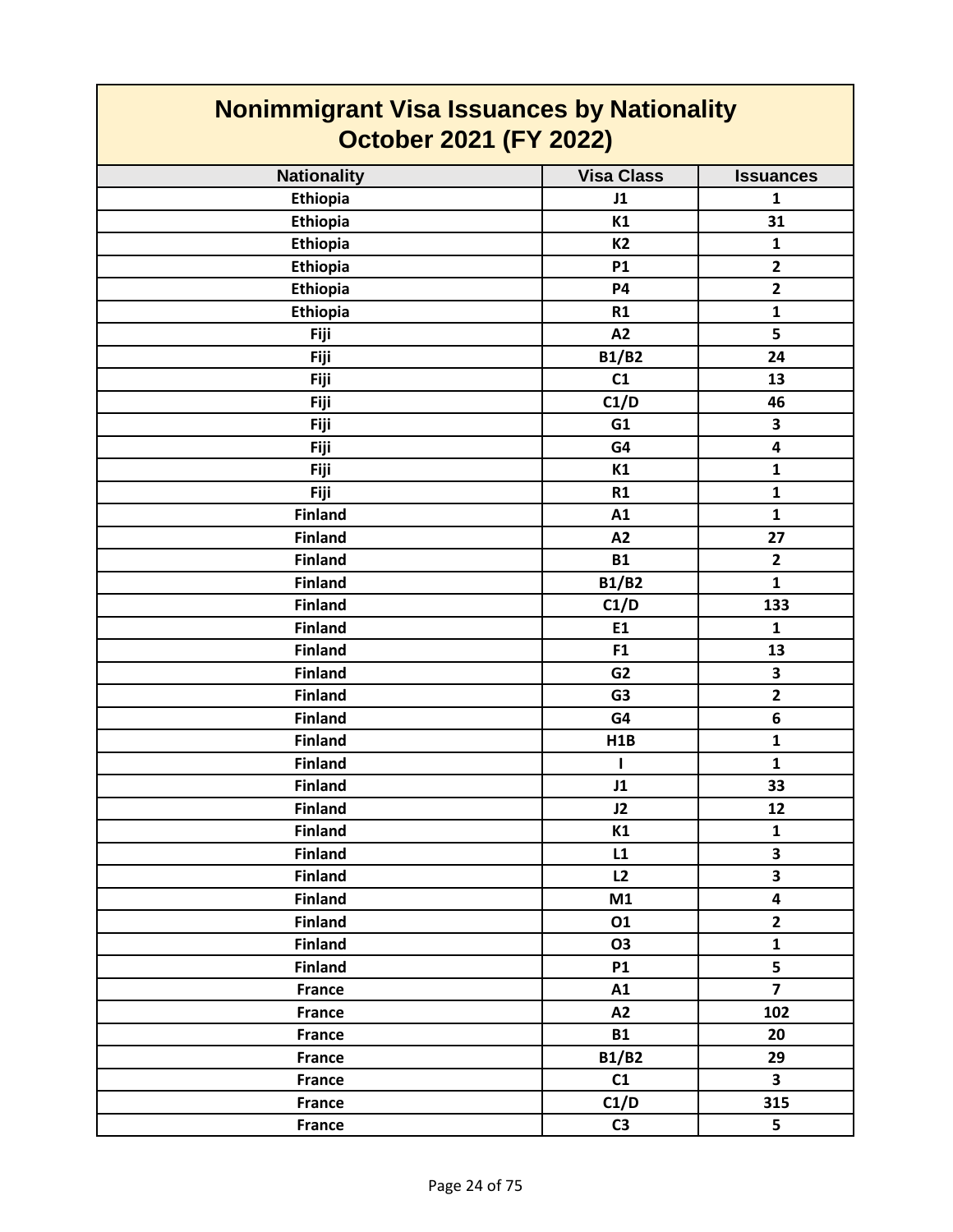# Nonimmigrant Visa Issuances by Nationality October 2021 (FY 2022)

| Nationality | Visa Class | Issuances |
|---|---|---|
| Ethiopia | J1 | 1 |
| Ethiopia | K1 | 31 |
| Ethiopia | K2 | 1 |
| Ethiopia | P1 | 2 |
| Ethiopia | P4 | 2 |
| Ethiopia | R1 | 1 |
| Fiji | A2 | 5 |
| Fiji | B1/B2 | 24 |
| Fiji | C1 | 13 |
| Fiji | C1/D | 46 |
| Fiji | G1 | 3 |
| Fiji | G4 | 4 |
| Fiji | K1 | 1 |
| Fiji | R1 | 1 |
| Finland | A1 | 1 |
| Finland | A2 | 27 |
| Finland | B1 | 2 |
| Finland | B1/B2 | 1 |
| Finland | C1/D | 133 |
| Finland | E1 | 1 |
| Finland | F1 | 13 |
| Finland | G2 | 3 |
| Finland | G3 | 2 |
| Finland | G4 | 6 |
| Finland | H1B | 1 |
| Finland | I | 1 |
| Finland | J1 | 33 |
| Finland | J2 | 12 |
| Finland | K1 | 1 |
| Finland | L1 | 3 |
| Finland | L2 | 3 |
| Finland | M1 | 4 |
| Finland | O1 | 2 |
| Finland | O3 | 1 |
| Finland | P1 | 5 |
| France | A1 | 7 |
| France | A2 | 102 |
| France | B1 | 20 |
| France | B1/B2 | 29 |
| France | C1 | 3 |
| France | C1/D | 315 |
| France | C3 | 5 |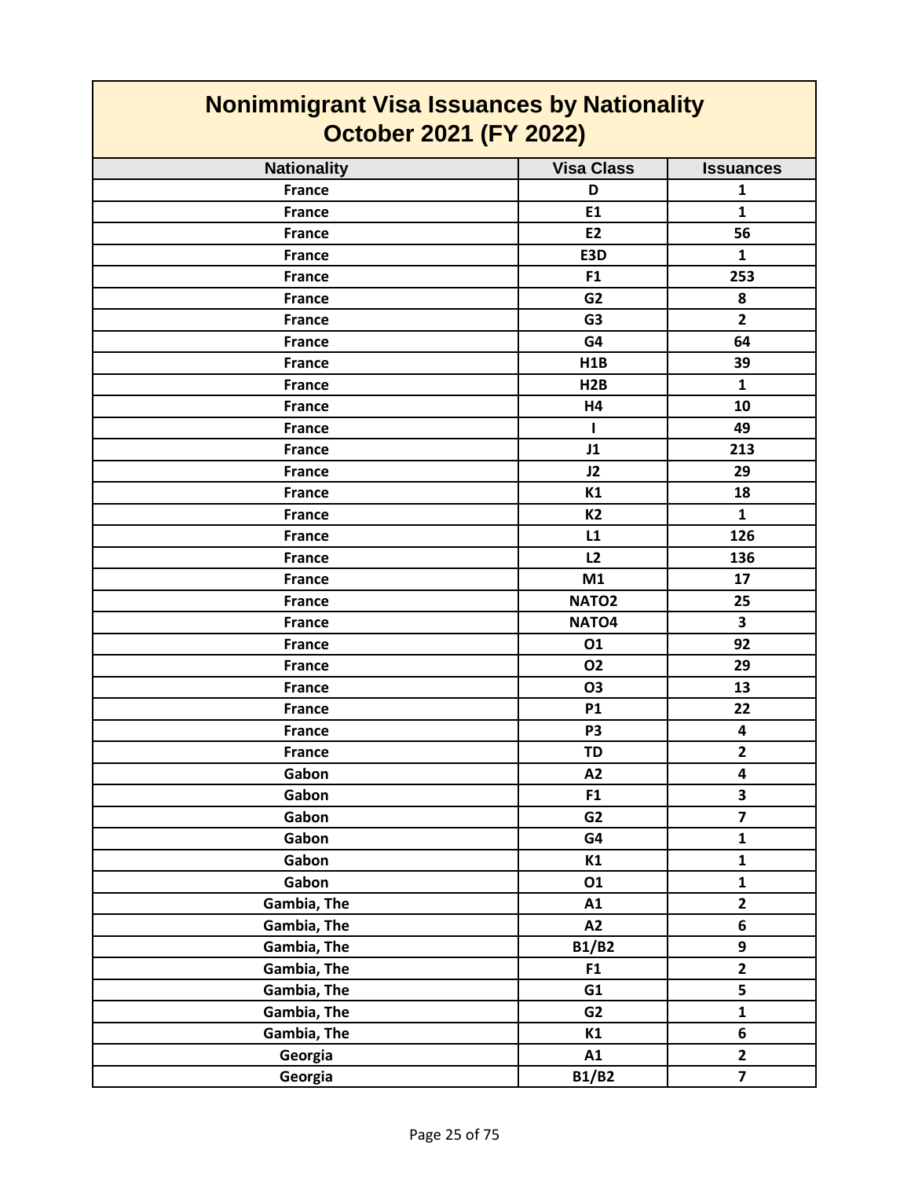# Nonimmigrant Visa Issuances by Nationality
## October 2021 (FY 2022)

| Nationality | Visa Class | Issuances |
|---|---|---|
| France | D | 1 |
| France | E1 | 1 |
| France | E2 | 56 |
| France | E3D | 1 |
| France | F1 | 253 |
| France | G2 | 8 |
| France | G3 | 2 |
| France | G4 | 64 |
| France | H1B | 39 |
| France | H2B | 1 |
| France | H4 | 10 |
| France | I | 49 |
| France | J1 | 213 |
| France | J2 | 29 |
| France | K1 | 18 |
| France | K2 | 1 |
| France | L1 | 126 |
| France | L2 | 136 |
| France | M1 | 17 |
| France | NATO2 | 25 |
| France | NATO4 | 3 |
| France | O1 | 92 |
| France | O2 | 29 |
| France | O3 | 13 |
| France | P1 | 22 |
| France | P3 | 4 |
| France | TD | 2 |
| Gabon | A2 | 4 |
| Gabon | F1 | 3 |
| Gabon | G2 | 7 |
| Gabon | G4 | 1 |
| Gabon | K1 | 1 |
| Gabon | O1 | 1 |
| Gambia, The | A1 | 2 |
| Gambia, The | A2 | 6 |
| Gambia, The | B1/B2 | 9 |
| Gambia, The | F1 | 2 |
| Gambia, The | G1 | 5 |
| Gambia, The | G2 | 1 |
| Gambia, The | K1 | 6 |
| Georgia | A1 | 2 |
| Georgia | B1/B2 | 7 |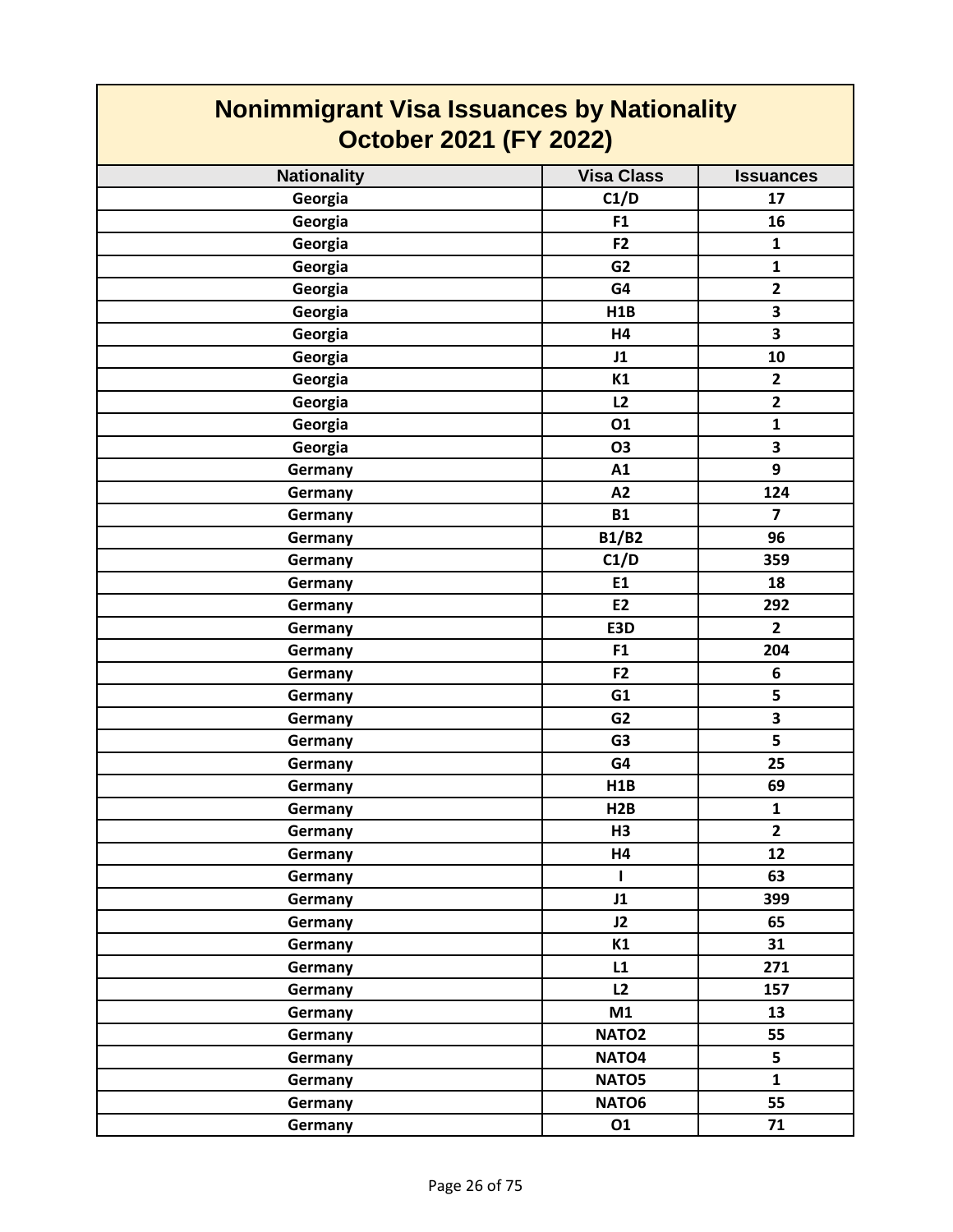# Nonimmigrant Visa Issuances by Nationality
# October 2021 (FY 2022)

| Nationality | Visa Class | Issuances |
|---|---|---|
| Georgia | C1/D | 17 |
| Georgia | F1 | 16 |
| Georgia | F2 | 1 |
| Georgia | G2 | 1 |
| Georgia | G4 | 2 |
| Georgia | H1B | 3 |
| Georgia | H4 | 3 |
| Georgia | J1 | 10 |
| Georgia | K1 | 2 |
| Georgia | L2 | 2 |
| Georgia | O1 | 1 |
| Georgia | O3 | 3 |
| Germany | A1 | 9 |
| Germany | A2 | 124 |
| Germany | B1 | 7 |
| Germany | B1/B2 | 96 |
| Germany | C1/D | 359 |
| Germany | E1 | 18 |
| Germany | E2 | 292 |
| Germany | E3D | 2 |
| Germany | F1 | 204 |
| Germany | F2 | 6 |
| Germany | G1 | 5 |
| Germany | G2 | 3 |
| Germany | G3 | 5 |
| Germany | G4 | 25 |
| Germany | H1B | 69 |
| Germany | H2B | 1 |
| Germany | H3 | 2 |
| Germany | H4 | 12 |
| Germany | I | 63 |
| Germany | J1 | 399 |
| Germany | J2 | 65 |
| Germany | K1 | 31 |
| Germany | L1 | 271 |
| Germany | L2 | 157 |
| Germany | M1 | 13 |
| Germany | NATO2 | 55 |
| Germany | NATO4 | 5 |
| Germany | NATO5 | 1 |
| Germany | NATO6 | 55 |
| Germany | O1 | 71 |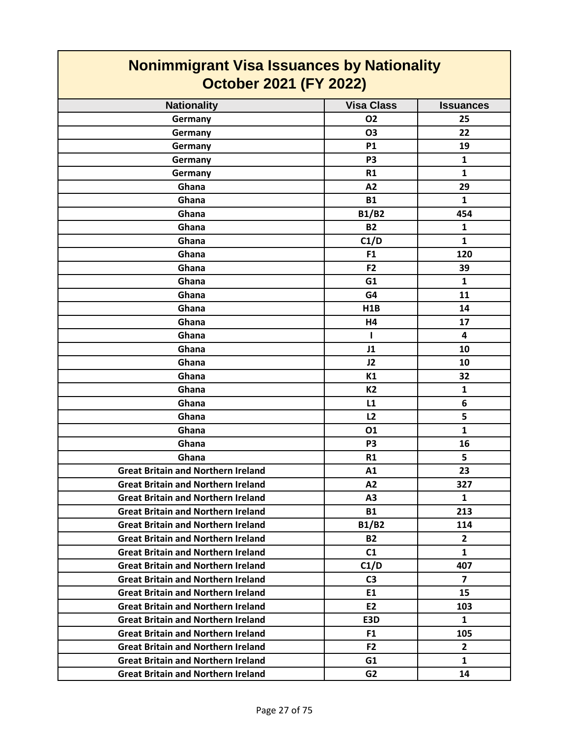# Nonimmigrant Visa Issuances by Nationality
## October 2021 (FY 2022)

| Nationality | Visa Class | Issuances |
|---|---|---|
| Germany | O2 | 25 |
| Germany | O3 | 22 |
| Germany | P1 | 19 |
| Germany | P3 | 1 |
| Germany | R1 | 1 |
| Ghana | A2 | 29 |
| Ghana | B1 | 1 |
| Ghana | B1/B2 | 454 |
| Ghana | B2 | 1 |
| Ghana | C1/D | 1 |
| Ghana | F1 | 120 |
| Ghana | F2 | 39 |
| Ghana | G1 | 1 |
| Ghana | G4 | 11 |
| Ghana | H1B | 14 |
| Ghana | H4 | 17 |
| Ghana | I | 4 |
| Ghana | J1 | 10 |
| Ghana | J2 | 10 |
| Ghana | K1 | 32 |
| Ghana | K2 | 1 |
| Ghana | L1 | 6 |
| Ghana | L2 | 5 |
| Ghana | O1 | 1 |
| Ghana | P3 | 16 |
| Ghana | R1 | 5 |
| Great Britain and Northern Ireland | A1 | 23 |
| Great Britain and Northern Ireland | A2 | 327 |
| Great Britain and Northern Ireland | A3 | 1 |
| Great Britain and Northern Ireland | B1 | 213 |
| Great Britain and Northern Ireland | B1/B2 | 114 |
| Great Britain and Northern Ireland | B2 | 2 |
| Great Britain and Northern Ireland | C1 | 1 |
| Great Britain and Northern Ireland | C1/D | 407 |
| Great Britain and Northern Ireland | C3 | 7 |
| Great Britain and Northern Ireland | E1 | 15 |
| Great Britain and Northern Ireland | E2 | 103 |
| Great Britain and Northern Ireland | E3D | 1 |
| Great Britain and Northern Ireland | F1 | 105 |
| Great Britain and Northern Ireland | F2 | 2 |
| Great Britain and Northern Ireland | G1 | 1 |
| Great Britain and Northern Ireland | G2 | 14 |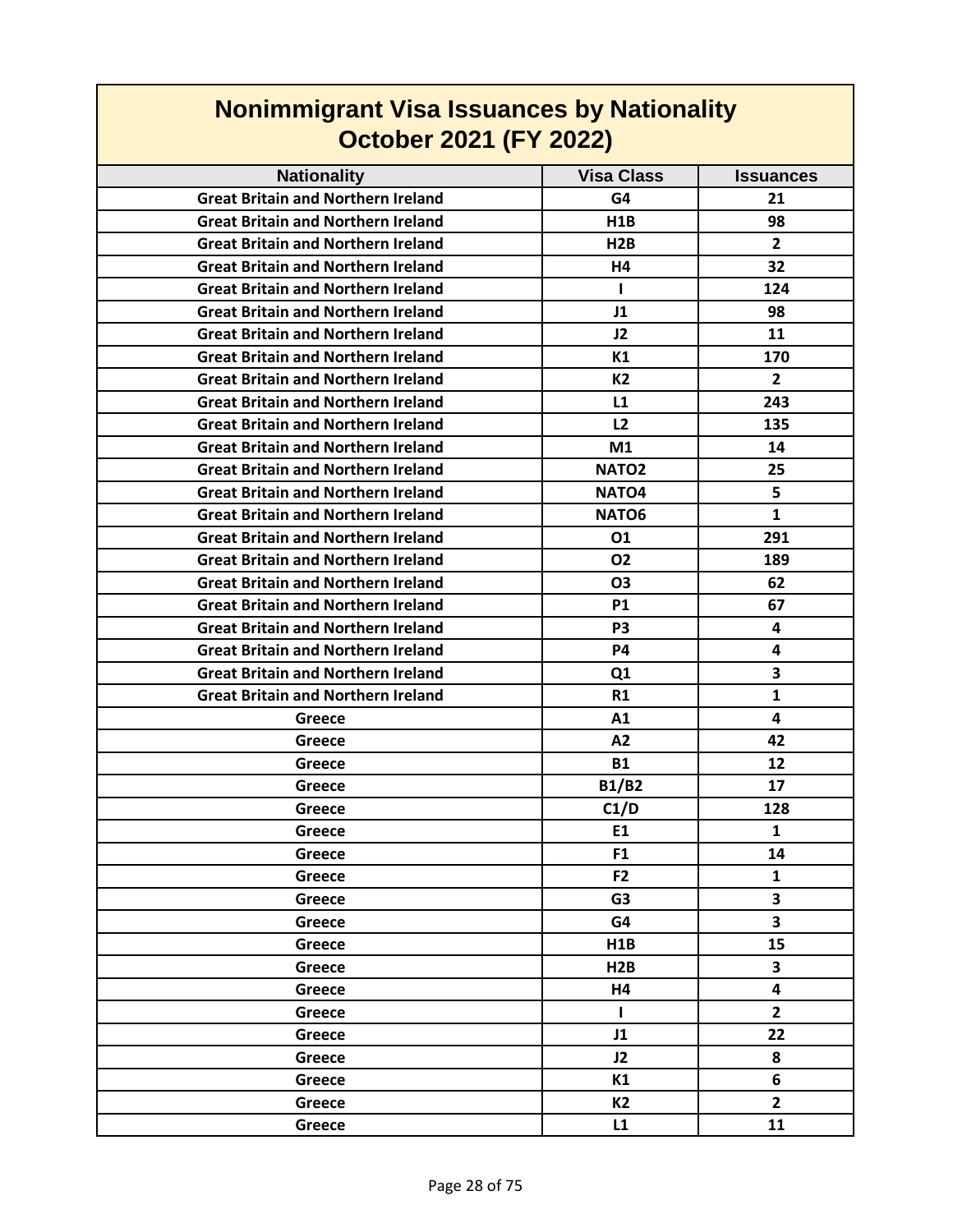# Nonimmigrant Visa Issuances by Nationality
## October 2021 (FY 2022)

| Nationality | Visa Class | Issuances |
|---|---|---|
| Great Britain and Northern Ireland | G4 | 21 |
| Great Britain and Northern Ireland | H1B | 98 |
| Great Britain and Northern Ireland | H2B | 2 |
| Great Britain and Northern Ireland | H4 | 32 |
| Great Britain and Northern Ireland | I | 124 |
| Great Britain and Northern Ireland | J1 | 98 |
| Great Britain and Northern Ireland | J2 | 11 |
| Great Britain and Northern Ireland | K1 | 170 |
| Great Britain and Northern Ireland | K2 | 2 |
| Great Britain and Northern Ireland | L1 | 243 |
| Great Britain and Northern Ireland | L2 | 135 |
| Great Britain and Northern Ireland | M1 | 14 |
| Great Britain and Northern Ireland | NATO2 | 25 |
| Great Britain and Northern Ireland | NATO4 | 5 |
| Great Britain and Northern Ireland | NATO6 | 1 |
| Great Britain and Northern Ireland | O1 | 291 |
| Great Britain and Northern Ireland | O2 | 189 |
| Great Britain and Northern Ireland | O3 | 62 |
| Great Britain and Northern Ireland | P1 | 67 |
| Great Britain and Northern Ireland | P3 | 4 |
| Great Britain and Northern Ireland | P4 | 4 |
| Great Britain and Northern Ireland | Q1 | 3 |
| Great Britain and Northern Ireland | R1 | 1 |
| Greece | A1 | 4 |
| Greece | A2 | 42 |
| Greece | B1 | 12 |
| Greece | B1/B2 | 17 |
| Greece | C1/D | 128 |
| Greece | E1 | 1 |
| Greece | F1 | 14 |
| Greece | F2 | 1 |
| Greece | G3 | 3 |
| Greece | G4 | 3 |
| Greece | H1B | 15 |
| Greece | H2B | 3 |
| Greece | H4 | 4 |
| Greece | I | 2 |
| Greece | J1 | 22 |
| Greece | J2 | 8 |
| Greece | K1 | 6 |
| Greece | K2 | 2 |
| Greece | L1 | 11 |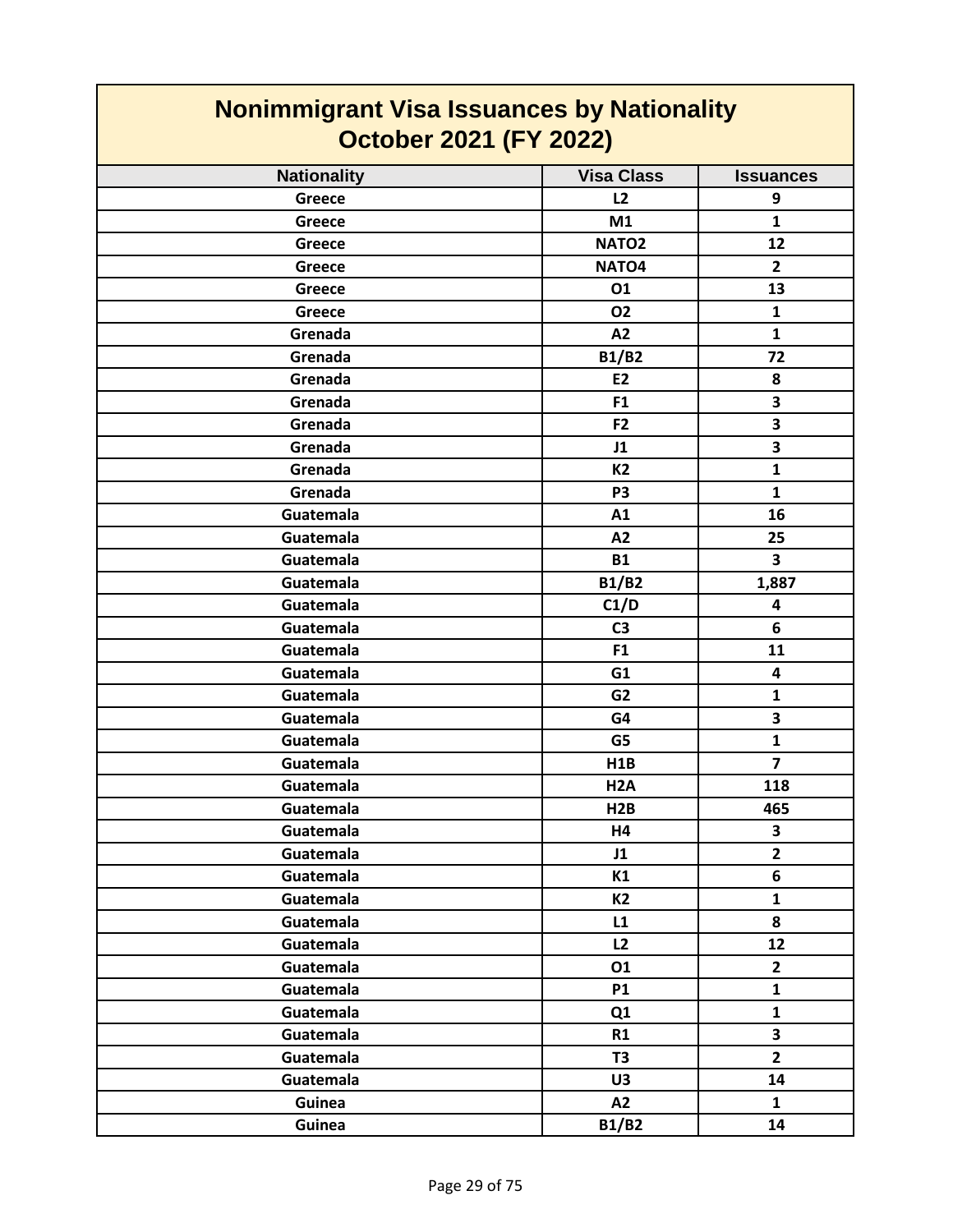# Nonimmigrant Visa Issuances by Nationality
## October 2021 (FY 2022)

| Nationality | Visa Class | Issuances |
|---|---|---|
| Greece | L2 | 9 |
| Greece | M1 | 1 |
| Greece | NATO2 | 12 |
| Greece | NATO4 | 2 |
| Greece | O1 | 13 |
| Greece | O2 | 1 |
| Grenada | A2 | 1 |
| Grenada | B1/B2 | 72 |
| Grenada | E2 | 8 |
| Grenada | F1 | 3 |
| Grenada | F2 | 3 |
| Grenada | J1 | 3 |
| Grenada | K2 | 1 |
| Grenada | P3 | 1 |
| Guatemala | A1 | 16 |
| Guatemala | A2 | 25 |
| Guatemala | B1 | 3 |
| Guatemala | B1/B2 | 1,887 |
| Guatemala | C1/D | 4 |
| Guatemala | C3 | 6 |
| Guatemala | F1 | 11 |
| Guatemala | G1 | 4 |
| Guatemala | G2 | 1 |
| Guatemala | G4 | 3 |
| Guatemala | G5 | 1 |
| Guatemala | H1B | 7 |
| Guatemala | H2A | 118 |
| Guatemala | H2B | 465 |
| Guatemala | H4 | 3 |
| Guatemala | J1 | 2 |
| Guatemala | K1 | 6 |
| Guatemala | K2 | 1 |
| Guatemala | L1 | 8 |
| Guatemala | L2 | 12 |
| Guatemala | O1 | 2 |
| Guatemala | P1 | 1 |
| Guatemala | Q1 | 1 |
| Guatemala | R1 | 3 |
| Guatemala | T3 | 2 |
| Guatemala | U3 | 14 |
| Guinea | A2 | 1 |
| Guinea | B1/B2 | 14 |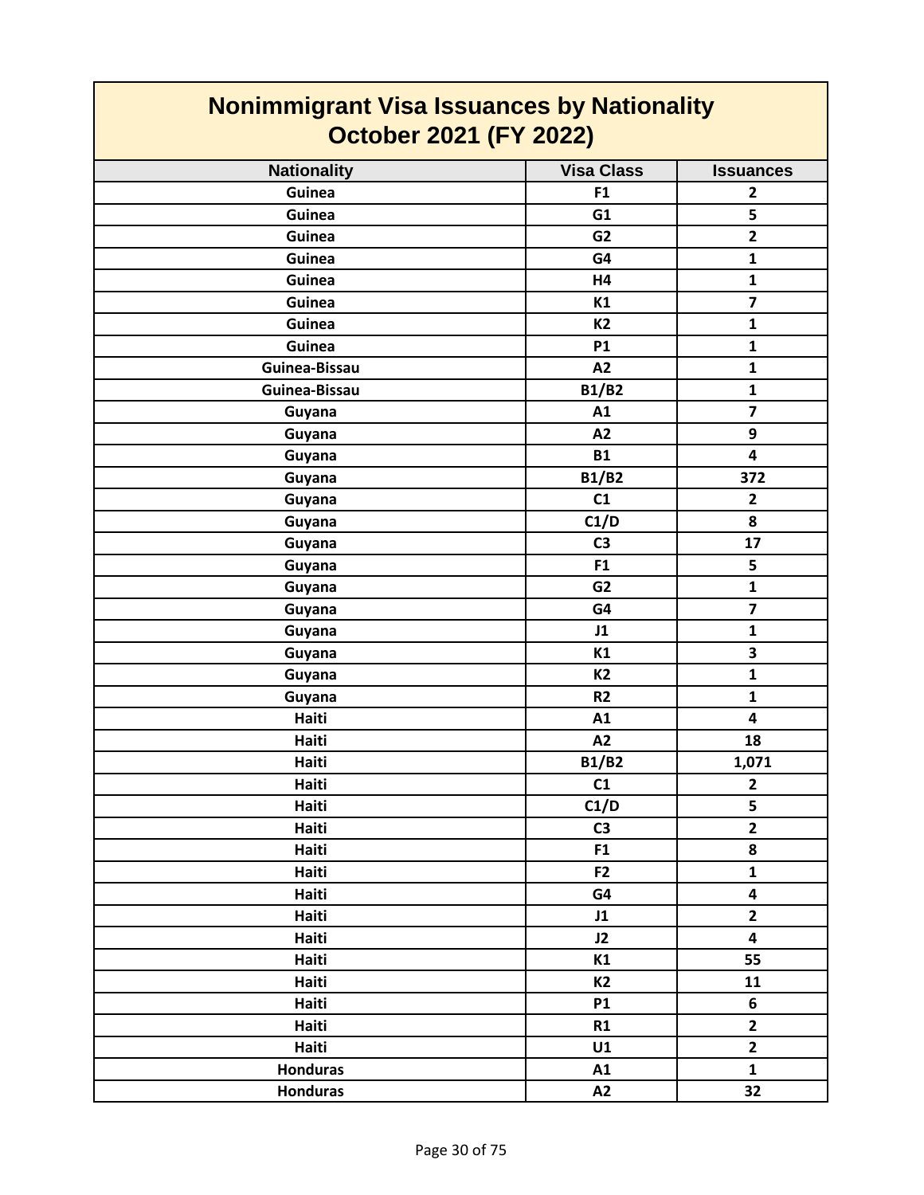# Nonimmigrant Visa Issuances by Nationality
# October 2021 (FY 2022)

| Nationality | Visa Class | Issuances |
| --- | --- | --- |
| Guinea | F1 | 2 |
| Guinea | G1 | 5 |
| Guinea | G2 | 2 |
| Guinea | G4 | 1 |
| Guinea | H4 | 1 |
| Guinea | K1 | 7 |
| Guinea | K2 | 1 |
| Guinea | P1 | 1 |
| Guinea-Bissau | A2 | 1 |
| Guinea-Bissau | B1/B2 | 1 |
| Guyana | A1 | 7 |
| Guyana | A2 | 9 |
| Guyana | B1 | 4 |
| Guyana | B1/B2 | 372 |
| Guyana | C1 | 2 |
| Guyana | C1/D | 8 |
| Guyana | C3 | 17 |
| Guyana | F1 | 5 |
| Guyana | G2 | 1 |
| Guyana | G4 | 7 |
| Guyana | J1 | 1 |
| Guyana | K1 | 3 |
| Guyana | K2 | 1 |
| Guyana | R2 | 1 |
| Haiti | A1 | 4 |
| Haiti | A2 | 18 |
| Haiti | B1/B2 | 1,071 |
| Haiti | C1 | 2 |
| Haiti | C1/D | 5 |
| Haiti | C3 | 2 |
| Haiti | F1 | 8 |
| Haiti | F2 | 1 |
| Haiti | G4 | 4 |
| Haiti | J1 | 2 |
| Haiti | J2 | 4 |
| Haiti | K1 | 55 |
| Haiti | K2 | 11 |
| Haiti | P1 | 6 |
| Haiti | R1 | 2 |
| Haiti | U1 | 2 |
| Honduras | A1 | 1 |
| Honduras | A2 | 32 |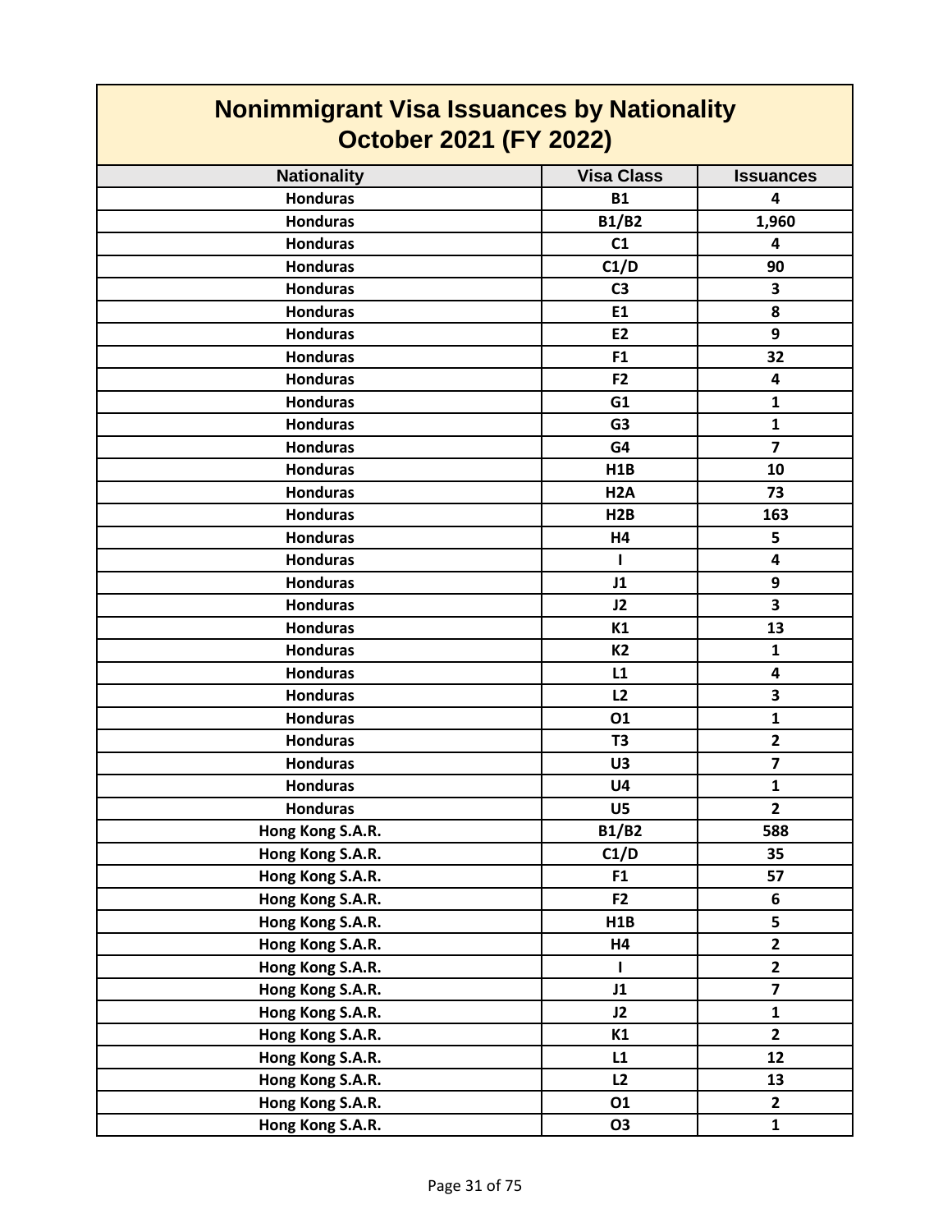# Nonimmigrant Visa Issuances by Nationality
## October 2021 (FY 2022)

| Nationality | Visa Class | Issuances |
|---|---|---|
| Honduras | B1 | 4 |
| Honduras | B1/B2 | 1,960 |
| Honduras | C1 | 4 |
| Honduras | C1/D | 90 |
| Honduras | C3 | 3 |
| Honduras | E1 | 8 |
| Honduras | E2 | 9 |
| Honduras | F1 | 32 |
| Honduras | F2 | 4 |
| Honduras | G1 | 1 |
| Honduras | G3 | 1 |
| Honduras | G4 | 7 |
| Honduras | H1B | 10 |
| Honduras | H2A | 73 |
| Honduras | H2B | 163 |
| Honduras | H4 | 5 |
| Honduras | I | 4 |
| Honduras | J1 | 9 |
| Honduras | J2 | 3 |
| Honduras | K1 | 13 |
| Honduras | K2 | 1 |
| Honduras | L1 | 4 |
| Honduras | L2 | 3 |
| Honduras | O1 | 1 |
| Honduras | T3 | 2 |
| Honduras | U3 | 7 |
| Honduras | U4 | 1 |
| Honduras | U5 | 2 |
| Hong Kong S.A.R. | B1/B2 | 588 |
| Hong Kong S.A.R. | C1/D | 35 |
| Hong Kong S.A.R. | F1 | 57 |
| Hong Kong S.A.R. | F2 | 6 |
| Hong Kong S.A.R. | H1B | 5 |
| Hong Kong S.A.R. | H4 | 2 |
| Hong Kong S.A.R. | I | 2 |
| Hong Kong S.A.R. | J1 | 7 |
| Hong Kong S.A.R. | J2 | 1 |
| Hong Kong S.A.R. | K1 | 2 |
| Hong Kong S.A.R. | L1 | 12 |
| Hong Kong S.A.R. | L2 | 13 |
| Hong Kong S.A.R. | O1 | 2 |
| Hong Kong S.A.R. | O3 | 1 |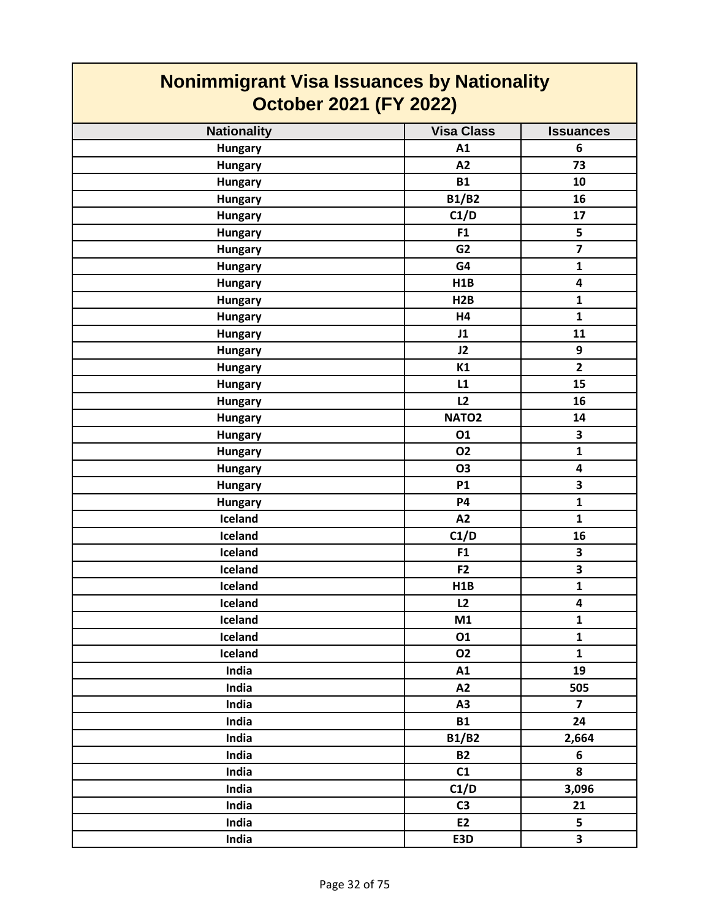# Nonimmigrant Visa Issuances by Nationality October 2021 (FY 2022)

| Nationality | Visa Class | Issuances |
|---|---|---|
| Hungary | A1 | 6 |
| Hungary | A2 | 73 |
| Hungary | B1 | 10 |
| Hungary | B1/B2 | 16 |
| Hungary | C1/D | 17 |
| Hungary | F1 | 5 |
| Hungary | G2 | 7 |
| Hungary | G4 | 1 |
| Hungary | H1B | 4 |
| Hungary | H2B | 1 |
| Hungary | H4 | 1 |
| Hungary | J1 | 11 |
| Hungary | J2 | 9 |
| Hungary | K1 | 2 |
| Hungary | L1 | 15 |
| Hungary | L2 | 16 |
| Hungary | NATO2 | 14 |
| Hungary | O1 | 3 |
| Hungary | O2 | 1 |
| Hungary | O3 | 4 |
| Hungary | P1 | 3 |
| Hungary | P4 | 1 |
| Iceland | A2 | 1 |
| Iceland | C1/D | 16 |
| Iceland | F1 | 3 |
| Iceland | F2 | 3 |
| Iceland | H1B | 1 |
| Iceland | L2 | 4 |
| Iceland | M1 | 1 |
| Iceland | O1 | 1 |
| Iceland | O2 | 1 |
| India | A1 | 19 |
| India | A2 | 505 |
| India | A3 | 7 |
| India | B1 | 24 |
| India | B1/B2 | 2,664 |
| India | B2 | 6 |
| India | C1 | 8 |
| India | C1/D | 3,096 |
| India | C3 | 21 |
| India | E2 | 5 |
| India | E3D | 3 |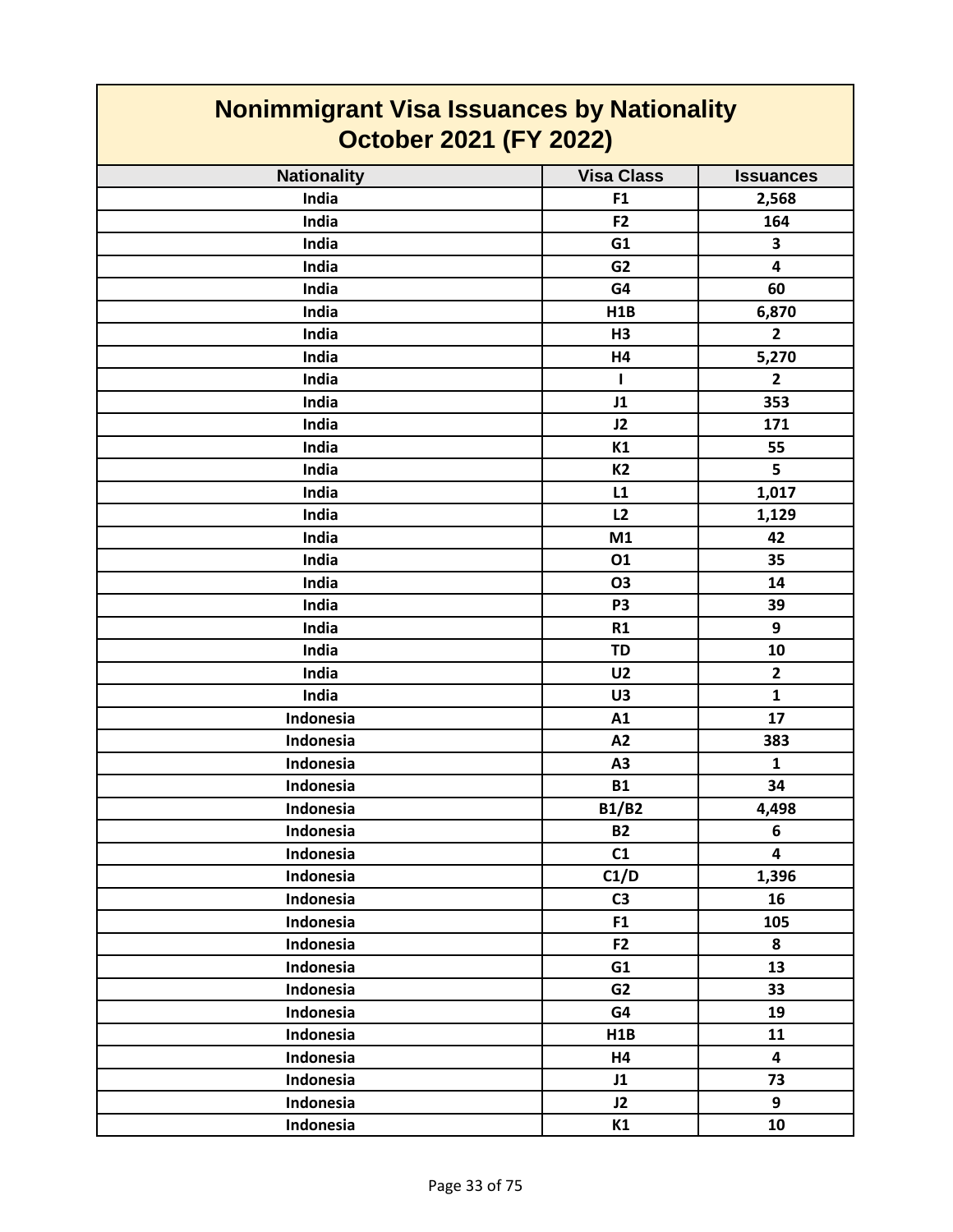# Nonimmigrant Visa Issuances by Nationality
## October 2021 (FY 2022)

| Nationality | Visa Class | Issuances |
|---|---|---|
| India | F1 | 2,568 |
| India | F2 | 164 |
| India | G1 | 3 |
| India | G2 | 4 |
| India | G4 | 60 |
| India | H1B | 6,870 |
| India | H3 | 2 |
| India | H4 | 5,270 |
| India | I | 2 |
| India | J1 | 353 |
| India | J2 | 171 |
| India | K1 | 55 |
| India | K2 | 5 |
| India | L1 | 1,017 |
| India | L2 | 1,129 |
| India | M1 | 42 |
| India | O1 | 35 |
| India | O3 | 14 |
| India | P3 | 39 |
| India | R1 | 9 |
| India | TD | 10 |
| India | U2 | 2 |
| India | U3 | 1 |
| Indonesia | A1 | 17 |
| Indonesia | A2 | 383 |
| Indonesia | A3 | 1 |
| Indonesia | B1 | 34 |
| Indonesia | B1/B2 | 4,498 |
| Indonesia | B2 | 6 |
| Indonesia | C1 | 4 |
| Indonesia | C1/D | 1,396 |
| Indonesia | C3 | 16 |
| Indonesia | F1 | 105 |
| Indonesia | F2 | 8 |
| Indonesia | G1 | 13 |
| Indonesia | G2 | 33 |
| Indonesia | G4 | 19 |
| Indonesia | H1B | 11 |
| Indonesia | H4 | 4 |
| Indonesia | J1 | 73 |
| Indonesia | J2 | 9 |
| Indonesia | K1 | 10 |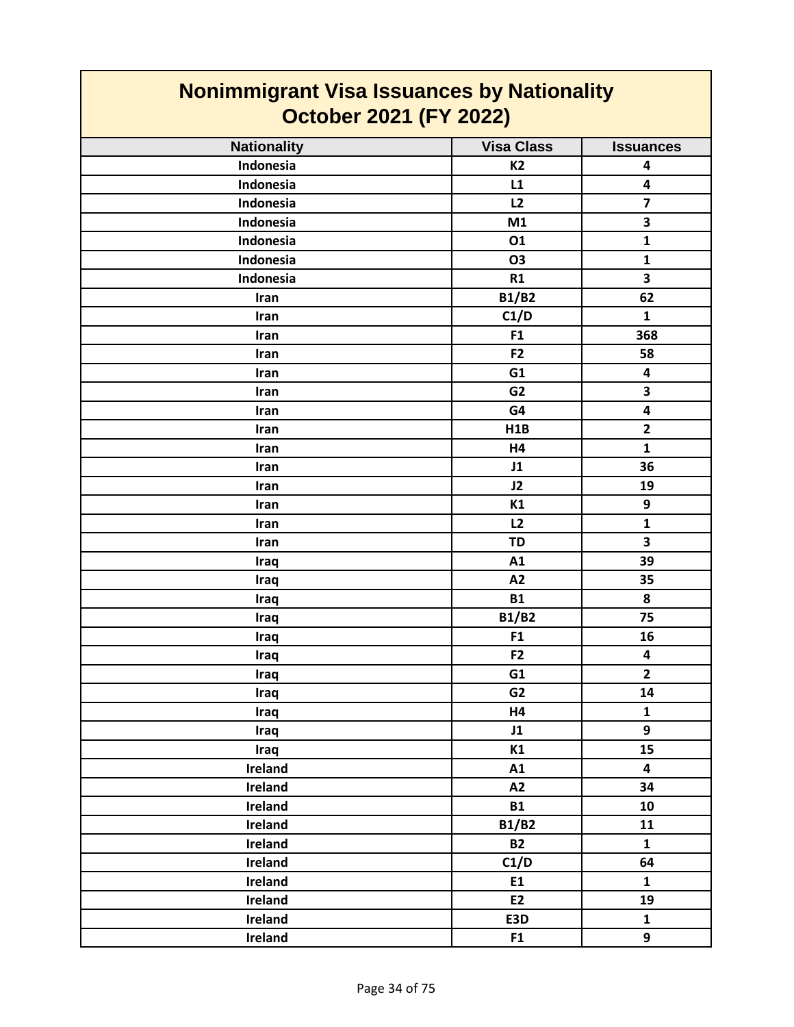# Nonimmigrant Visa Issuances by Nationality
## October 2021 (FY 2022)

| Nationality | Visa Class | Issuances |
|---|---|---|
| Indonesia | K2 | 4 |
| Indonesia | L1 | 4 |
| Indonesia | L2 | 7 |
| Indonesia | M1 | 3 |
| Indonesia | O1 | 1 |
| Indonesia | O3 | 1 |
| Indonesia | R1 | 3 |
| Iran | B1/B2 | 62 |
| Iran | C1/D | 1 |
| Iran | F1 | 368 |
| Iran | F2 | 58 |
| Iran | G1 | 4 |
| Iran | G2 | 3 |
| Iran | G4 | 4 |
| Iran | H1B | 2 |
| Iran | H4 | 1 |
| Iran | J1 | 36 |
| Iran | J2 | 19 |
| Iran | K1 | 9 |
| Iran | L2 | 1 |
| Iran | TD | 3 |
| Iraq | A1 | 39 |
| Iraq | A2 | 35 |
| Iraq | B1 | 8 |
| Iraq | B1/B2 | 75 |
| Iraq | F1 | 16 |
| Iraq | F2 | 4 |
| Iraq | G1 | 2 |
| Iraq | G2 | 14 |
| Iraq | H4 | 1 |
| Iraq | J1 | 9 |
| Iraq | K1 | 15 |
| Ireland | A1 | 4 |
| Ireland | A2 | 34 |
| Ireland | B1 | 10 |
| Ireland | B1/B2 | 11 |
| Ireland | B2 | 1 |
| Ireland | C1/D | 64 |
| Ireland | E1 | 1 |
| Ireland | E2 | 19 |
| Ireland | E3D | 1 |
| Ireland | F1 | 9 |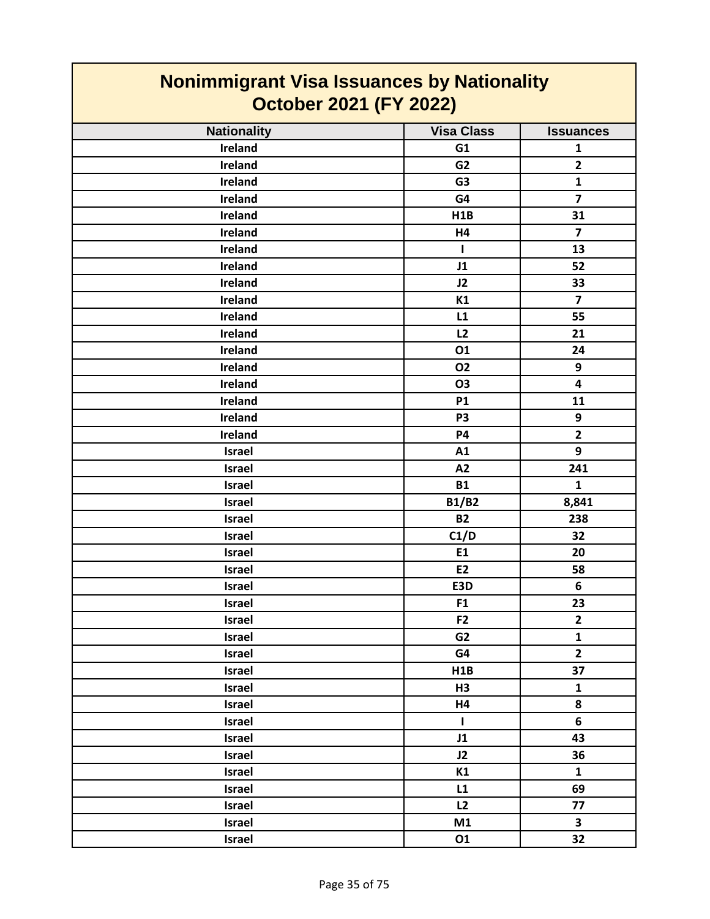# Nonimmigrant Visa Issuances by Nationality
## October 2021 (FY 2022)

| Nationality | Visa Class | Issuances |
|---|---|---|
| Ireland | G1 | 1 |
| Ireland | G2 | 2 |
| Ireland | G3 | 1 |
| Ireland | G4 | 7 |
| Ireland | H1B | 31 |
| Ireland | H4 | 7 |
| Ireland | I | 13 |
| Ireland | J1 | 52 |
| Ireland | J2 | 33 |
| Ireland | K1 | 7 |
| Ireland | L1 | 55 |
| Ireland | L2 | 21 |
| Ireland | O1 | 24 |
| Ireland | O2 | 9 |
| Ireland | O3 | 4 |
| Ireland | P1 | 11 |
| Ireland | P3 | 9 |
| Ireland | P4 | 2 |
| Israel | A1 | 9 |
| Israel | A2 | 241 |
| Israel | B1 | 1 |
| Israel | B1/B2 | 8,841 |
| Israel | B2 | 238 |
| Israel | C1/D | 32 |
| Israel | E1 | 20 |
| Israel | E2 | 58 |
| Israel | E3D | 6 |
| Israel | F1 | 23 |
| Israel | F2 | 2 |
| Israel | G2 | 1 |
| Israel | G4 | 2 |
| Israel | H1B | 37 |
| Israel | H3 | 1 |
| Israel | H4 | 8 |
| Israel | I | 6 |
| Israel | J1 | 43 |
| Israel | J2 | 36 |
| Israel | K1 | 1 |
| Israel | L1 | 69 |
| Israel | L2 | 77 |
| Israel | M1 | 3 |
| Israel | O1 | 32 |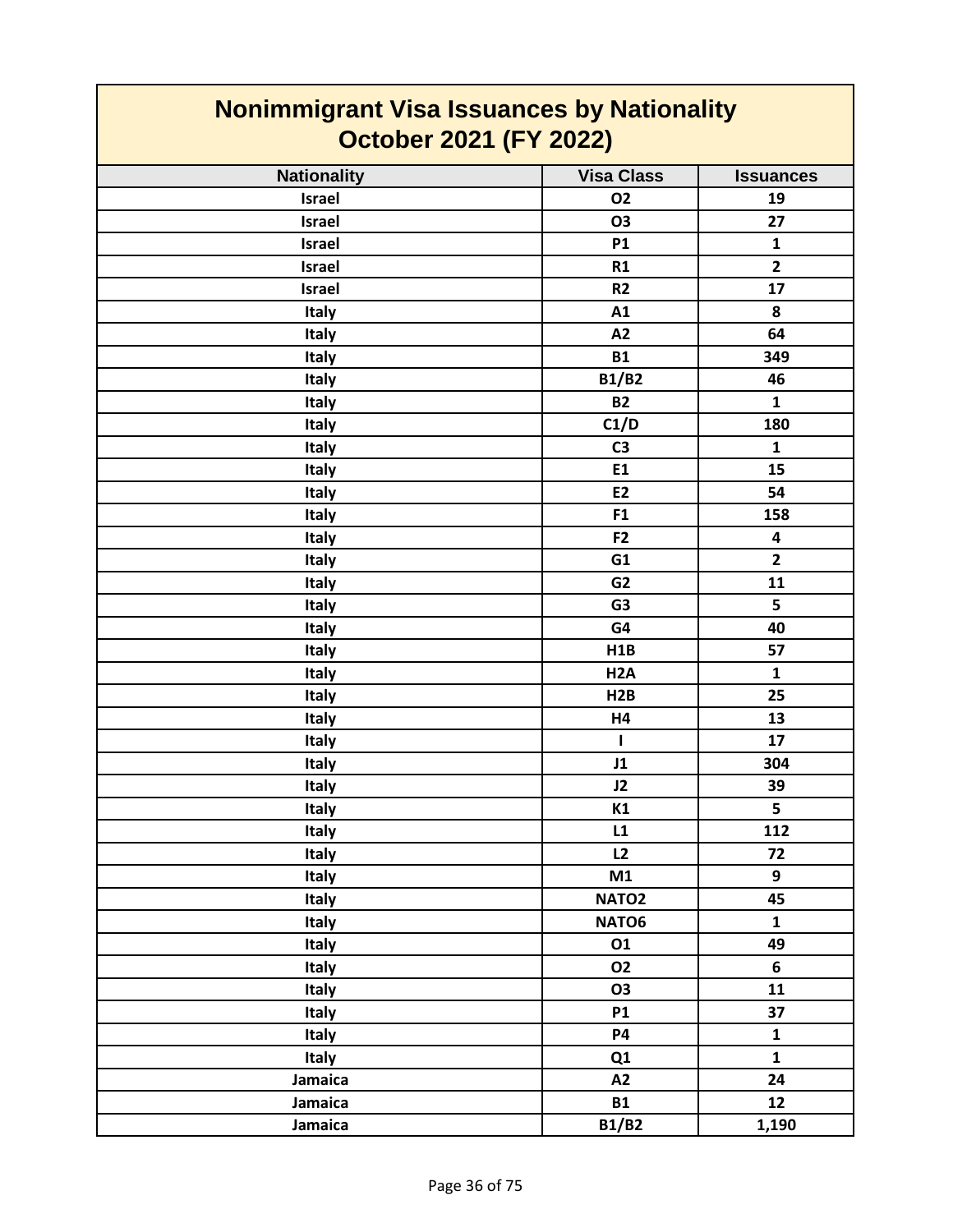# Nonimmigrant Visa Issuances by Nationality
## October 2021 (FY 2022)

| Nationality | Visa Class | Issuances |
|---|---|---|
| Israel | O2 | 19 |
| Israel | O3 | 27 |
| Israel | P1 | 1 |
| Israel | R1 | 2 |
| Israel | R2 | 17 |
| Italy | A1 | 8 |
| Italy | A2 | 64 |
| Italy | B1 | 349 |
| Italy | B1/B2 | 46 |
| Italy | B2 | 1 |
| Italy | C1/D | 180 |
| Italy | C3 | 1 |
| Italy | E1 | 15 |
| Italy | E2 | 54 |
| Italy | F1 | 158 |
| Italy | F2 | 4 |
| Italy | G1 | 2 |
| Italy | G2 | 11 |
| Italy | G3 | 5 |
| Italy | G4 | 40 |
| Italy | H1B | 57 |
| Italy | H2A | 1 |
| Italy | H2B | 25 |
| Italy | H4 | 13 |
| Italy | I | 17 |
| Italy | J1 | 304 |
| Italy | J2 | 39 |
| Italy | K1 | 5 |
| Italy | L1 | 112 |
| Italy | L2 | 72 |
| Italy | M1 | 9 |
| Italy | NATO2 | 45 |
| Italy | NATO6 | 1 |
| Italy | O1 | 49 |
| Italy | O2 | 6 |
| Italy | O3 | 11 |
| Italy | P1 | 37 |
| Italy | P4 | 1 |
| Italy | Q1 | 1 |
| Jamaica | A2 | 24 |
| Jamaica | B1 | 12 |
| Jamaica | B1/B2 | 1,190 |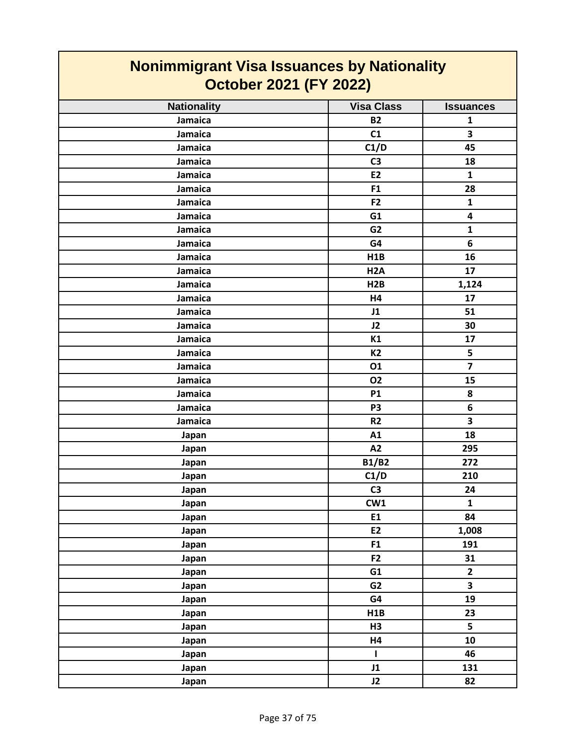# Nonimmigrant Visa Issuances by Nationality
## October 2021 (FY 2022)

| Nationality | Visa Class | Issuances |
|---|---|---|
| Jamaica | B2 | 1 |
| Jamaica | C1 | 3 |
| Jamaica | C1/D | 45 |
| Jamaica | C3 | 18 |
| Jamaica | E2 | 1 |
| Jamaica | F1 | 28 |
| Jamaica | F2 | 1 |
| Jamaica | G1 | 4 |
| Jamaica | G2 | 1 |
| Jamaica | G4 | 6 |
| Jamaica | H1B | 16 |
| Jamaica | H2A | 17 |
| Jamaica | H2B | 1,124 |
| Jamaica | H4 | 17 |
| Jamaica | J1 | 51 |
| Jamaica | J2 | 30 |
| Jamaica | K1 | 17 |
| Jamaica | K2 | 5 |
| Jamaica | O1 | 7 |
| Jamaica | O2 | 15 |
| Jamaica | P1 | 8 |
| Jamaica | P3 | 6 |
| Jamaica | R2 | 3 |
| Japan | A1 | 18 |
| Japan | A2 | 295 |
| Japan | B1/B2 | 272 |
| Japan | C1/D | 210 |
| Japan | C3 | 24 |
| Japan | CW1 | 1 |
| Japan | E1 | 84 |
| Japan | E2 | 1,008 |
| Japan | F1 | 191 |
| Japan | F2 | 31 |
| Japan | G1 | 2 |
| Japan | G2 | 3 |
| Japan | G4 | 19 |
| Japan | H1B | 23 |
| Japan | H3 | 5 |
| Japan | H4 | 10 |
| Japan | I | 46 |
| Japan | J1 | 131 |
| Japan | J2 | 82 |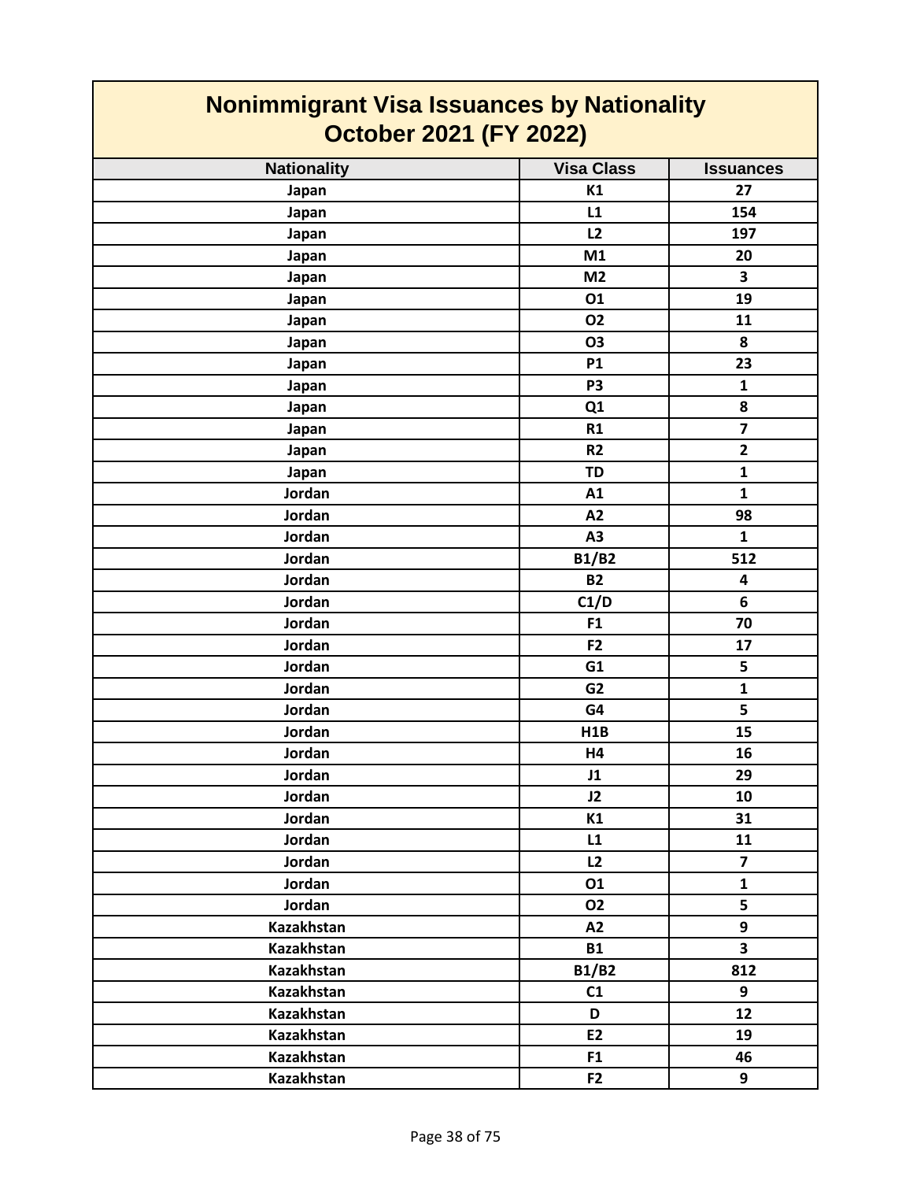# Nonimmigrant Visa Issuances by Nationality
## October 2021 (FY 2022)

| Nationality | Visa Class | Issuances |
|---|---|---|
| Japan | K1 | 27 |
| Japan | L1 | 154 |
| Japan | L2 | 197 |
| Japan | M1 | 20 |
| Japan | M2 | 3 |
| Japan | O1 | 19 |
| Japan | O2 | 11 |
| Japan | O3 | 8 |
| Japan | P1 | 23 |
| Japan | P3 | 1 |
| Japan | Q1 | 8 |
| Japan | R1 | 7 |
| Japan | R2 | 2 |
| Japan | TD | 1 |
| Jordan | A1 | 1 |
| Jordan | A2 | 98 |
| Jordan | A3 | 1 |
| Jordan | B1/B2 | 512 |
| Jordan | B2 | 4 |
| Jordan | C1/D | 6 |
| Jordan | F1 | 70 |
| Jordan | F2 | 17 |
| Jordan | G1 | 5 |
| Jordan | G2 | 1 |
| Jordan | G4 | 5 |
| Jordan | H1B | 15 |
| Jordan | H4 | 16 |
| Jordan | J1 | 29 |
| Jordan | J2 | 10 |
| Jordan | K1 | 31 |
| Jordan | L1 | 11 |
| Jordan | L2 | 7 |
| Jordan | O1 | 1 |
| Jordan | O2 | 5 |
| Kazakhstan | A2 | 9 |
| Kazakhstan | B1 | 3 |
| Kazakhstan | B1/B2 | 812 |
| Kazakhstan | C1 | 9 |
| Kazakhstan | D | 12 |
| Kazakhstan | E2 | 19 |
| Kazakhstan | F1 | 46 |
| Kazakhstan | F2 | 9 |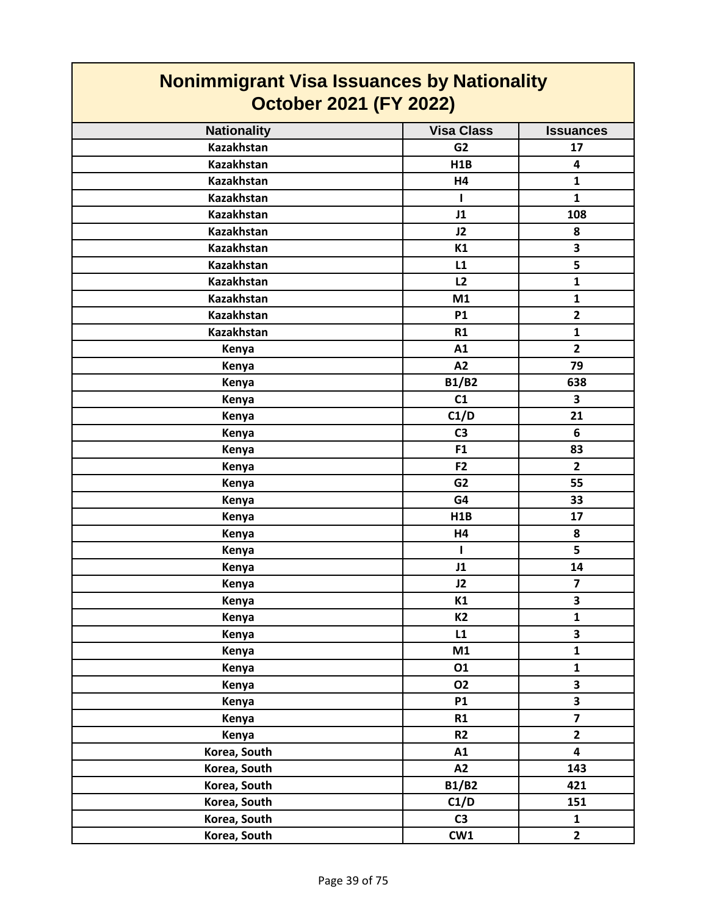# Nonimmigrant Visa Issuances by Nationality
## October 2021 (FY 2022)

| Nationality | Visa Class | Issuances |
|---|---|---|
| Kazakhstan | G2 | 17 |
| Kazakhstan | H1B | 4 |
| Kazakhstan | H4 | 1 |
| Kazakhstan | I | 1 |
| Kazakhstan | J1 | 108 |
| Kazakhstan | J2 | 8 |
| Kazakhstan | K1 | 3 |
| Kazakhstan | L1 | 5 |
| Kazakhstan | L2 | 1 |
| Kazakhstan | M1 | 1 |
| Kazakhstan | P1 | 2 |
| Kazakhstan | R1 | 1 |
| Kenya | A1 | 2 |
| Kenya | A2 | 79 |
| Kenya | B1/B2 | 638 |
| Kenya | C1 | 3 |
| Kenya | C1/D | 21 |
| Kenya | C3 | 6 |
| Kenya | F1 | 83 |
| Kenya | F2 | 2 |
| Kenya | G2 | 55 |
| Kenya | G4 | 33 |
| Kenya | H1B | 17 |
| Kenya | H4 | 8 |
| Kenya | I | 5 |
| Kenya | J1 | 14 |
| Kenya | J2 | 7 |
| Kenya | K1 | 3 |
| Kenya | K2 | 1 |
| Kenya | L1 | 3 |
| Kenya | M1 | 1 |
| Kenya | O1 | 1 |
| Kenya | O2 | 3 |
| Kenya | P1 | 3 |
| Kenya | R1 | 7 |
| Kenya | R2 | 2 |
| Korea, South | A1 | 4 |
| Korea, South | A2 | 143 |
| Korea, South | B1/B2 | 421 |
| Korea, South | C1/D | 151 |
| Korea, South | C3 | 1 |
| Korea, South | CW1 | 2 |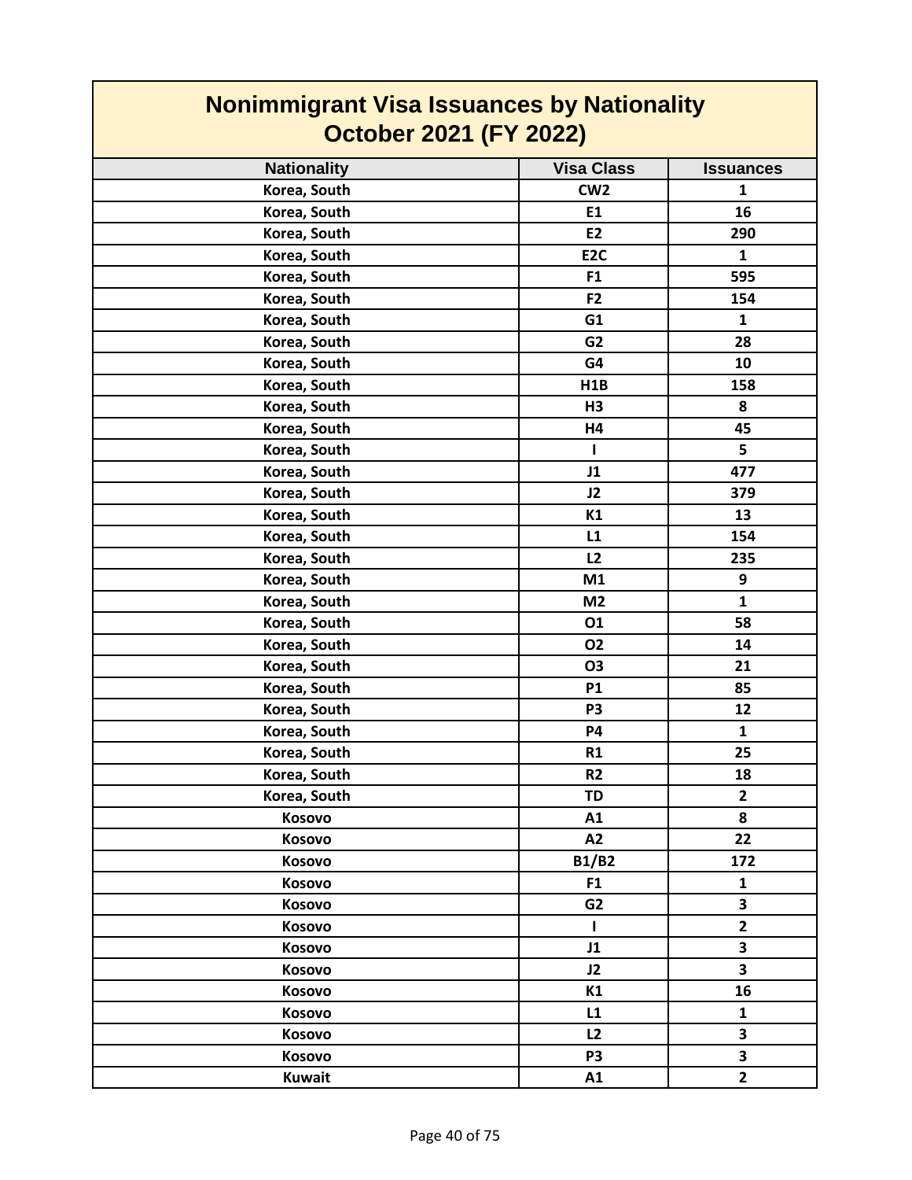# Nonimmigrant Visa Issuances by Nationality
## October 2021 (FY 2022)

| Nationality | Visa Class | Issuances |
|---|---|---|
| Korea, South | CW2 | 1 |
| Korea, South | E1 | 16 |
| Korea, South | E2 | 290 |
| Korea, South | E2C | 1 |
| Korea, South | F1 | 595 |
| Korea, South | F2 | 154 |
| Korea, South | G1 | 1 |
| Korea, South | G2 | 28 |
| Korea, South | G4 | 10 |
| Korea, South | H1B | 158 |
| Korea, South | H3 | 8 |
| Korea, South | H4 | 45 |
| Korea, South | I | 5 |
| Korea, South | J1 | 477 |
| Korea, South | J2 | 379 |
| Korea, South | K1 | 13 |
| Korea, South | L1 | 154 |
| Korea, South | L2 | 235 |
| Korea, South | M1 | 9 |
| Korea, South | M2 | 1 |
| Korea, South | O1 | 58 |
| Korea, South | O2 | 14 |
| Korea, South | O3 | 21 |
| Korea, South | P1 | 85 |
| Korea, South | P3 | 12 |
| Korea, South | P4 | 1 |
| Korea, South | R1 | 25 |
| Korea, South | R2 | 18 |
| Korea, South | TD | 2 |
| Kosovo | A1 | 8 |
| Kosovo | A2 | 22 |
| Kosovo | B1/B2 | 172 |
| Kosovo | F1 | 1 |
| Kosovo | G2 | 3 |
| Kosovo | I | 2 |
| Kosovo | J1 | 3 |
| Kosovo | J2 | 3 |
| Kosovo | K1 | 16 |
| Kosovo | L1 | 1 |
| Kosovo | L2 | 3 |
| Kosovo | P3 | 3 |
| Kuwait | A1 | 2 |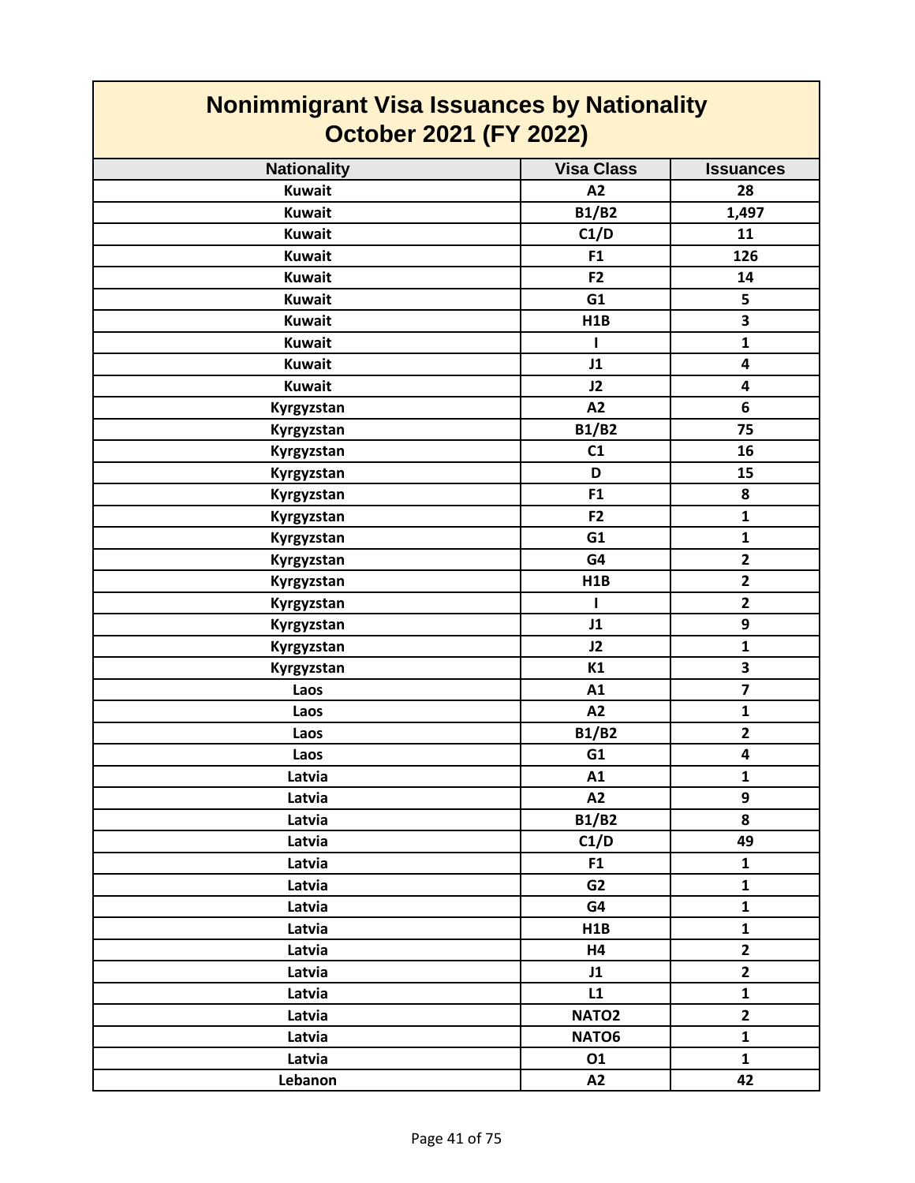# Nonimmigrant Visa Issuances by Nationality
## October 2021 (FY 2022)

| Nationality | Visa Class | Issuances |
|---|---|---|
| Kuwait | A2 | 28 |
| Kuwait | B1/B2 | 1,497 |
| Kuwait | C1/D | 11 |
| Kuwait | F1 | 126 |
| Kuwait | F2 | 14 |
| Kuwait | G1 | 5 |
| Kuwait | H1B | 3 |
| Kuwait | I | 1 |
| Kuwait | J1 | 4 |
| Kuwait | J2 | 4 |
| Kyrgyzstan | A2 | 6 |
| Kyrgyzstan | B1/B2 | 75 |
| Kyrgyzstan | C1 | 16 |
| Kyrgyzstan | D | 15 |
| Kyrgyzstan | F1 | 8 |
| Kyrgyzstan | F2 | 1 |
| Kyrgyzstan | G1 | 1 |
| Kyrgyzstan | G4 | 2 |
| Kyrgyzstan | H1B | 2 |
| Kyrgyzstan | I | 2 |
| Kyrgyzstan | J1 | 9 |
| Kyrgyzstan | J2 | 1 |
| Kyrgyzstan | K1 | 3 |
| Laos | A1 | 7 |
| Laos | A2 | 1 |
| Laos | B1/B2 | 2 |
| Laos | G1 | 4 |
| Latvia | A1 | 1 |
| Latvia | A2 | 9 |
| Latvia | B1/B2 | 8 |
| Latvia | C1/D | 49 |
| Latvia | F1 | 1 |
| Latvia | G2 | 1 |
| Latvia | G4 | 1 |
| Latvia | H1B | 1 |
| Latvia | H4 | 2 |
| Latvia | J1 | 2 |
| Latvia | L1 | 1 |
| Latvia | NATO2 | 2 |
| Latvia | NATO6 | 1 |
| Latvia | O1 | 1 |
| Lebanon | A2 | 42 |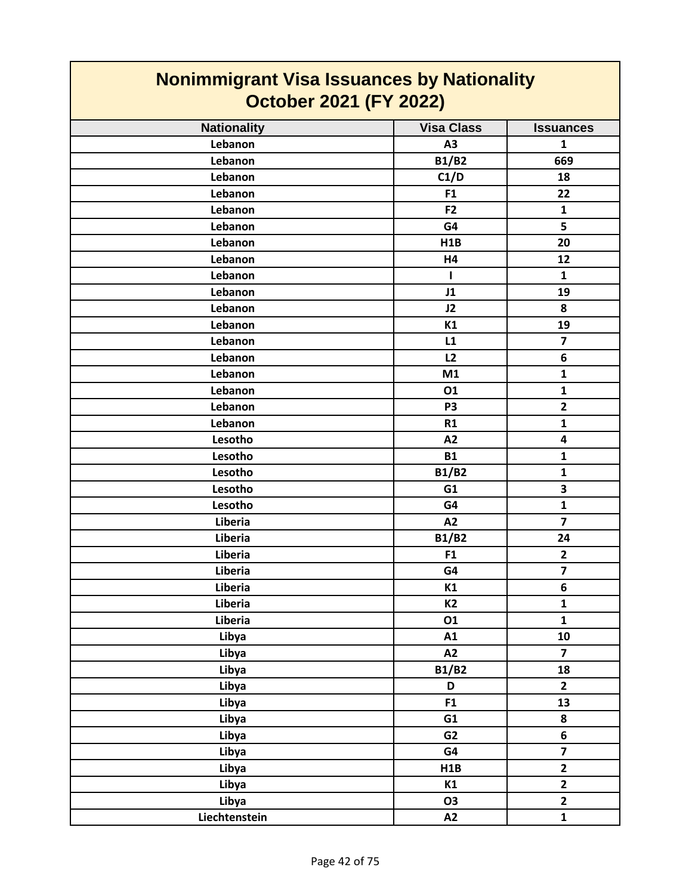# Nonimmigrant Visa Issuances by Nationality
## October 2021 (FY 2022)

| Nationality | Visa Class | Issuances |
|---|---|---|
| Lebanon | A3 | 1 |
| Lebanon | B1/B2 | 669 |
| Lebanon | C1/D | 18 |
| Lebanon | F1 | 22 |
| Lebanon | F2 | 1 |
| Lebanon | G4 | 5 |
| Lebanon | H1B | 20 |
| Lebanon | H4 | 12 |
| Lebanon | I | 1 |
| Lebanon | J1 | 19 |
| Lebanon | J2 | 8 |
| Lebanon | K1 | 19 |
| Lebanon | L1 | 7 |
| Lebanon | L2 | 6 |
| Lebanon | M1 | 1 |
| Lebanon | O1 | 1 |
| Lebanon | P3 | 2 |
| Lebanon | R1 | 1 |
| Lesotho | A2 | 4 |
| Lesotho | B1 | 1 |
| Lesotho | B1/B2 | 1 |
| Lesotho | G1 | 3 |
| Lesotho | G4 | 1 |
| Liberia | A2 | 7 |
| Liberia | B1/B2 | 24 |
| Liberia | F1 | 2 |
| Liberia | G4 | 7 |
| Liberia | K1 | 6 |
| Liberia | K2 | 1 |
| Liberia | O1 | 1 |
| Libya | A1 | 10 |
| Libya | A2 | 7 |
| Libya | B1/B2 | 18 |
| Libya | D | 2 |
| Libya | F1 | 13 |
| Libya | G1 | 8 |
| Libya | G2 | 6 |
| Libya | G4 | 7 |
| Libya | H1B | 2 |
| Libya | K1 | 2 |
| Libya | O3 | 2 |
| Liechtenstein | A2 | 1 |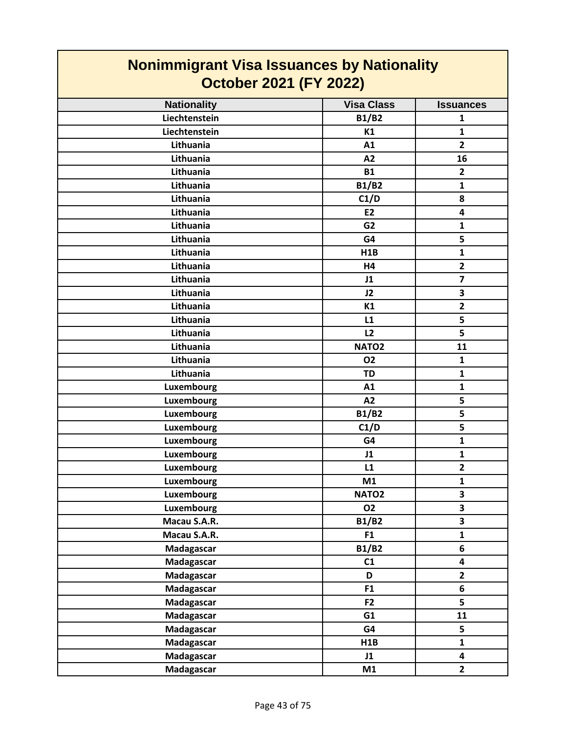# Nonimmigrant Visa Issuances by Nationality
## October 2021 (FY 2022)

| Nationality | Visa Class | Issuances |
|---|---|---|
| Liechtenstein | B1/B2 | 1 |
| Liechtenstein | K1 | 1 |
| Lithuania | A1 | 2 |
| Lithuania | A2 | 16 |
| Lithuania | B1 | 2 |
| Lithuania | B1/B2 | 1 |
| Lithuania | C1/D | 8 |
| Lithuania | E2 | 4 |
| Lithuania | G2 | 1 |
| Lithuania | G4 | 5 |
| Lithuania | H1B | 1 |
| Lithuania | H4 | 2 |
| Lithuania | J1 | 7 |
| Lithuania | J2 | 3 |
| Lithuania | K1 | 2 |
| Lithuania | L1 | 5 |
| Lithuania | L2 | 5 |
| Lithuania | NATO2 | 11 |
| Lithuania | O2 | 1 |
| Lithuania | TD | 1 |
| Luxembourg | A1 | 1 |
| Luxembourg | A2 | 5 |
| Luxembourg | B1/B2 | 5 |
| Luxembourg | C1/D | 5 |
| Luxembourg | G4 | 1 |
| Luxembourg | J1 | 1 |
| Luxembourg | L1 | 2 |
| Luxembourg | M1 | 1 |
| Luxembourg | NATO2 | 3 |
| Luxembourg | O2 | 3 |
| Macau S.A.R. | B1/B2 | 3 |
| Macau S.A.R. | F1 | 1 |
| Madagascar | B1/B2 | 6 |
| Madagascar | C1 | 4 |
| Madagascar | D | 2 |
| Madagascar | F1 | 6 |
| Madagascar | F2 | 5 |
| Madagascar | G1 | 11 |
| Madagascar | G4 | 5 |
| Madagascar | H1B | 1 |
| Madagascar | J1 | 4 |
| Madagascar | M1 | 2 |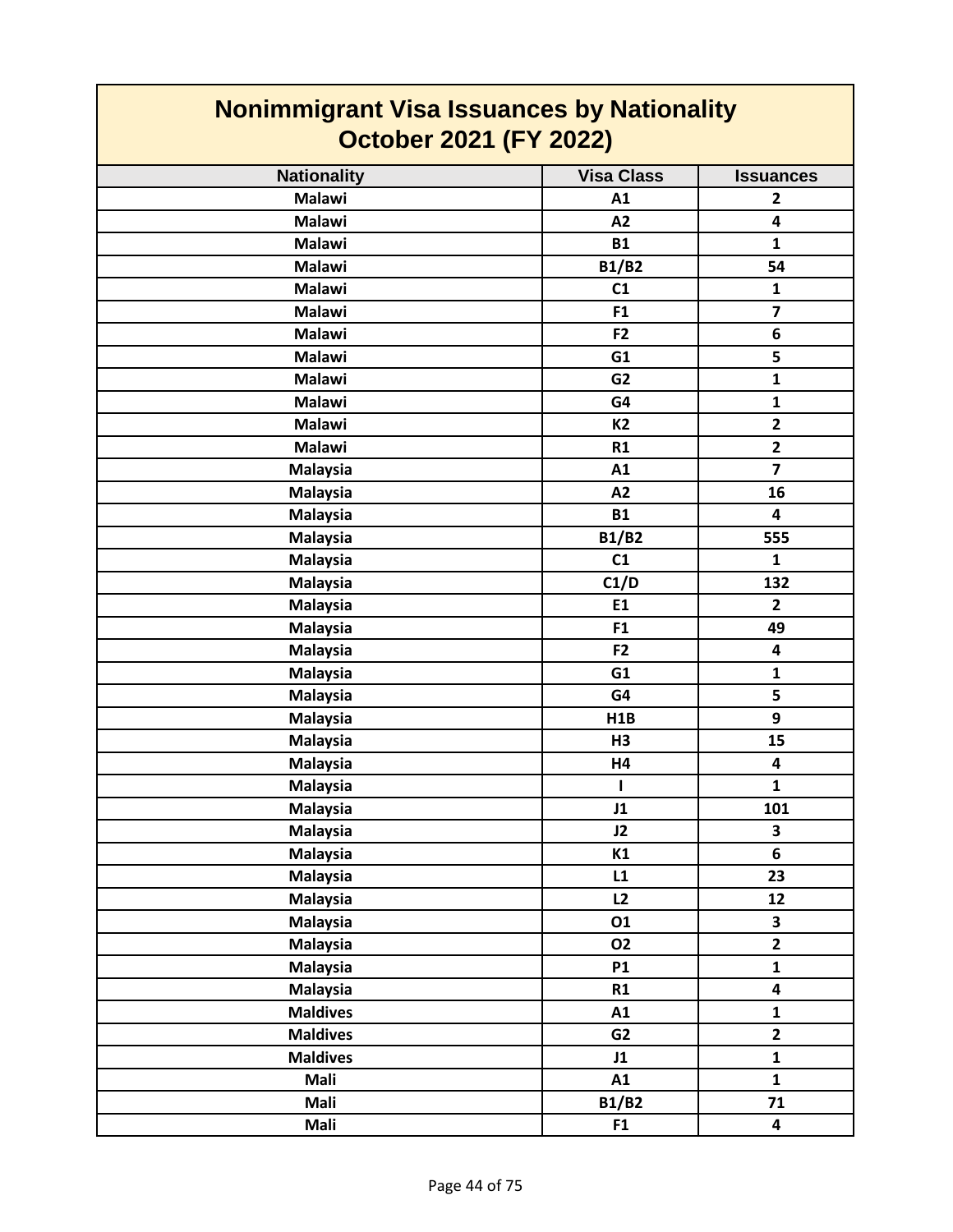# Nonimmigrant Visa Issuances by Nationality
# October 2021 (FY 2022)

| Nationality | Visa Class | Issuances |
|---|---|---|
| Malawi | A1 | 2 |
| Malawi | A2 | 4 |
| Malawi | B1 | 1 |
| Malawi | B1/B2 | 54 |
| Malawi | C1 | 1 |
| Malawi | F1 | 7 |
| Malawi | F2 | 6 |
| Malawi | G1 | 5 |
| Malawi | G2 | 1 |
| Malawi | G4 | 1 |
| Malawi | K2 | 2 |
| Malawi | R1 | 2 |
| Malaysia | A1 | 7 |
| Malaysia | A2 | 16 |
| Malaysia | B1 | 4 |
| Malaysia | B1/B2 | 555 |
| Malaysia | C1 | 1 |
| Malaysia | C1/D | 132 |
| Malaysia | E1 | 2 |
| Malaysia | F1 | 49 |
| Malaysia | F2 | 4 |
| Malaysia | G1 | 1 |
| Malaysia | G4 | 5 |
| Malaysia | H1B | 9 |
| Malaysia | H3 | 15 |
| Malaysia | H4 | 4 |
| Malaysia | I | 1 |
| Malaysia | J1 | 101 |
| Malaysia | J2 | 3 |
| Malaysia | K1 | 6 |
| Malaysia | L1 | 23 |
| Malaysia | L2 | 12 |
| Malaysia | O1 | 3 |
| Malaysia | O2 | 2 |
| Malaysia | P1 | 1 |
| Malaysia | R1 | 4 |
| Maldives | A1 | 1 |
| Maldives | G2 | 2 |
| Maldives | J1 | 1 |
| Mali | A1 | 1 |
| Mali | B1/B2 | 71 |
| Mali | F1 | 4 |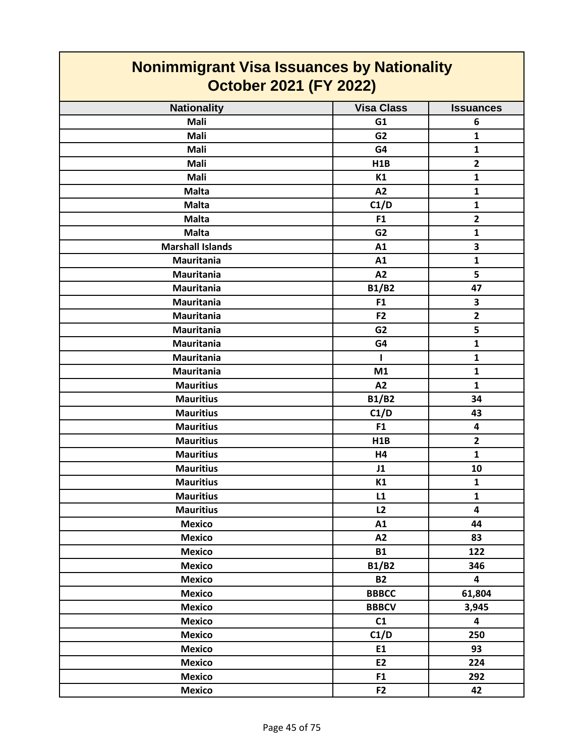# Nonimmigrant Visa Issuances by Nationality
## October 2021 (FY 2022)

| Nationality | Visa Class | Issuances |
|---|---|---|
| Mali | G1 | 6 |
| Mali | G2 | 1 |
| Mali | G4 | 1 |
| Mali | H1B | 2 |
| Mali | K1 | 1 |
| Malta | A2 | 1 |
| Malta | C1/D | 1 |
| Malta | F1 | 2 |
| Malta | G2 | 1 |
| Marshall Islands | A1 | 3 |
| Mauritania | A1 | 1 |
| Mauritania | A2 | 5 |
| Mauritania | B1/B2 | 47 |
| Mauritania | F1 | 3 |
| Mauritania | F2 | 2 |
| Mauritania | G2 | 5 |
| Mauritania | G4 | 1 |
| Mauritania | I | 1 |
| Mauritania | M1 | 1 |
| Mauritius | A2 | 1 |
| Mauritius | B1/B2 | 34 |
| Mauritius | C1/D | 43 |
| Mauritius | F1 | 4 |
| Mauritius | H1B | 2 |
| Mauritius | H4 | 1 |
| Mauritius | J1 | 10 |
| Mauritius | K1 | 1 |
| Mauritius | L1 | 1 |
| Mauritius | L2 | 4 |
| Mexico | A1 | 44 |
| Mexico | A2 | 83 |
| Mexico | B1 | 122 |
| Mexico | B1/B2 | 346 |
| Mexico | B2 | 4 |
| Mexico | BBBCC | 61,804 |
| Mexico | BBBCV | 3,945 |
| Mexico | C1 | 4 |
| Mexico | C1/D | 250 |
| Mexico | E1 | 93 |
| Mexico | E2 | 224 |
| Mexico | F1 | 292 |
| Mexico | F2 | 42 |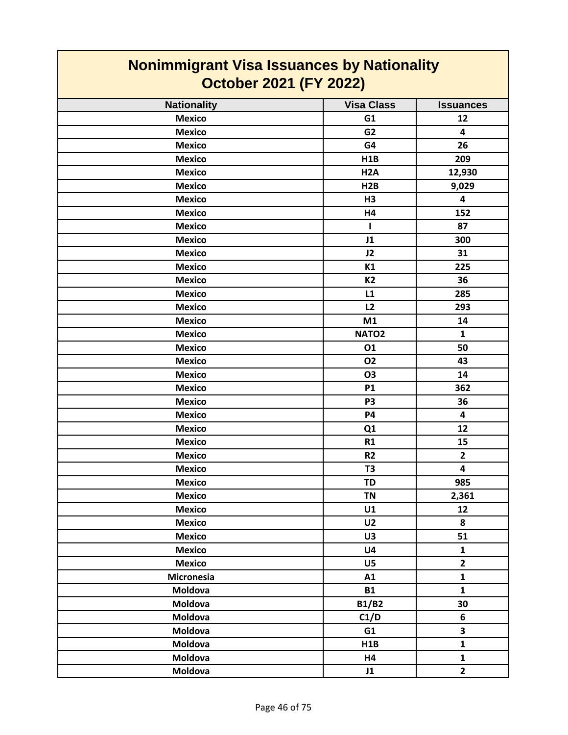# Nonimmigrant Visa Issuances by Nationality
## October 2021 (FY 2022)

| Nationality | Visa Class | Issuances |
|---|---|---|
| Mexico | G1 | 12 |
| Mexico | G2 | 4 |
| Mexico | G4 | 26 |
| Mexico | H1B | 209 |
| Mexico | H2A | 12,930 |
| Mexico | H2B | 9,029 |
| Mexico | H3 | 4 |
| Mexico | H4 | 152 |
| Mexico | I | 87 |
| Mexico | J1 | 300 |
| Mexico | J2 | 31 |
| Mexico | K1 | 225 |
| Mexico | K2 | 36 |
| Mexico | L1 | 285 |
| Mexico | L2 | 293 |
| Mexico | M1 | 14 |
| Mexico | NATO2 | 1 |
| Mexico | O1 | 50 |
| Mexico | O2 | 43 |
| Mexico | O3 | 14 |
| Mexico | P1 | 362 |
| Mexico | P3 | 36 |
| Mexico | P4 | 4 |
| Mexico | Q1 | 12 |
| Mexico | R1 | 15 |
| Mexico | R2 | 2 |
| Mexico | T3 | 4 |
| Mexico | TD | 985 |
| Mexico | TN | 2,361 |
| Mexico | U1 | 12 |
| Mexico | U2 | 8 |
| Mexico | U3 | 51 |
| Mexico | U4 | 1 |
| Mexico | U5 | 2 |
| Micronesia | A1 | 1 |
| Moldova | B1 | 1 |
| Moldova | B1/B2 | 30 |
| Moldova | C1/D | 6 |
| Moldova | G1 | 3 |
| Moldova | H1B | 1 |
| Moldova | H4 | 1 |
| Moldova | J1 | 2 |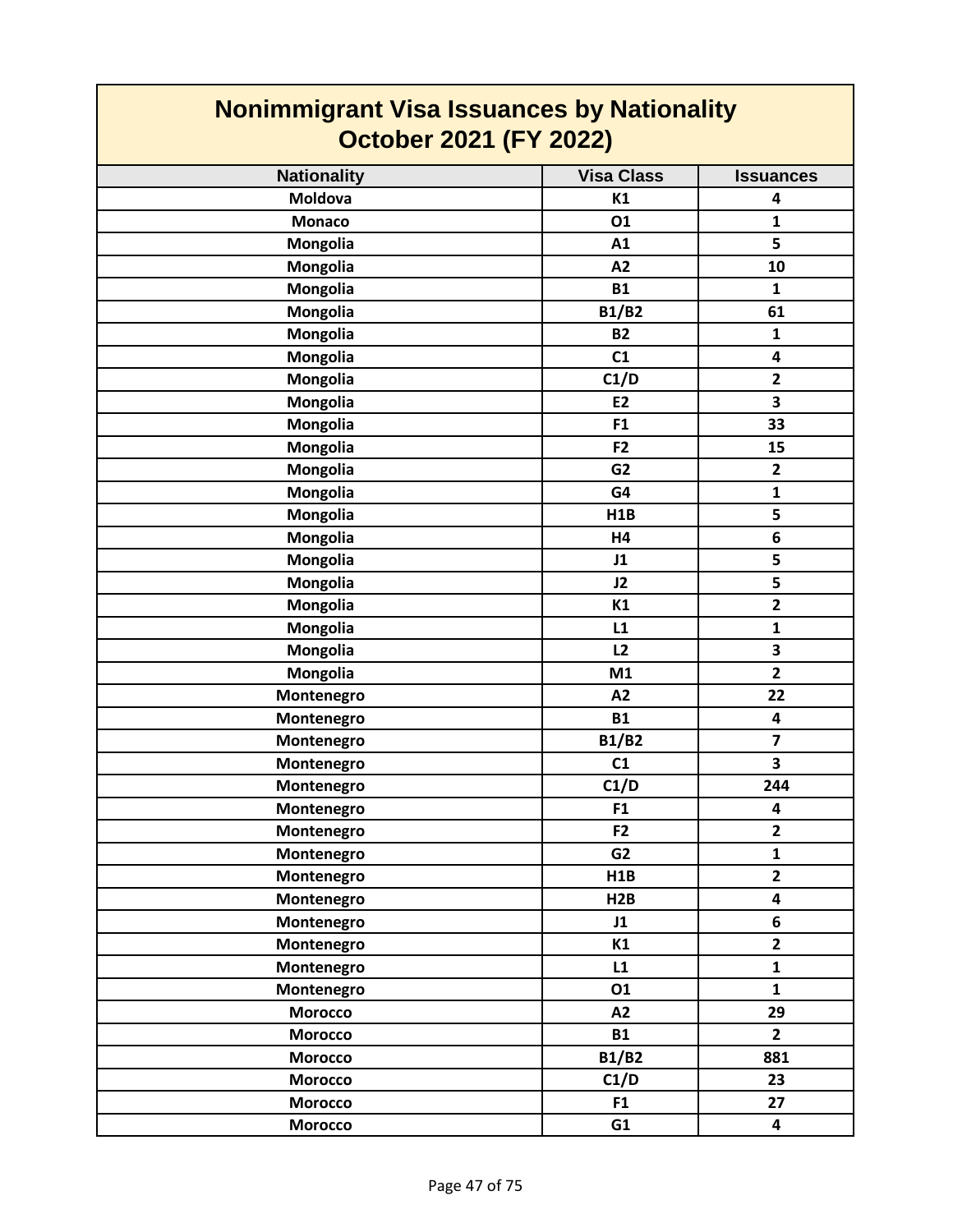# Nonimmigrant Visa Issuances by Nationality
# October 2021 (FY 2022)

| Nationality | Visa Class | Issuances |
|---|---|---|
| Moldova | K1 | 4 |
| Monaco | O1 | 1 |
| Mongolia | A1 | 5 |
| Mongolia | A2 | 10 |
| Mongolia | B1 | 1 |
| Mongolia | B1/B2 | 61 |
| Mongolia | B2 | 1 |
| Mongolia | C1 | 4 |
| Mongolia | C1/D | 2 |
| Mongolia | E2 | 3 |
| Mongolia | F1 | 33 |
| Mongolia | F2 | 15 |
| Mongolia | G2 | 2 |
| Mongolia | G4 | 1 |
| Mongolia | H1B | 5 |
| Mongolia | H4 | 6 |
| Mongolia | J1 | 5 |
| Mongolia | J2 | 5 |
| Mongolia | K1 | 2 |
| Mongolia | L1 | 1 |
| Mongolia | L2 | 3 |
| Mongolia | M1 | 2 |
| Montenegro | A2 | 22 |
| Montenegro | B1 | 4 |
| Montenegro | B1/B2 | 7 |
| Montenegro | C1 | 3 |
| Montenegro | C1/D | 244 |
| Montenegro | F1 | 4 |
| Montenegro | F2 | 2 |
| Montenegro | G2 | 1 |
| Montenegro | H1B | 2 |
| Montenegro | H2B | 4 |
| Montenegro | J1 | 6 |
| Montenegro | K1 | 2 |
| Montenegro | L1 | 1 |
| Montenegro | O1 | 1 |
| Morocco | A2 | 29 |
| Morocco | B1 | 2 |
| Morocco | B1/B2 | 881 |
| Morocco | C1/D | 23 |
| Morocco | F1 | 27 |
| Morocco | G1 | 4 |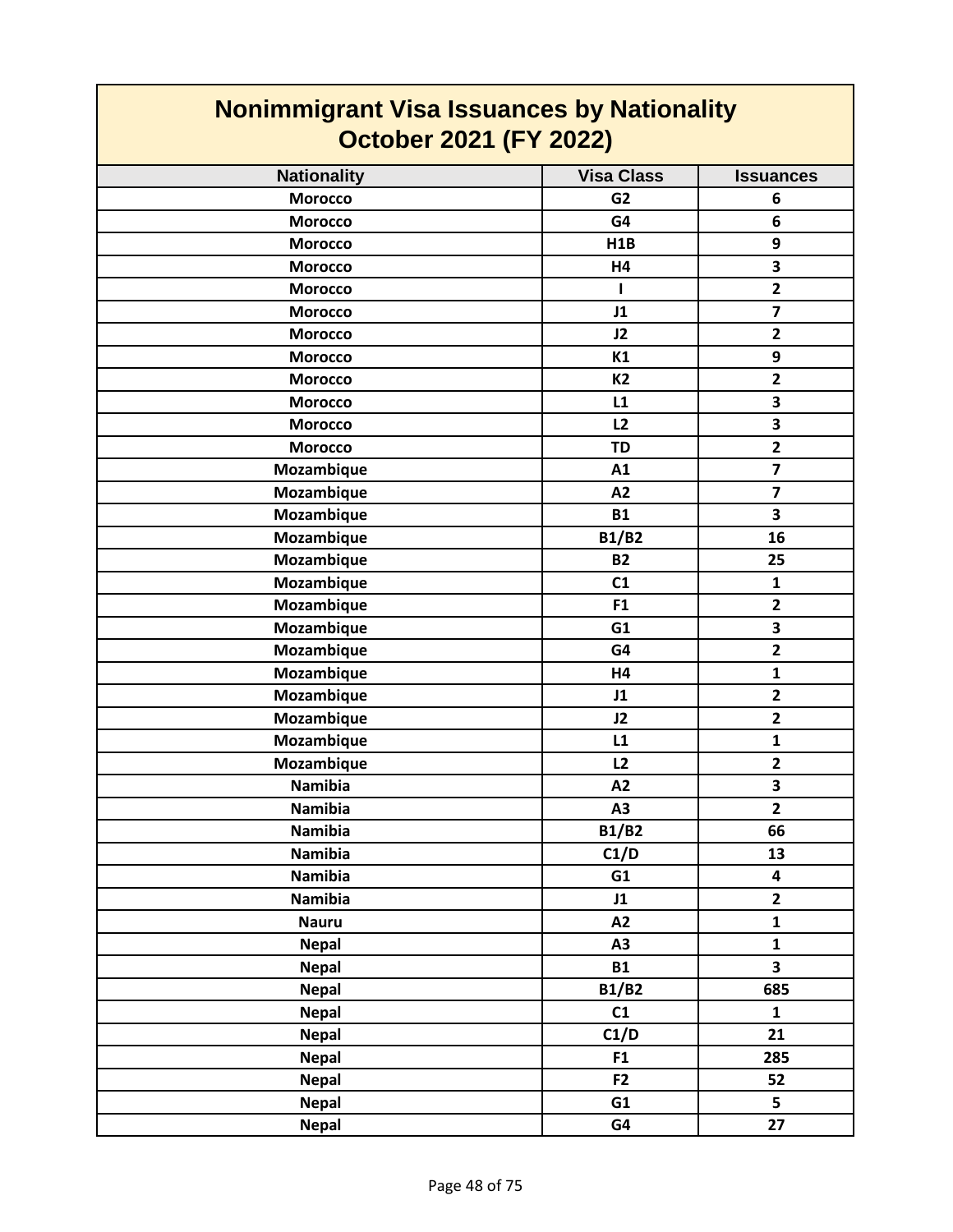# Nonimmigrant Visa Issuances by Nationality
## October 2021 (FY 2022)

| Nationality | Visa Class | Issuances |
|---|---|---|
| Morocco | G2 | 6 |
| Morocco | G4 | 6 |
| Morocco | H1B | 9 |
| Morocco | H4 | 3 |
| Morocco | I | 2 |
| Morocco | J1 | 7 |
| Morocco | J2 | 2 |
| Morocco | K1 | 9 |
| Morocco | K2 | 2 |
| Morocco | L1 | 3 |
| Morocco | L2 | 3 |
| Morocco | TD | 2 |
| Mozambique | A1 | 7 |
| Mozambique | A2 | 7 |
| Mozambique | B1 | 3 |
| Mozambique | B1/B2 | 16 |
| Mozambique | B2 | 25 |
| Mozambique | C1 | 1 |
| Mozambique | F1 | 2 |
| Mozambique | G1 | 3 |
| Mozambique | G4 | 2 |
| Mozambique | H4 | 1 |
| Mozambique | J1 | 2 |
| Mozambique | J2 | 2 |
| Mozambique | L1 | 1 |
| Mozambique | L2 | 2 |
| Namibia | A2 | 3 |
| Namibia | A3 | 2 |
| Namibia | B1/B2 | 66 |
| Namibia | C1/D | 13 |
| Namibia | G1 | 4 |
| Namibia | J1 | 2 |
| Nauru | A2 | 1 |
| Nepal | A3 | 1 |
| Nepal | B1 | 3 |
| Nepal | B1/B2 | 685 |
| Nepal | C1 | 1 |
| Nepal | C1/D | 21 |
| Nepal | F1 | 285 |
| Nepal | F2 | 52 |
| Nepal | G1 | 5 |
| Nepal | G4 | 27 |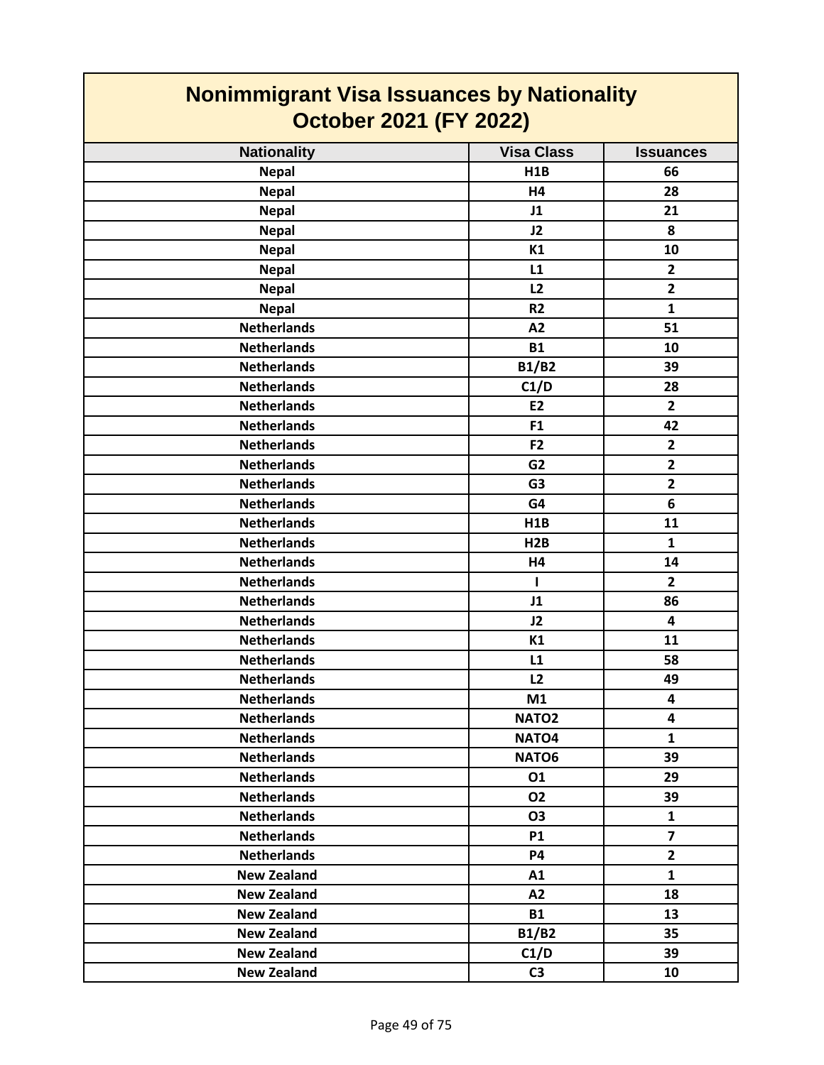# Nonimmigrant Visa Issuances by Nationality
# October 2021 (FY 2022)

| Nationality | Visa Class | Issuances |
|---|---|---|
| Nepal | H1B | 66 |
| Nepal | H4 | 28 |
| Nepal | J1 | 21 |
| Nepal | J2 | 8 |
| Nepal | K1 | 10 |
| Nepal | L1 | 2 |
| Nepal | L2 | 2 |
| Nepal | R2 | 1 |
| Netherlands | A2 | 51 |
| Netherlands | B1 | 10 |
| Netherlands | B1/B2 | 39 |
| Netherlands | C1/D | 28 |
| Netherlands | E2 | 2 |
| Netherlands | F1 | 42 |
| Netherlands | F2 | 2 |
| Netherlands | G2 | 2 |
| Netherlands | G3 | 2 |
| Netherlands | G4 | 6 |
| Netherlands | H1B | 11 |
| Netherlands | H2B | 1 |
| Netherlands | H4 | 14 |
| Netherlands | I | 2 |
| Netherlands | J1 | 86 |
| Netherlands | J2 | 4 |
| Netherlands | K1 | 11 |
| Netherlands | L1 | 58 |
| Netherlands | L2 | 49 |
| Netherlands | M1 | 4 |
| Netherlands | NATO2 | 4 |
| Netherlands | NATO4 | 1 |
| Netherlands | NATO6 | 39 |
| Netherlands | O1 | 29 |
| Netherlands | O2 | 39 |
| Netherlands | O3 | 1 |
| Netherlands | P1 | 7 |
| Netherlands | P4 | 2 |
| New Zealand | A1 | 1 |
| New Zealand | A2 | 18 |
| New Zealand | B1 | 13 |
| New Zealand | B1/B2 | 35 |
| New Zealand | C1/D | 39 |
| New Zealand | C3 | 10 |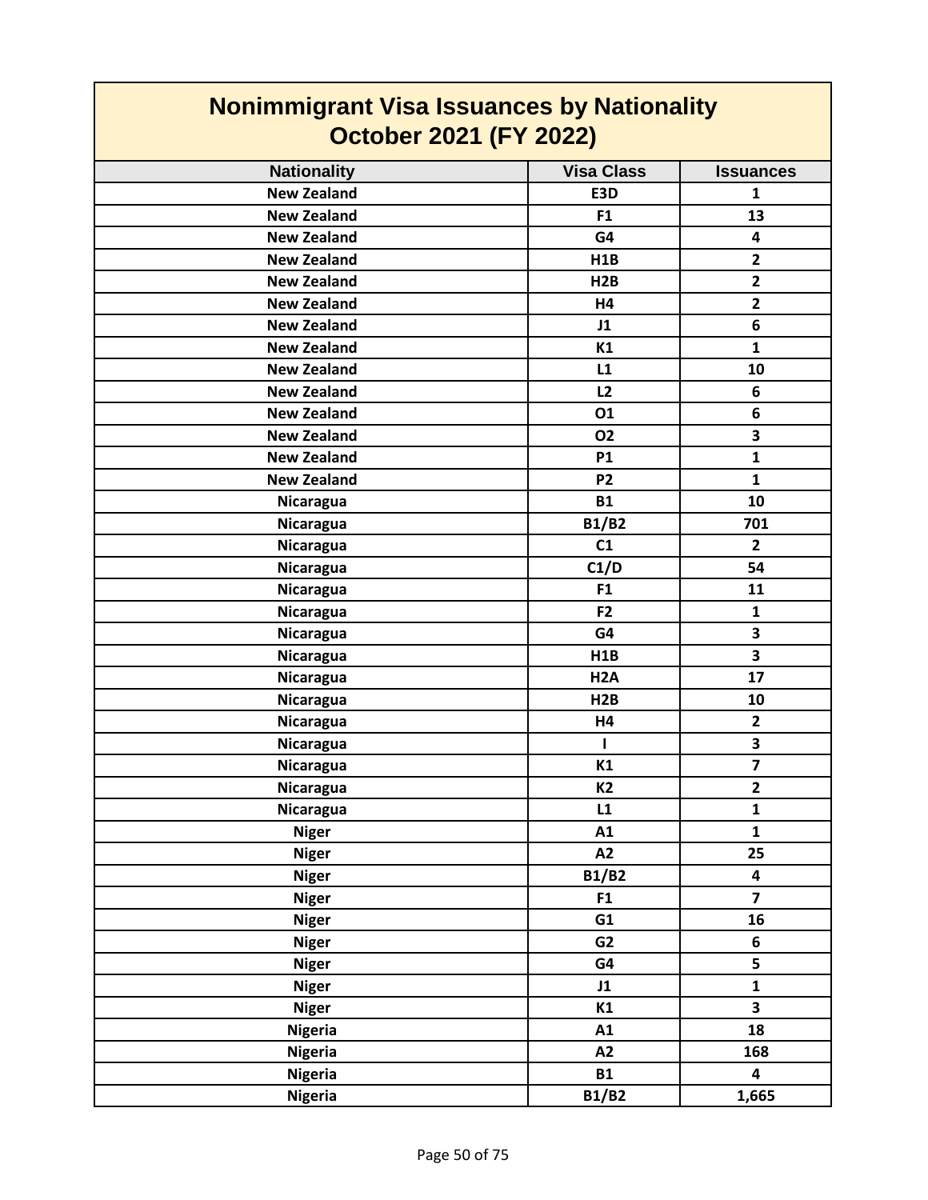# Nonimmigrant Visa Issuances by Nationality
## October 2021 (FY 2022)

| Nationality | Visa Class | Issuances |
|---|---|---|
| New Zealand | E3D | 1 |
| New Zealand | F1 | 13 |
| New Zealand | G4 | 4 |
| New Zealand | H1B | 2 |
| New Zealand | H2B | 2 |
| New Zealand | H4 | 2 |
| New Zealand | J1 | 6 |
| New Zealand | K1 | 1 |
| New Zealand | L1 | 10 |
| New Zealand | L2 | 6 |
| New Zealand | O1 | 6 |
| New Zealand | O2 | 3 |
| New Zealand | P1 | 1 |
| New Zealand | P2 | 1 |
| Nicaragua | B1 | 10 |
| Nicaragua | B1/B2 | 701 |
| Nicaragua | C1 | 2 |
| Nicaragua | C1/D | 54 |
| Nicaragua | F1 | 11 |
| Nicaragua | F2 | 1 |
| Nicaragua | G4 | 3 |
| Nicaragua | H1B | 3 |
| Nicaragua | H2A | 17 |
| Nicaragua | H2B | 10 |
| Nicaragua | H4 | 2 |
| Nicaragua | I | 3 |
| Nicaragua | K1 | 7 |
| Nicaragua | K2 | 2 |
| Nicaragua | L1 | 1 |
| Niger | A1 | 1 |
| Niger | A2 | 25 |
| Niger | B1/B2 | 4 |
| Niger | F1 | 7 |
| Niger | G1 | 16 |
| Niger | G2 | 6 |
| Niger | G4 | 5 |
| Niger | J1 | 1 |
| Niger | K1 | 3 |
| Nigeria | A1 | 18 |
| Nigeria | A2 | 168 |
| Nigeria | B1 | 4 |
| Nigeria | B1/B2 | 1,665 |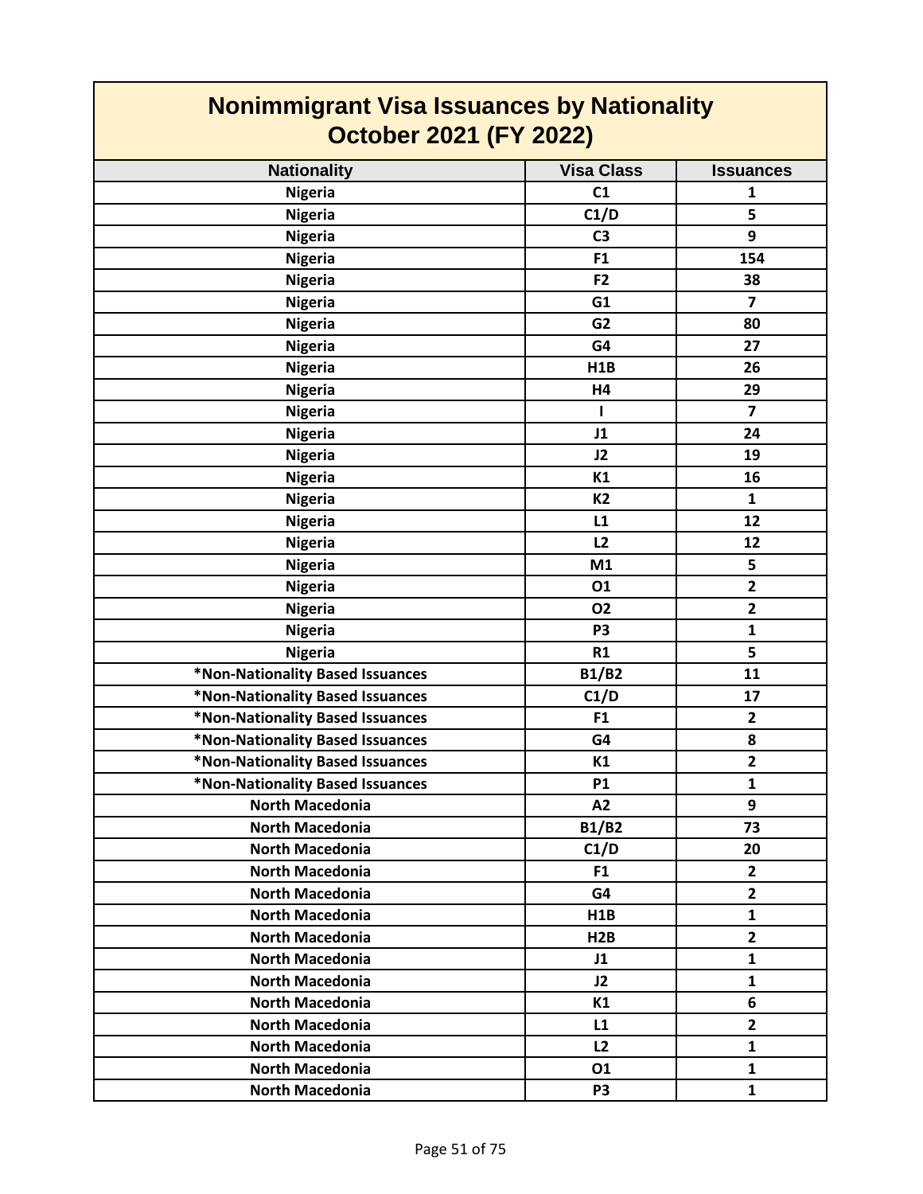# Nonimmigrant Visa Issuances by Nationality October 2021 (FY 2022)

| Nationality | Visa Class | Issuances |
|---|---|---|
| Nigeria | C1 | 1 |
| Nigeria | C1/D | 5 |
| Nigeria | C3 | 9 |
| Nigeria | F1 | 154 |
| Nigeria | F2 | 38 |
| Nigeria | G1 | 7 |
| Nigeria | G2 | 80 |
| Nigeria | G4 | 27 |
| Nigeria | H1B | 26 |
| Nigeria | H4 | 29 |
| Nigeria | I | 7 |
| Nigeria | J1 | 24 |
| Nigeria | J2 | 19 |
| Nigeria | K1 | 16 |
| Nigeria | K2 | 1 |
| Nigeria | L1 | 12 |
| Nigeria | L2 | 12 |
| Nigeria | M1 | 5 |
| Nigeria | O1 | 2 |
| Nigeria | O2 | 2 |
| Nigeria | P3 | 1 |
| Nigeria | R1 | 5 |
| *Non-Nationality Based Issuances | B1/B2 | 11 |
| *Non-Nationality Based Issuances | C1/D | 17 |
| *Non-Nationality Based Issuances | F1 | 2 |
| *Non-Nationality Based Issuances | G4 | 8 |
| *Non-Nationality Based Issuances | K1 | 2 |
| *Non-Nationality Based Issuances | P1 | 1 |
| North Macedonia | A2 | 9 |
| North Macedonia | B1/B2 | 73 |
| North Macedonia | C1/D | 20 |
| North Macedonia | F1 | 2 |
| North Macedonia | G4 | 2 |
| North Macedonia | H1B | 1 |
| North Macedonia | H2B | 2 |
| North Macedonia | J1 | 1 |
| North Macedonia | J2 | 1 |
| North Macedonia | K1 | 6 |
| North Macedonia | L1 | 2 |
| North Macedonia | L2 | 1 |
| North Macedonia | O1 | 1 |
| North Macedonia | P3 | 1 |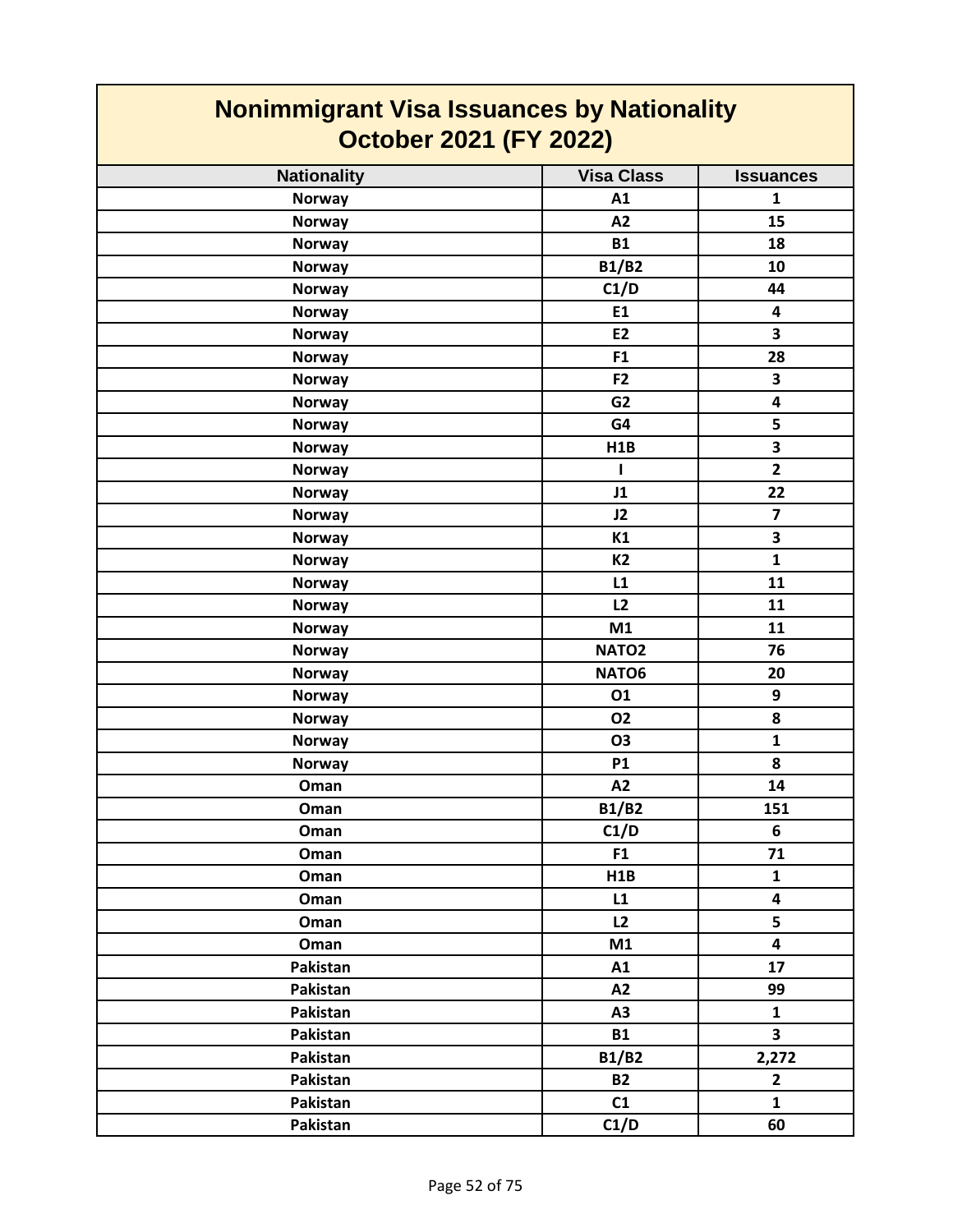# Nonimmigrant Visa Issuances by Nationality
## October 2021 (FY 2022)

| Nationality | Visa Class | Issuances |
|---|---|---|
| Norway | A1 | 1 |
| Norway | A2 | 15 |
| Norway | B1 | 18 |
| Norway | B1/B2 | 10 |
| Norway | C1/D | 44 |
| Norway | E1 | 4 |
| Norway | E2 | 3 |
| Norway | F1 | 28 |
| Norway | F2 | 3 |
| Norway | G2 | 4 |
| Norway | G4 | 5 |
| Norway | H1B | 3 |
| Norway | I | 2 |
| Norway | J1 | 22 |
| Norway | J2 | 7 |
| Norway | K1 | 3 |
| Norway | K2 | 1 |
| Norway | L1 | 11 |
| Norway | L2 | 11 |
| Norway | M1 | 11 |
| Norway | NATO2 | 76 |
| Norway | NATO6 | 20 |
| Norway | O1 | 9 |
| Norway | O2 | 8 |
| Norway | O3 | 1 |
| Norway | P1 | 8 |
| Oman | A2 | 14 |
| Oman | B1/B2 | 151 |
| Oman | C1/D | 6 |
| Oman | F1 | 71 |
| Oman | H1B | 1 |
| Oman | L1 | 4 |
| Oman | L2 | 5 |
| Oman | M1 | 4 |
| Pakistan | A1 | 17 |
| Pakistan | A2 | 99 |
| Pakistan | A3 | 1 |
| Pakistan | B1 | 3 |
| Pakistan | B1/B2 | 2,272 |
| Pakistan | B2 | 2 |
| Pakistan | C1 | 1 |
| Pakistan | C1/D | 60 |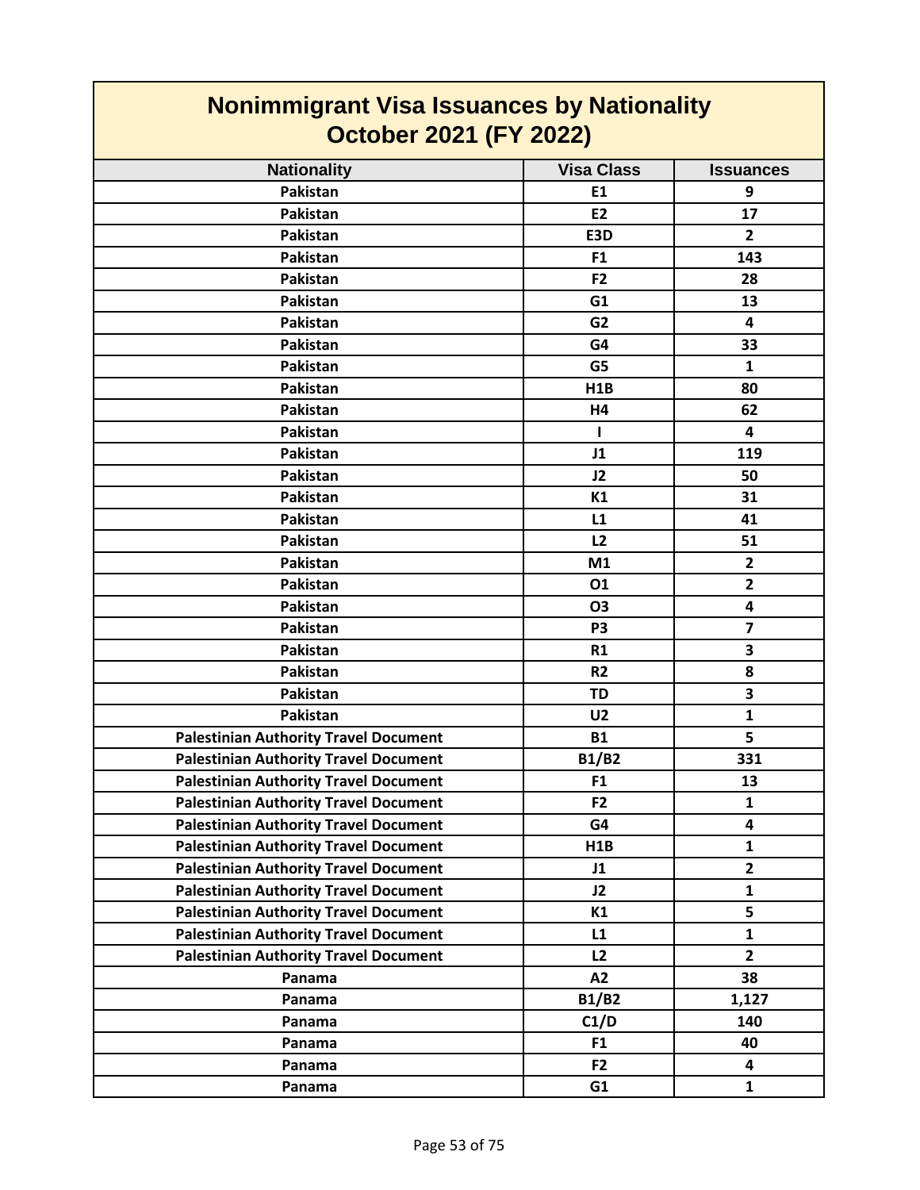# Nonimmigrant Visa Issuances by Nationality
## October 2021 (FY 2022)

| Nationality | Visa Class | Issuances |
|---|---|---|
| Pakistan | E1 | 9 |
| Pakistan | E2 | 17 |
| Pakistan | E3D | 2 |
| Pakistan | F1 | 143 |
| Pakistan | F2 | 28 |
| Pakistan | G1 | 13 |
| Pakistan | G2 | 4 |
| Pakistan | G4 | 33 |
| Pakistan | G5 | 1 |
| Pakistan | H1B | 80 |
| Pakistan | H4 | 62 |
| Pakistan | I | 4 |
| Pakistan | J1 | 119 |
| Pakistan | J2 | 50 |
| Pakistan | K1 | 31 |
| Pakistan | L1 | 41 |
| Pakistan | L2 | 51 |
| Pakistan | M1 | 2 |
| Pakistan | O1 | 2 |
| Pakistan | O3 | 4 |
| Pakistan | P3 | 7 |
| Pakistan | R1 | 3 |
| Pakistan | R2 | 8 |
| Pakistan | TD | 3 |
| Pakistan | U2 | 1 |
| Palestinian Authority Travel Document | B1 | 5 |
| Palestinian Authority Travel Document | B1/B2 | 331 |
| Palestinian Authority Travel Document | F1 | 13 |
| Palestinian Authority Travel Document | F2 | 1 |
| Palestinian Authority Travel Document | G4 | 4 |
| Palestinian Authority Travel Document | H1B | 1 |
| Palestinian Authority Travel Document | J1 | 2 |
| Palestinian Authority Travel Document | J2 | 1 |
| Palestinian Authority Travel Document | K1 | 5 |
| Palestinian Authority Travel Document | L1 | 1 |
| Palestinian Authority Travel Document | L2 | 2 |
| Panama | A2 | 38 |
| Panama | B1/B2 | 1,127 |
| Panama | C1/D | 140 |
| Panama | F1 | 40 |
| Panama | F2 | 4 |
| Panama | G1 | 1 |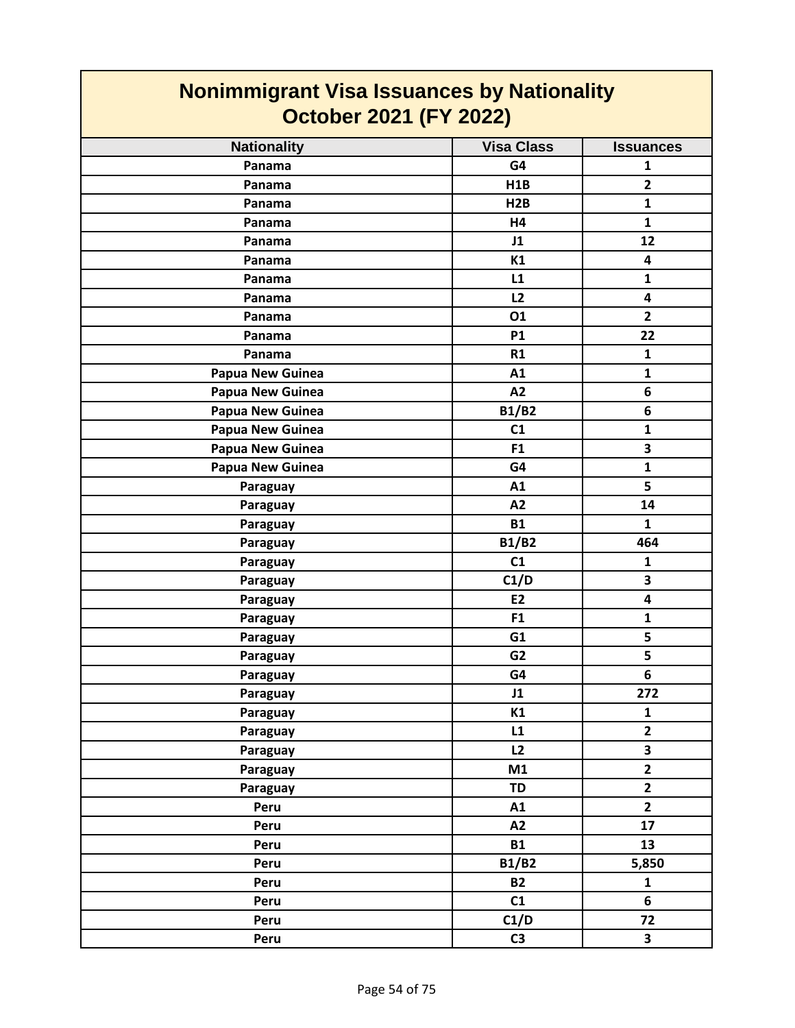# Nonimmigrant Visa Issuances by Nationality
## October 2021 (FY 2022)

| Nationality | Visa Class | Issuances |
|---|---|---|
| Panama | G4 | 1 |
| Panama | H1B | 2 |
| Panama | H2B | 1 |
| Panama | H4 | 1 |
| Panama | J1 | 12 |
| Panama | K1 | 4 |
| Panama | L1 | 1 |
| Panama | L2 | 4 |
| Panama | O1 | 2 |
| Panama | P1 | 22 |
| Panama | R1 | 1 |
| Papua New Guinea | A1 | 1 |
| Papua New Guinea | A2 | 6 |
| Papua New Guinea | B1/B2 | 6 |
| Papua New Guinea | C1 | 1 |
| Papua New Guinea | F1 | 3 |
| Papua New Guinea | G4 | 1 |
| Paraguay | A1 | 5 |
| Paraguay | A2 | 14 |
| Paraguay | B1 | 1 |
| Paraguay | B1/B2 | 464 |
| Paraguay | C1 | 1 |
| Paraguay | C1/D | 3 |
| Paraguay | E2 | 4 |
| Paraguay | F1 | 1 |
| Paraguay | G1 | 5 |
| Paraguay | G2 | 5 |
| Paraguay | G4 | 6 |
| Paraguay | J1 | 272 |
| Paraguay | K1 | 1 |
| Paraguay | L1 | 2 |
| Paraguay | L2 | 3 |
| Paraguay | M1 | 2 |
| Paraguay | TD | 2 |
| Peru | A1 | 2 |
| Peru | A2 | 17 |
| Peru | B1 | 13 |
| Peru | B1/B2 | 5,850 |
| Peru | B2 | 1 |
| Peru | C1 | 6 |
| Peru | C1/D | 72 |
| Peru | C3 | 3 |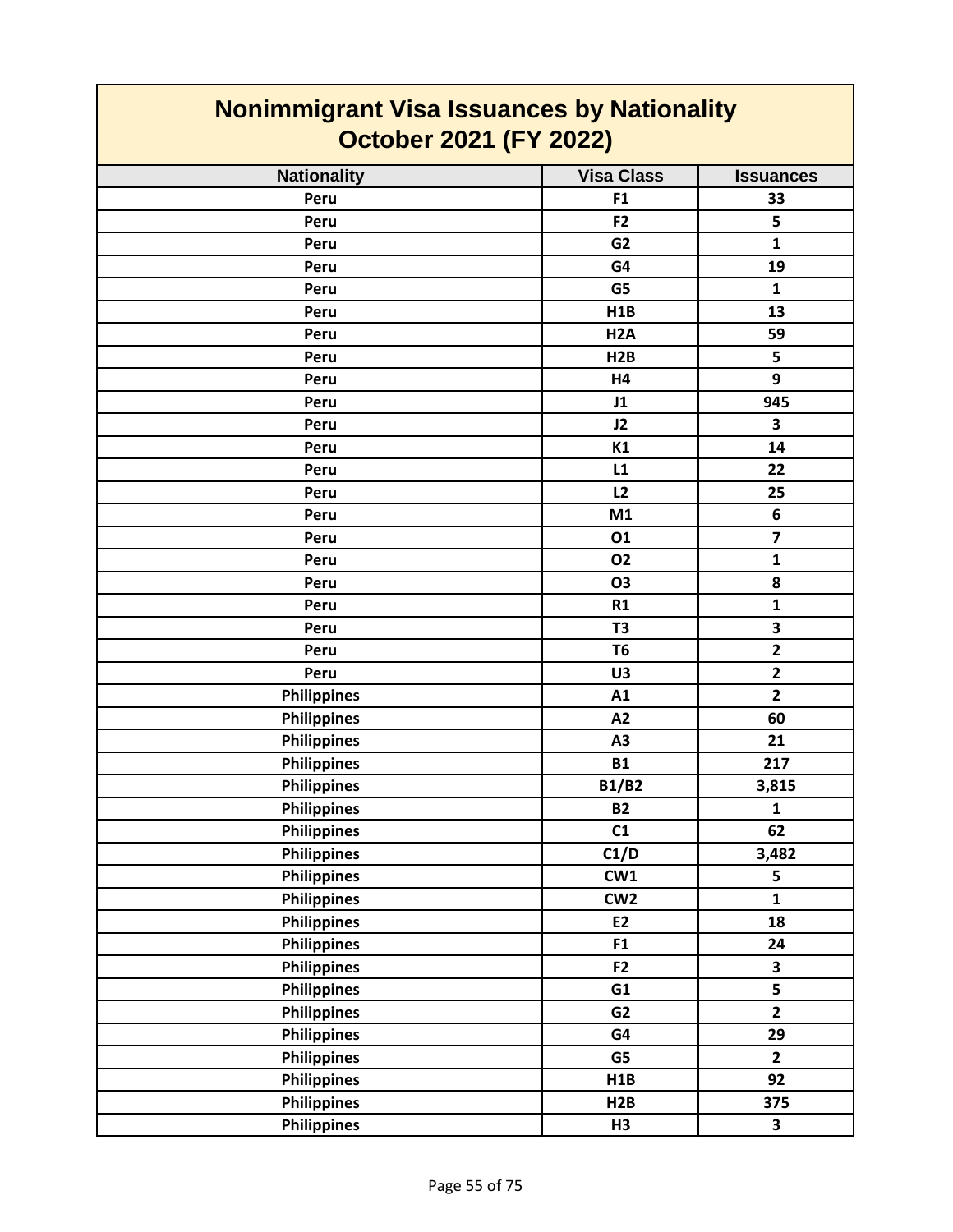# Nonimmigrant Visa Issuances by Nationality
## October 2021 (FY 2022)

| Nationality | Visa Class | Issuances |
|---|---|---|
| Peru | F1 | 33 |
| Peru | F2 | 5 |
| Peru | G2 | 1 |
| Peru | G4 | 19 |
| Peru | G5 | 1 |
| Peru | H1B | 13 |
| Peru | H2A | 59 |
| Peru | H2B | 5 |
| Peru | H4 | 9 |
| Peru | J1 | 945 |
| Peru | J2 | 3 |
| Peru | K1 | 14 |
| Peru | L1 | 22 |
| Peru | L2 | 25 |
| Peru | M1 | 6 |
| Peru | O1 | 7 |
| Peru | O2 | 1 |
| Peru | O3 | 8 |
| Peru | R1 | 1 |
| Peru | T3 | 3 |
| Peru | T6 | 2 |
| Peru | U3 | 2 |
| Philippines | A1 | 2 |
| Philippines | A2 | 60 |
| Philippines | A3 | 21 |
| Philippines | B1 | 217 |
| Philippines | B1/B2 | 3,815 |
| Philippines | B2 | 1 |
| Philippines | C1 | 62 |
| Philippines | C1/D | 3,482 |
| Philippines | CW1 | 5 |
| Philippines | CW2 | 1 |
| Philippines | E2 | 18 |
| Philippines | F1 | 24 |
| Philippines | F2 | 3 |
| Philippines | G1 | 5 |
| Philippines | G2 | 2 |
| Philippines | G4 | 29 |
| Philippines | G5 | 2 |
| Philippines | H1B | 92 |
| Philippines | H2B | 375 |
| Philippines | H3 | 3 |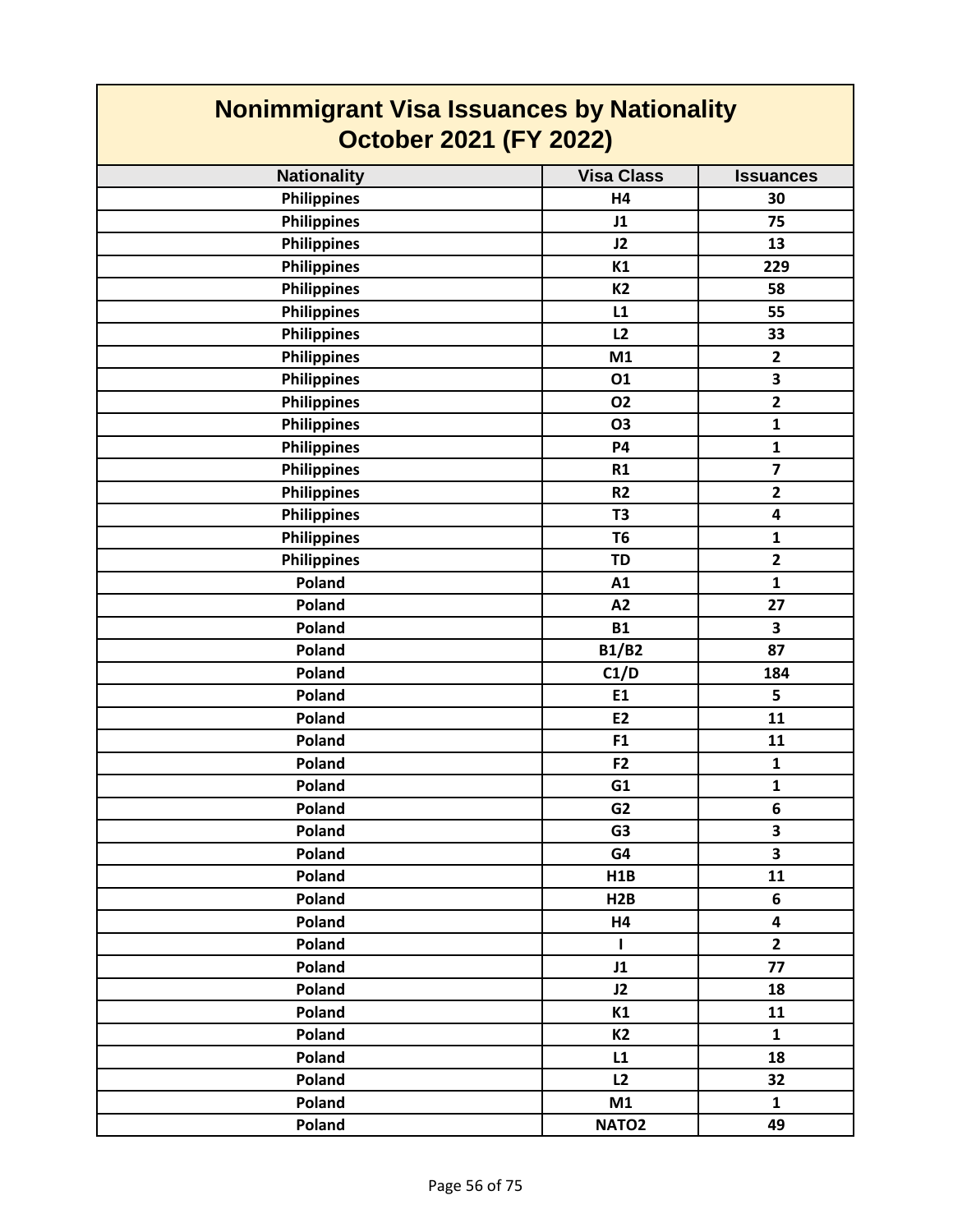# Nonimmigrant Visa Issuances by Nationality
## October 2021 (FY 2022)

| Nationality | Visa Class | Issuances |
|---|---|---|
| Philippines | H4 | 30 |
| Philippines | J1 | 75 |
| Philippines | J2 | 13 |
| Philippines | K1 | 229 |
| Philippines | K2 | 58 |
| Philippines | L1 | 55 |
| Philippines | L2 | 33 |
| Philippines | M1 | 2 |
| Philippines | O1 | 3 |
| Philippines | O2 | 2 |
| Philippines | O3 | 1 |
| Philippines | P4 | 1 |
| Philippines | R1 | 7 |
| Philippines | R2 | 2 |
| Philippines | T3 | 4 |
| Philippines | T6 | 1 |
| Philippines | TD | 2 |
| Poland | A1 | 1 |
| Poland | A2 | 27 |
| Poland | B1 | 3 |
| Poland | B1/B2 | 87 |
| Poland | C1/D | 184 |
| Poland | E1 | 5 |
| Poland | E2 | 11 |
| Poland | F1 | 11 |
| Poland | F2 | 1 |
| Poland | G1 | 1 |
| Poland | G2 | 6 |
| Poland | G3 | 3 |
| Poland | G4 | 3 |
| Poland | H1B | 11 |
| Poland | H2B | 6 |
| Poland | H4 | 4 |
| Poland | I | 2 |
| Poland | J1 | 77 |
| Poland | J2 | 18 |
| Poland | K1 | 11 |
| Poland | K2 | 1 |
| Poland | L1 | 18 |
| Poland | L2 | 32 |
| Poland | M1 | 1 |
| Poland | NATO2 | 49 |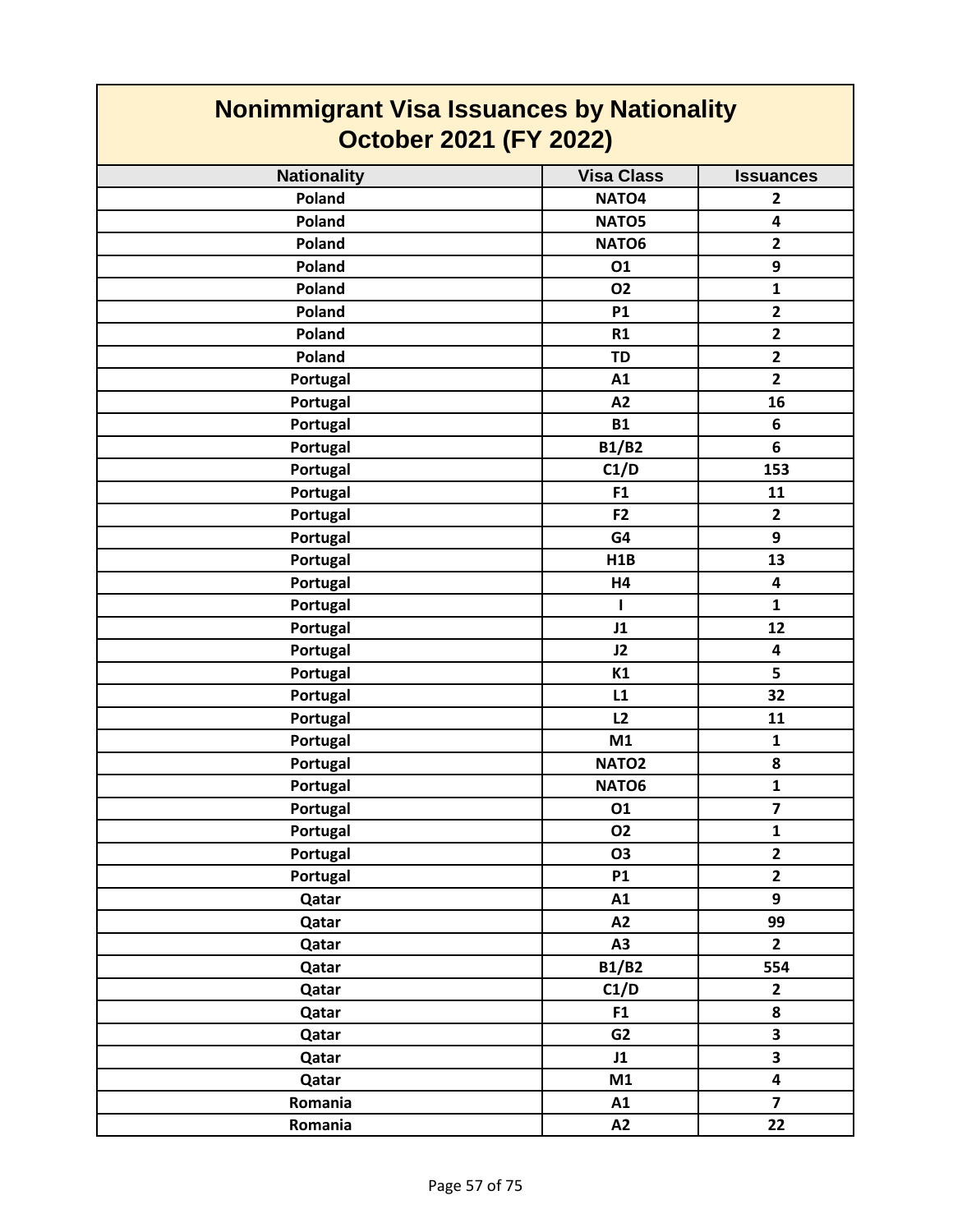# Nonimmigrant Visa Issuances by Nationality
## October 2021 (FY 2022)

| Nationality | Visa Class | Issuances |
|---|---|---|
| Poland | NATO4 | 2 |
| Poland | NATO5 | 4 |
| Poland | NATO6 | 2 |
| Poland | O1 | 9 |
| Poland | O2 | 1 |
| Poland | P1 | 2 |
| Poland | R1 | 2 |
| Poland | TD | 2 |
| Portugal | A1 | 2 |
| Portugal | A2 | 16 |
| Portugal | B1 | 6 |
| Portugal | B1/B2 | 6 |
| Portugal | C1/D | 153 |
| Portugal | F1 | 11 |
| Portugal | F2 | 2 |
| Portugal | G4 | 9 |
| Portugal | H1B | 13 |
| Portugal | H4 | 4 |
| Portugal | I | 1 |
| Portugal | J1 | 12 |
| Portugal | J2 | 4 |
| Portugal | K1 | 5 |
| Portugal | L1 | 32 |
| Portugal | L2 | 11 |
| Portugal | M1 | 1 |
| Portugal | NATO2 | 8 |
| Portugal | NATO6 | 1 |
| Portugal | O1 | 7 |
| Portugal | O2 | 1 |
| Portugal | O3 | 2 |
| Portugal | P1 | 2 |
| Qatar | A1 | 9 |
| Qatar | A2 | 99 |
| Qatar | A3 | 2 |
| Qatar | B1/B2 | 554 |
| Qatar | C1/D | 2 |
| Qatar | F1 | 8 |
| Qatar | G2 | 3 |
| Qatar | J1 | 3 |
| Qatar | M1 | 4 |
| Romania | A1 | 7 |
| Romania | A2 | 22 |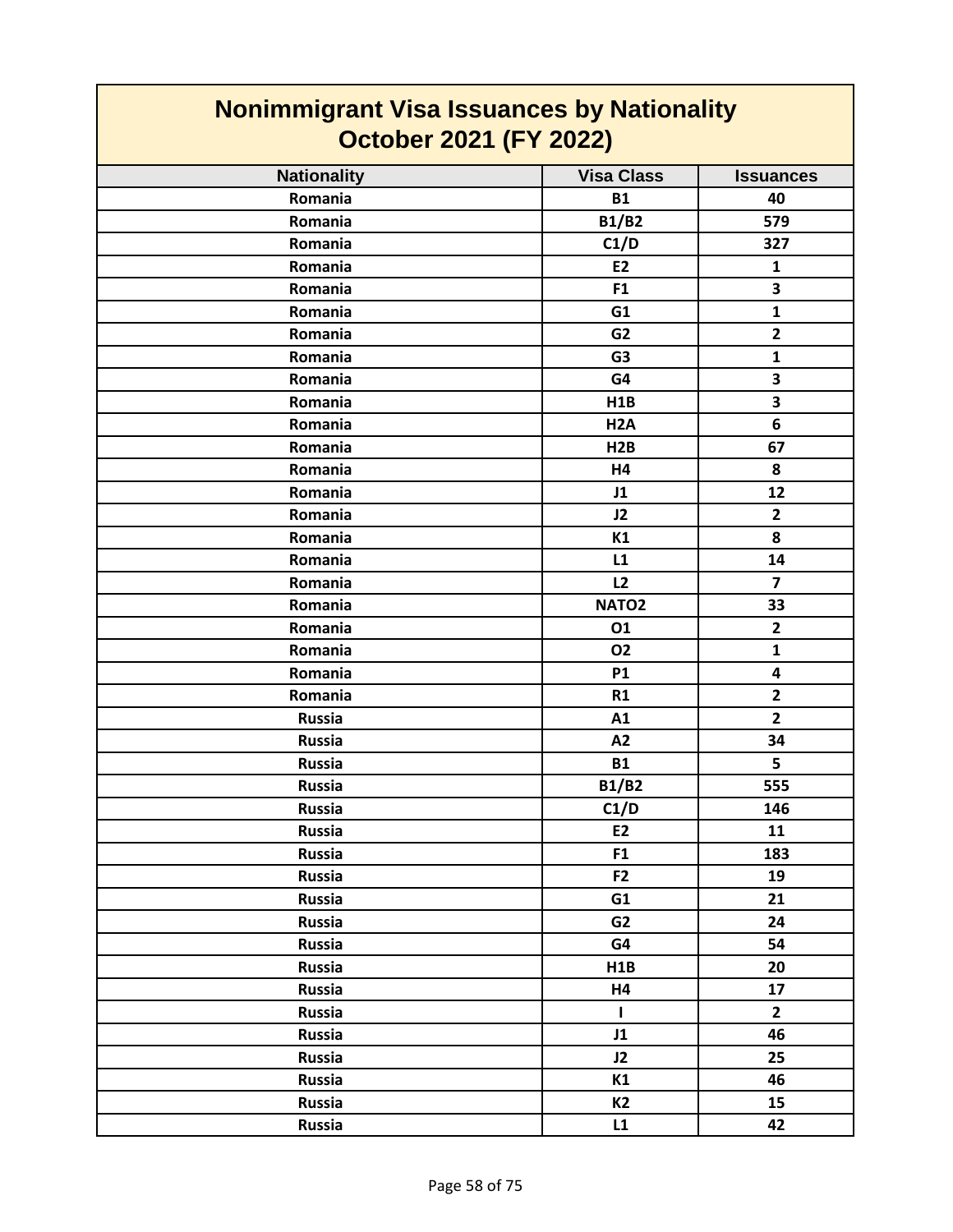# Nonimmigrant Visa Issuances by Nationality
## October 2021 (FY 2022)

| Nationality | Visa Class | Issuances |
|---|---|---|
| Romania | B1 | 40 |
| Romania | B1/B2 | 579 |
| Romania | C1/D | 327 |
| Romania | E2 | 1 |
| Romania | F1 | 3 |
| Romania | G1 | 1 |
| Romania | G2 | 2 |
| Romania | G3 | 1 |
| Romania | G4 | 3 |
| Romania | H1B | 3 |
| Romania | H2A | 6 |
| Romania | H2B | 67 |
| Romania | H4 | 8 |
| Romania | J1 | 12 |
| Romania | J2 | 2 |
| Romania | K1 | 8 |
| Romania | L1 | 14 |
| Romania | L2 | 7 |
| Romania | NATO2 | 33 |
| Romania | O1 | 2 |
| Romania | O2 | 1 |
| Romania | P1 | 4 |
| Romania | R1 | 2 |
| Russia | A1 | 2 |
| Russia | A2 | 34 |
| Russia | B1 | 5 |
| Russia | B1/B2 | 555 |
| Russia | C1/D | 146 |
| Russia | E2 | 11 |
| Russia | F1 | 183 |
| Russia | F2 | 19 |
| Russia | G1 | 21 |
| Russia | G2 | 24 |
| Russia | G4 | 54 |
| Russia | H1B | 20 |
| Russia | H4 | 17 |
| Russia | I | 2 |
| Russia | J1 | 46 |
| Russia | J2 | 25 |
| Russia | K1 | 46 |
| Russia | K2 | 15 |
| Russia | L1 | 42 |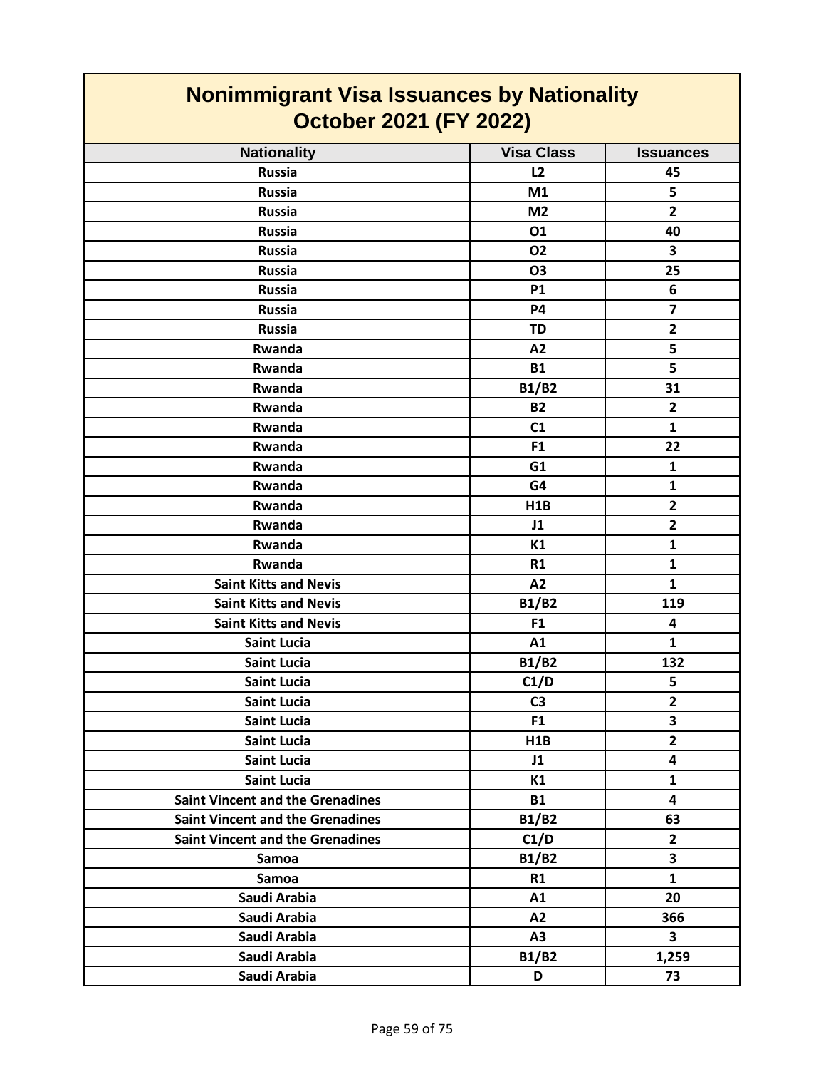# Nonimmigrant Visa Issuances by Nationality
## October 2021 (FY 2022)

| Nationality | Visa Class | Issuances |
|---|---|---|
| Russia | L2 | 45 |
| Russia | M1 | 5 |
| Russia | M2 | 2 |
| Russia | O1 | 40 |
| Russia | O2 | 3 |
| Russia | O3 | 25 |
| Russia | P1 | 6 |
| Russia | P4 | 7 |
| Russia | TD | 2 |
| Rwanda | A2 | 5 |
| Rwanda | B1 | 5 |
| Rwanda | B1/B2 | 31 |
| Rwanda | B2 | 2 |
| Rwanda | C1 | 1 |
| Rwanda | F1 | 22 |
| Rwanda | G1 | 1 |
| Rwanda | G4 | 1 |
| Rwanda | H1B | 2 |
| Rwanda | J1 | 2 |
| Rwanda | K1 | 1 |
| Rwanda | R1 | 1 |
| Saint Kitts and Nevis | A2 | 1 |
| Saint Kitts and Nevis | B1/B2 | 119 |
| Saint Kitts and Nevis | F1 | 4 |
| Saint Lucia | A1 | 1 |
| Saint Lucia | B1/B2 | 132 |
| Saint Lucia | C1/D | 5 |
| Saint Lucia | C3 | 2 |
| Saint Lucia | F1 | 3 |
| Saint Lucia | H1B | 2 |
| Saint Lucia | J1 | 4 |
| Saint Lucia | K1 | 1 |
| Saint Vincent and the Grenadines | B1 | 4 |
| Saint Vincent and the Grenadines | B1/B2 | 63 |
| Saint Vincent and the Grenadines | C1/D | 2 |
| Samoa | B1/B2 | 3 |
| Samoa | R1 | 1 |
| Saudi Arabia | A1 | 20 |
| Saudi Arabia | A2 | 366 |
| Saudi Arabia | A3 | 3 |
| Saudi Arabia | B1/B2 | 1,259 |
| Saudi Arabia | D | 73 |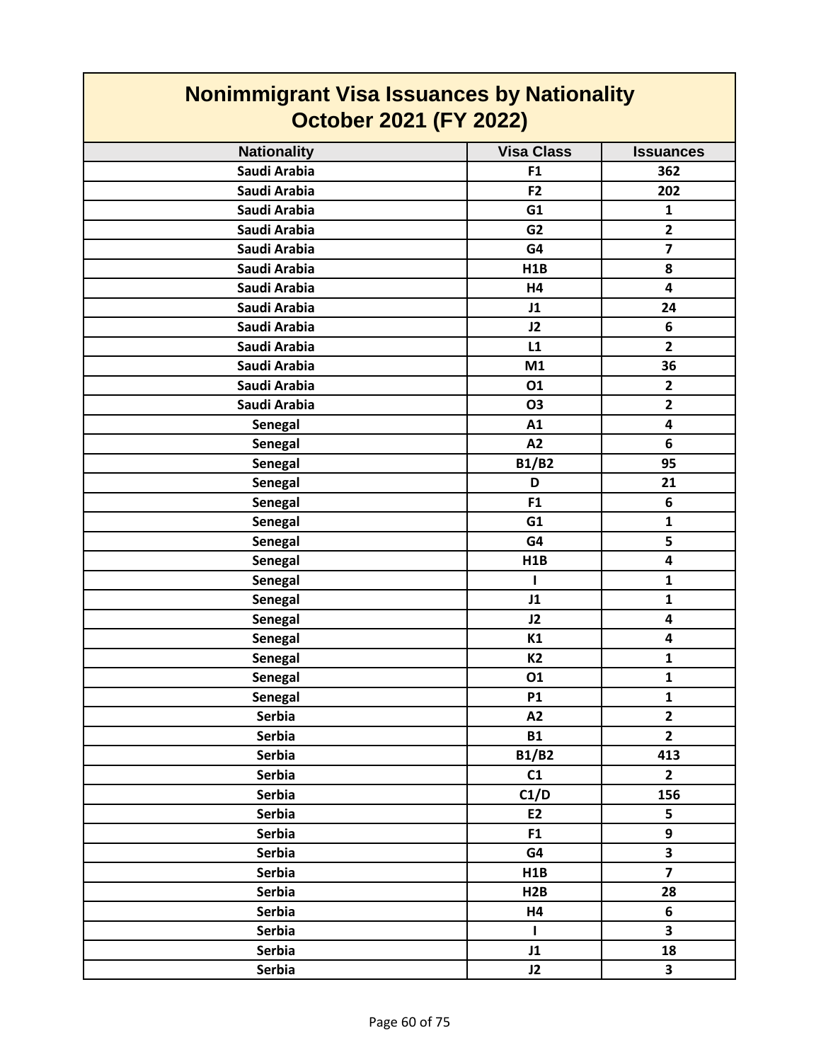# Nonimmigrant Visa Issuances by Nationality
## October 2021 (FY 2022)

| Nationality | Visa Class | Issuances |
|---|---|---|
| Saudi Arabia | F1 | 362 |
| Saudi Arabia | F2 | 202 |
| Saudi Arabia | G1 | 1 |
| Saudi Arabia | G2 | 2 |
| Saudi Arabia | G4 | 7 |
| Saudi Arabia | H1B | 8 |
| Saudi Arabia | H4 | 4 |
| Saudi Arabia | J1 | 24 |
| Saudi Arabia | J2 | 6 |
| Saudi Arabia | L1 | 2 |
| Saudi Arabia | M1 | 36 |
| Saudi Arabia | O1 | 2 |
| Saudi Arabia | O3 | 2 |
| Senegal | A1 | 4 |
| Senegal | A2 | 6 |
| Senegal | B1/B2 | 95 |
| Senegal | D | 21 |
| Senegal | F1 | 6 |
| Senegal | G1 | 1 |
| Senegal | G4 | 5 |
| Senegal | H1B | 4 |
| Senegal | I | 1 |
| Senegal | J1 | 1 |
| Senegal | J2 | 4 |
| Senegal | K1 | 4 |
| Senegal | K2 | 1 |
| Senegal | O1 | 1 |
| Senegal | P1 | 1 |
| Serbia | A2 | 2 |
| Serbia | B1 | 2 |
| Serbia | B1/B2 | 413 |
| Serbia | C1 | 2 |
| Serbia | C1/D | 156 |
| Serbia | E2 | 5 |
| Serbia | F1 | 9 |
| Serbia | G4 | 3 |
| Serbia | H1B | 7 |
| Serbia | H2B | 28 |
| Serbia | H4 | 6 |
| Serbia | I | 3 |
| Serbia | J1 | 18 |
| Serbia | J2 | 3 |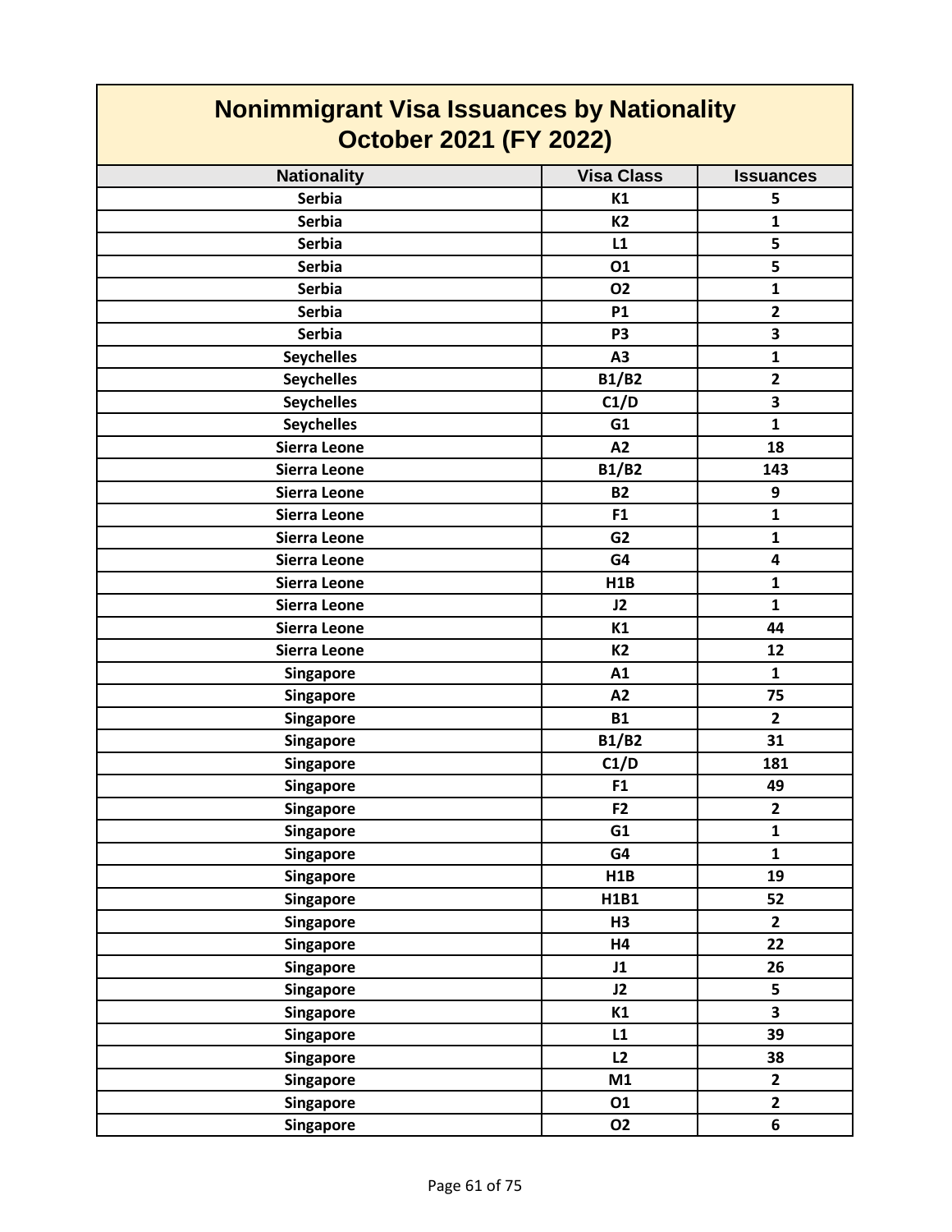# Nonimmigrant Visa Issuances by Nationality
## October 2021 (FY 2022)

| Nationality | Visa Class | Issuances |
|---|---|---|
| Serbia | K1 | 5 |
| Serbia | K2 | 1 |
| Serbia | L1 | 5 |
| Serbia | O1 | 5 |
| Serbia | O2 | 1 |
| Serbia | P1 | 2 |
| Serbia | P3 | 3 |
| Seychelles | A3 | 1 |
| Seychelles | B1/B2 | 2 |
| Seychelles | C1/D | 3 |
| Seychelles | G1 | 1 |
| Sierra Leone | A2 | 18 |
| Sierra Leone | B1/B2 | 143 |
| Sierra Leone | B2 | 9 |
| Sierra Leone | F1 | 1 |
| Sierra Leone | G2 | 1 |
| Sierra Leone | G4 | 4 |
| Sierra Leone | H1B | 1 |
| Sierra Leone | J2 | 1 |
| Sierra Leone | K1 | 44 |
| Sierra Leone | K2 | 12 |
| Singapore | A1 | 1 |
| Singapore | A2 | 75 |
| Singapore | B1 | 2 |
| Singapore | B1/B2 | 31 |
| Singapore | C1/D | 181 |
| Singapore | F1 | 49 |
| Singapore | F2 | 2 |
| Singapore | G1 | 1 |
| Singapore | G4 | 1 |
| Singapore | H1B | 19 |
| Singapore | H1B1 | 52 |
| Singapore | H3 | 2 |
| Singapore | H4 | 22 |
| Singapore | J1 | 26 |
| Singapore | J2 | 5 |
| Singapore | K1 | 3 |
| Singapore | L1 | 39 |
| Singapore | L2 | 38 |
| Singapore | M1 | 2 |
| Singapore | O1 | 2 |
| Singapore | O2 | 6 |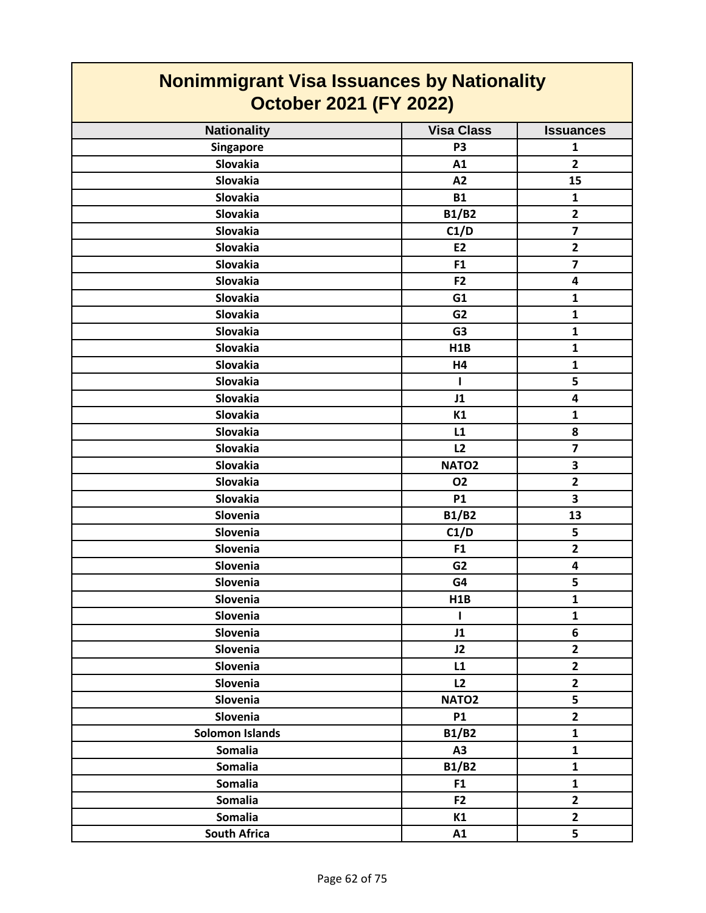# Nonimmigrant Visa Issuances by Nationality
## October 2021 (FY 2022)

| Nationality | Visa Class | Issuances |
|---|---|---|
| Singapore | P3 | 1 |
| Slovakia | A1 | 2 |
| Slovakia | A2 | 15 |
| Slovakia | B1 | 1 |
| Slovakia | B1/B2 | 2 |
| Slovakia | C1/D | 7 |
| Slovakia | E2 | 2 |
| Slovakia | F1 | 7 |
| Slovakia | F2 | 4 |
| Slovakia | G1 | 1 |
| Slovakia | G2 | 1 |
| Slovakia | G3 | 1 |
| Slovakia | H1B | 1 |
| Slovakia | H4 | 1 |
| Slovakia | I | 5 |
| Slovakia | J1 | 4 |
| Slovakia | K1 | 1 |
| Slovakia | L1 | 8 |
| Slovakia | L2 | 7 |
| Slovakia | NATO2 | 3 |
| Slovakia | O2 | 2 |
| Slovakia | P1 | 3 |
| Slovenia | B1/B2 | 13 |
| Slovenia | C1/D | 5 |
| Slovenia | F1 | 2 |
| Slovenia | G2 | 4 |
| Slovenia | G4 | 5 |
| Slovenia | H1B | 1 |
| Slovenia | I | 1 |
| Slovenia | J1 | 6 |
| Slovenia | J2 | 2 |
| Slovenia | L1 | 2 |
| Slovenia | L2 | 2 |
| Slovenia | NATO2 | 5 |
| Slovenia | P1 | 2 |
| Solomon Islands | B1/B2 | 1 |
| Somalia | A3 | 1 |
| Somalia | B1/B2 | 1 |
| Somalia | F1 | 1 |
| Somalia | F2 | 2 |
| Somalia | K1 | 2 |
| South Africa | A1 | 5 |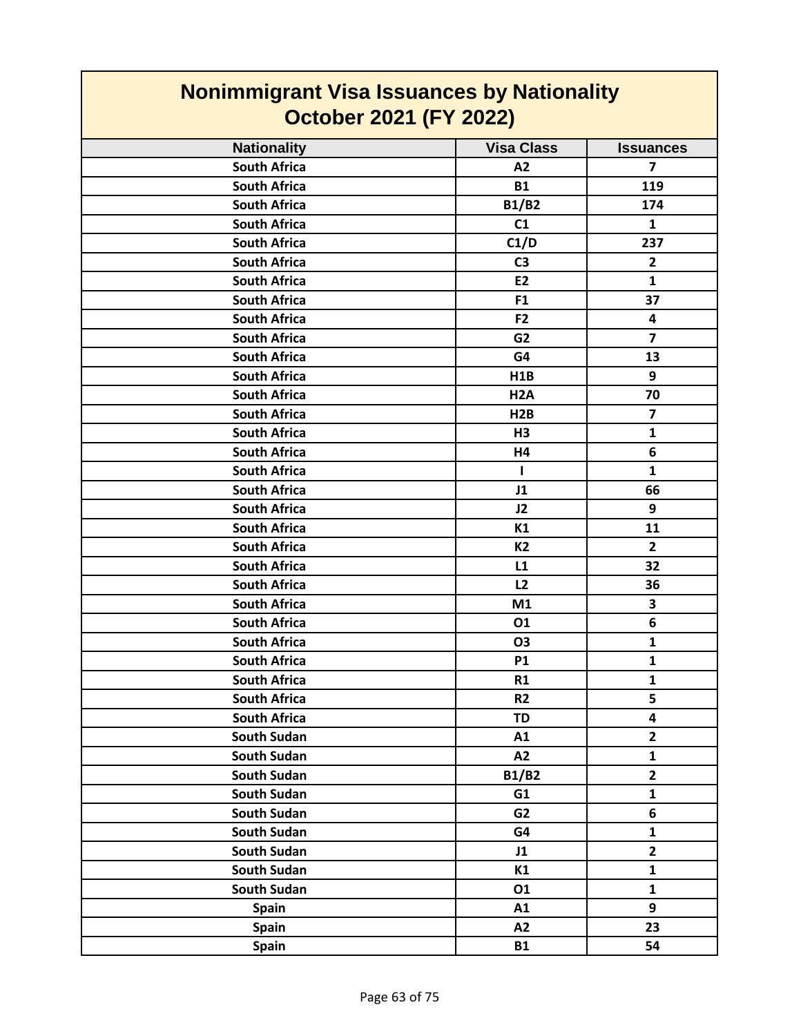# Nonimmigrant Visa Issuances by Nationality
## October 2021 (FY 2022)

| Nationality | Visa Class | Issuances |
|---|---|---|
| South Africa | A2 | 7 |
| South Africa | B1 | 119 |
| South Africa | B1/B2 | 174 |
| South Africa | C1 | 1 |
| South Africa | C1/D | 237 |
| South Africa | C3 | 2 |
| South Africa | E2 | 1 |
| South Africa | F1 | 37 |
| South Africa | F2 | 4 |
| South Africa | G2 | 7 |
| South Africa | G4 | 13 |
| South Africa | H1B | 9 |
| South Africa | H2A | 70 |
| South Africa | H2B | 7 |
| South Africa | H3 | 1 |
| South Africa | H4 | 6 |
| South Africa | I | 1 |
| South Africa | J1 | 66 |
| South Africa | J2 | 9 |
| South Africa | K1 | 11 |
| South Africa | K2 | 2 |
| South Africa | L1 | 32 |
| South Africa | L2 | 36 |
| South Africa | M1 | 3 |
| South Africa | O1 | 6 |
| South Africa | O3 | 1 |
| South Africa | P1 | 1 |
| South Africa | R1 | 1 |
| South Africa | R2 | 5 |
| South Africa | TD | 4 |
| South Sudan | A1 | 2 |
| South Sudan | A2 | 1 |
| South Sudan | B1/B2 | 2 |
| South Sudan | G1 | 1 |
| South Sudan | G2 | 6 |
| South Sudan | G4 | 1 |
| South Sudan | J1 | 2 |
| South Sudan | K1 | 1 |
| South Sudan | O1 | 1 |
| Spain | A1 | 9 |
| Spain | A2 | 23 |
| Spain | B1 | 54 |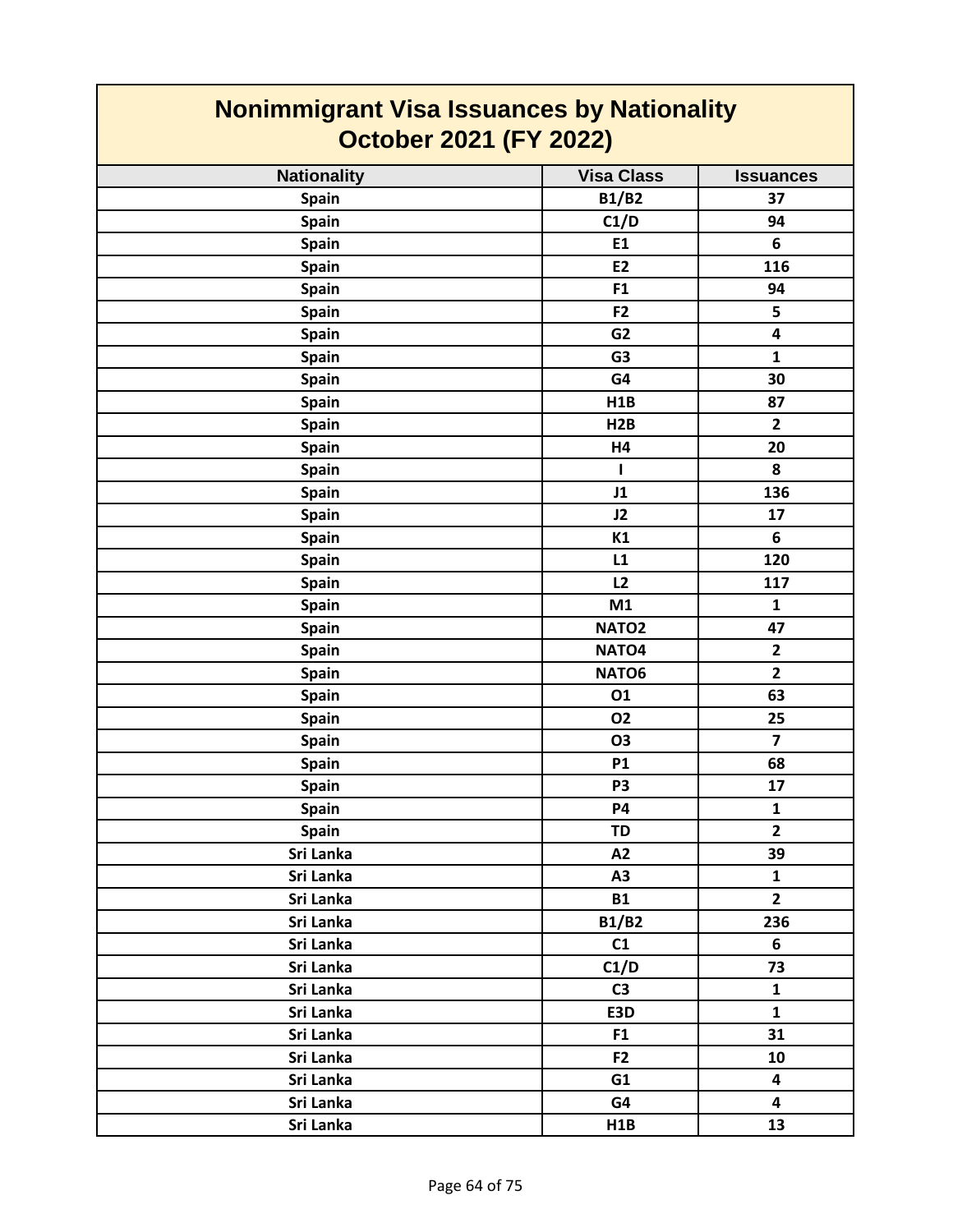# Nonimmigrant Visa Issuances by Nationality
## October 2021 (FY 2022)

| Nationality | Visa Class | Issuances |
|---|---|---|
| Spain | B1/B2 | 37 |
| Spain | C1/D | 94 |
| Spain | E1 | 6 |
| Spain | E2 | 116 |
| Spain | F1 | 94 |
| Spain | F2 | 5 |
| Spain | G2 | 4 |
| Spain | G3 | 1 |
| Spain | G4 | 30 |
| Spain | H1B | 87 |
| Spain | H2B | 2 |
| Spain | H4 | 20 |
| Spain | I | 8 |
| Spain | J1 | 136 |
| Spain | J2 | 17 |
| Spain | K1 | 6 |
| Spain | L1 | 120 |
| Spain | L2 | 117 |
| Spain | M1 | 1 |
| Spain | NATO2 | 47 |
| Spain | NATO4 | 2 |
| Spain | NATO6 | 2 |
| Spain | O1 | 63 |
| Spain | O2 | 25 |
| Spain | O3 | 7 |
| Spain | P1 | 68 |
| Spain | P3 | 17 |
| Spain | P4 | 1 |
| Spain | TD | 2 |
| Sri Lanka | A2 | 39 |
| Sri Lanka | A3 | 1 |
| Sri Lanka | B1 | 2 |
| Sri Lanka | B1/B2 | 236 |
| Sri Lanka | C1 | 6 |
| Sri Lanka | C1/D | 73 |
| Sri Lanka | C3 | 1 |
| Sri Lanka | E3D | 1 |
| Sri Lanka | F1 | 31 |
| Sri Lanka | F2 | 10 |
| Sri Lanka | G1 | 4 |
| Sri Lanka | G4 | 4 |
| Sri Lanka | H1B | 13 |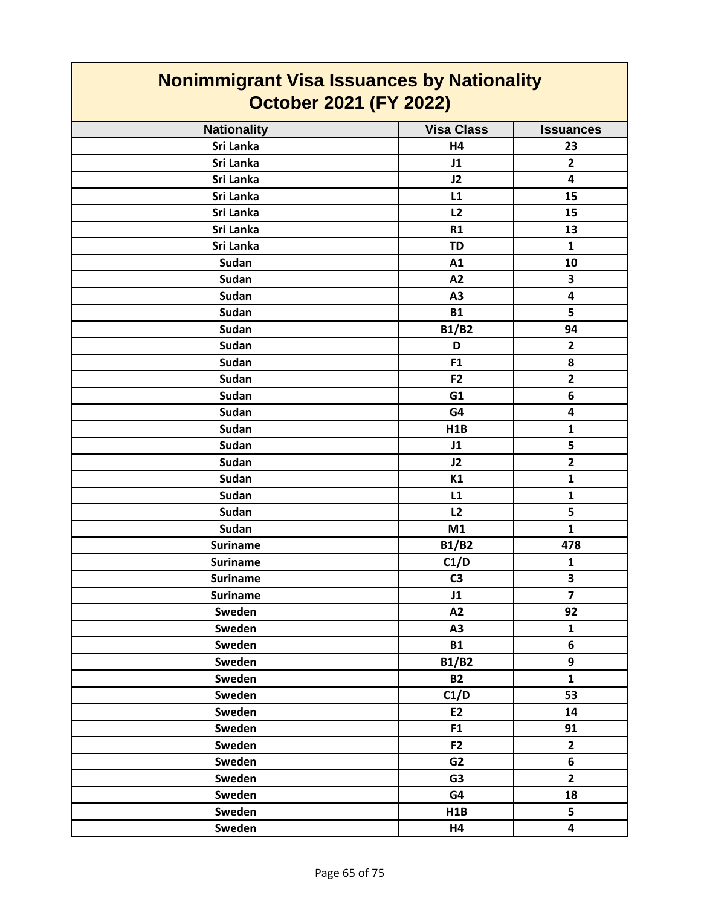# Nonimmigrant Visa Issuances by Nationality
## October 2021 (FY 2022)

| Nationality | Visa Class | Issuances |
|---|---|---|
| Sri Lanka | H4 | 23 |
| Sri Lanka | J1 | 2 |
| Sri Lanka | J2 | 4 |
| Sri Lanka | L1 | 15 |
| Sri Lanka | L2 | 15 |
| Sri Lanka | R1 | 13 |
| Sri Lanka | TD | 1 |
| Sudan | A1 | 10 |
| Sudan | A2 | 3 |
| Sudan | A3 | 4 |
| Sudan | B1 | 5 |
| Sudan | B1/B2 | 94 |
| Sudan | D | 2 |
| Sudan | F1 | 8 |
| Sudan | F2 | 2 |
| Sudan | G1 | 6 |
| Sudan | G4 | 4 |
| Sudan | H1B | 1 |
| Sudan | J1 | 5 |
| Sudan | J2 | 2 |
| Sudan | K1 | 1 |
| Sudan | L1 | 1 |
| Sudan | L2 | 5 |
| Sudan | M1 | 1 |
| Suriname | B1/B2 | 478 |
| Suriname | C1/D | 1 |
| Suriname | C3 | 3 |
| Suriname | J1 | 7 |
| Sweden | A2 | 92 |
| Sweden | A3 | 1 |
| Sweden | B1 | 6 |
| Sweden | B1/B2 | 9 |
| Sweden | B2 | 1 |
| Sweden | C1/D | 53 |
| Sweden | E2 | 14 |
| Sweden | F1 | 91 |
| Sweden | F2 | 2 |
| Sweden | G2 | 6 |
| Sweden | G3 | 2 |
| Sweden | G4 | 18 |
| Sweden | H1B | 5 |
| Sweden | H4 | 4 |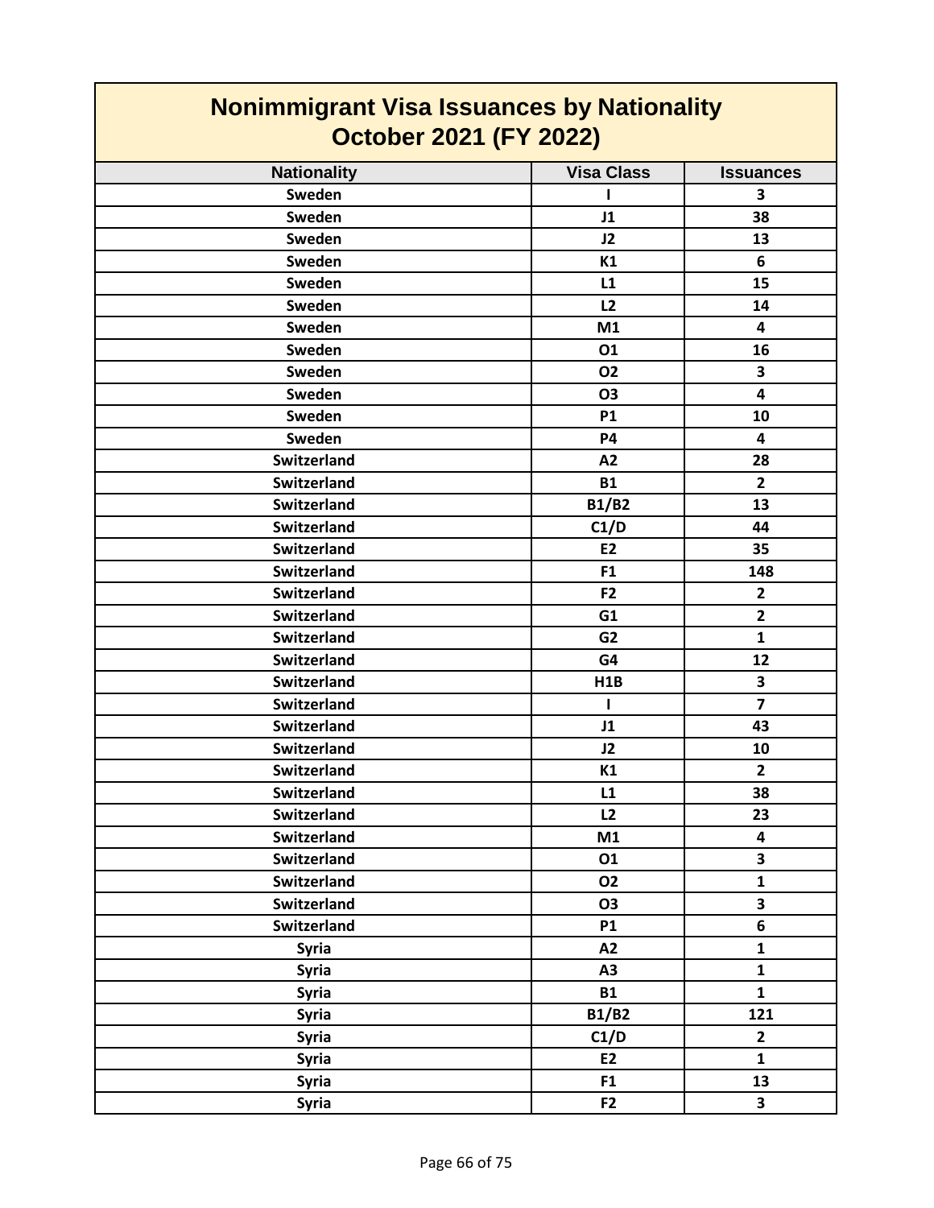# Nonimmigrant Visa Issuances by Nationality
## October 2021 (FY 2022)

| Nationality | Visa Class | Issuances |
|---|---|---|
| Sweden | I | 3 |
| Sweden | J1 | 38 |
| Sweden | J2 | 13 |
| Sweden | K1 | 6 |
| Sweden | L1 | 15 |
| Sweden | L2 | 14 |
| Sweden | M1 | 4 |
| Sweden | O1 | 16 |
| Sweden | O2 | 3 |
| Sweden | O3 | 4 |
| Sweden | P1 | 10 |
| Sweden | P4 | 4 |
| Switzerland | A2 | 28 |
| Switzerland | B1 | 2 |
| Switzerland | B1/B2 | 13 |
| Switzerland | C1/D | 44 |
| Switzerland | E2 | 35 |
| Switzerland | F1 | 148 |
| Switzerland | F2 | 2 |
| Switzerland | G1 | 2 |
| Switzerland | G2 | 1 |
| Switzerland | G4 | 12 |
| Switzerland | H1B | 3 |
| Switzerland | I | 7 |
| Switzerland | J1 | 43 |
| Switzerland | J2 | 10 |
| Switzerland | K1 | 2 |
| Switzerland | L1 | 38 |
| Switzerland | L2 | 23 |
| Switzerland | M1 | 4 |
| Switzerland | O1 | 3 |
| Switzerland | O2 | 1 |
| Switzerland | O3 | 3 |
| Switzerland | P1 | 6 |
| Syria | A2 | 1 |
| Syria | A3 | 1 |
| Syria | B1 | 1 |
| Syria | B1/B2 | 121 |
| Syria | C1/D | 2 |
| Syria | E2 | 1 |
| Syria | F1 | 13 |
| Syria | F2 | 3 |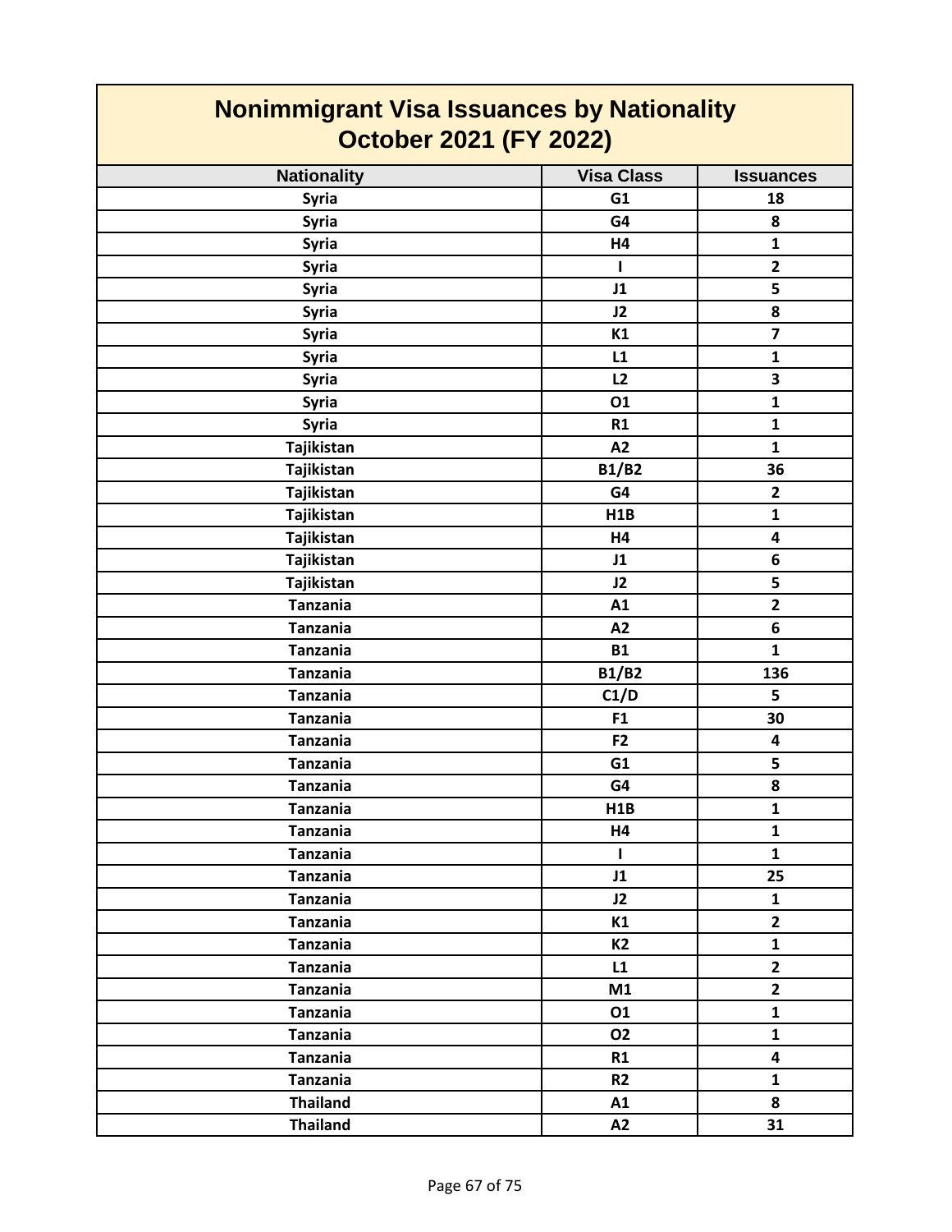# Nonimmigrant Visa Issuances by Nationality
# October 2021 (FY 2022)

| Nationality | Visa Class | Issuances |
|---|---|---|
| Syria | G1 | 18 |
| Syria | G4 | 8 |
| Syria | H4 | 1 |
| Syria | I | 2 |
| Syria | J1 | 5 |
| Syria | J2 | 8 |
| Syria | K1 | 7 |
| Syria | L1 | 1 |
| Syria | L2 | 3 |
| Syria | O1 | 1 |
| Syria | R1 | 1 |
| Tajikistan | A2 | 1 |
| Tajikistan | B1/B2 | 36 |
| Tajikistan | G4 | 2 |
| Tajikistan | H1B | 1 |
| Tajikistan | H4 | 4 |
| Tajikistan | J1 | 6 |
| Tajikistan | J2 | 5 |
| Tanzania | A1 | 2 |
| Tanzania | A2 | 6 |
| Tanzania | B1 | 1 |
| Tanzania | B1/B2 | 136 |
| Tanzania | C1/D | 5 |
| Tanzania | F1 | 30 |
| Tanzania | F2 | 4 |
| Tanzania | G1 | 5 |
| Tanzania | G4 | 8 |
| Tanzania | H1B | 1 |
| Tanzania | H4 | 1 |
| Tanzania | I | 1 |
| Tanzania | J1 | 25 |
| Tanzania | J2 | 1 |
| Tanzania | K1 | 2 |
| Tanzania | K2 | 1 |
| Tanzania | L1 | 2 |
| Tanzania | M1 | 2 |
| Tanzania | O1 | 1 |
| Tanzania | O2 | 1 |
| Tanzania | R1 | 4 |
| Tanzania | R2 | 1 |
| Thailand | A1 | 8 |
| Thailand | A2 | 31 |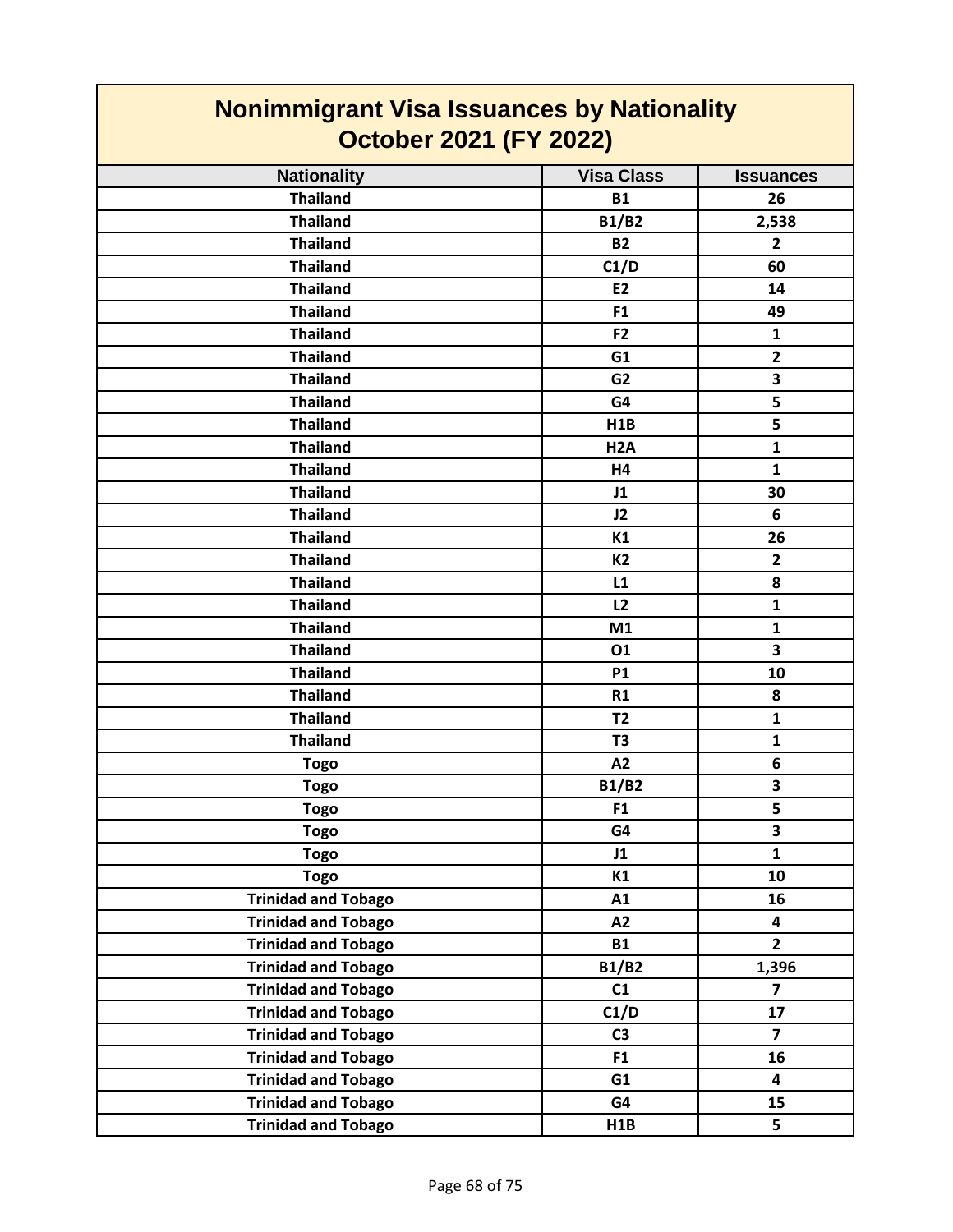# Nonimmigrant Visa Issuances by Nationality
## October 2021 (FY 2022)

| Nationality | Visa Class | Issuances |
|---|---|---|
| Thailand | B1 | 26 |
| Thailand | B1/B2 | 2,538 |
| Thailand | B2 | 2 |
| Thailand | C1/D | 60 |
| Thailand | E2 | 14 |
| Thailand | F1 | 49 |
| Thailand | F2 | 1 |
| Thailand | G1 | 2 |
| Thailand | G2 | 3 |
| Thailand | G4 | 5 |
| Thailand | H1B | 5 |
| Thailand | H2A | 1 |
| Thailand | H4 | 1 |
| Thailand | J1 | 30 |
| Thailand | J2 | 6 |
| Thailand | K1 | 26 |
| Thailand | K2 | 2 |
| Thailand | L1 | 8 |
| Thailand | L2 | 1 |
| Thailand | M1 | 1 |
| Thailand | O1 | 3 |
| Thailand | P1 | 10 |
| Thailand | R1 | 8 |
| Thailand | T2 | 1 |
| Thailand | T3 | 1 |
| Togo | A2 | 6 |
| Togo | B1/B2 | 3 |
| Togo | F1 | 5 |
| Togo | G4 | 3 |
| Togo | J1 | 1 |
| Togo | K1 | 10 |
| Trinidad and Tobago | A1 | 16 |
| Trinidad and Tobago | A2 | 4 |
| Trinidad and Tobago | B1 | 2 |
| Trinidad and Tobago | B1/B2 | 1,396 |
| Trinidad and Tobago | C1 | 7 |
| Trinidad and Tobago | C1/D | 17 |
| Trinidad and Tobago | C3 | 7 |
| Trinidad and Tobago | F1 | 16 |
| Trinidad and Tobago | G1 | 4 |
| Trinidad and Tobago | G4 | 15 |
| Trinidad and Tobago | H1B | 5 |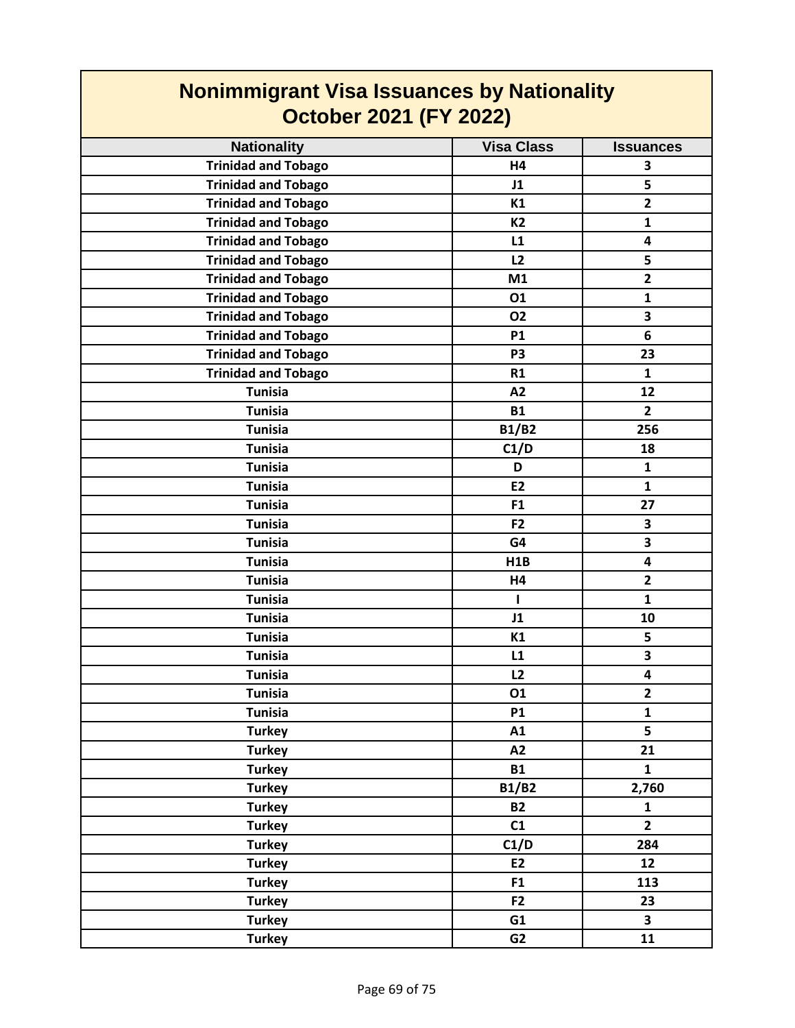# Nonimmigrant Visa Issuances by Nationality
## October 2021 (FY 2022)

| Nationality | Visa Class | Issuances |
|---|---|---|
| Trinidad and Tobago | H4 | 3 |
| Trinidad and Tobago | J1 | 5 |
| Trinidad and Tobago | K1 | 2 |
| Trinidad and Tobago | K2 | 1 |
| Trinidad and Tobago | L1 | 4 |
| Trinidad and Tobago | L2 | 5 |
| Trinidad and Tobago | M1 | 2 |
| Trinidad and Tobago | O1 | 1 |
| Trinidad and Tobago | O2 | 3 |
| Trinidad and Tobago | P1 | 6 |
| Trinidad and Tobago | P3 | 23 |
| Trinidad and Tobago | R1 | 1 |
| Tunisia | A2 | 12 |
| Tunisia | B1 | 2 |
| Tunisia | B1/B2 | 256 |
| Tunisia | C1/D | 18 |
| Tunisia | D | 1 |
| Tunisia | E2 | 1 |
| Tunisia | F1 | 27 |
| Tunisia | F2 | 3 |
| Tunisia | G4 | 3 |
| Tunisia | H1B | 4 |
| Tunisia | H4 | 2 |
| Tunisia | I | 1 |
| Tunisia | J1 | 10 |
| Tunisia | K1 | 5 |
| Tunisia | L1 | 3 |
| Tunisia | L2 | 4 |
| Tunisia | O1 | 2 |
| Tunisia | P1 | 1 |
| Turkey | A1 | 5 |
| Turkey | A2 | 21 |
| Turkey | B1 | 1 |
| Turkey | B1/B2 | 2,760 |
| Turkey | B2 | 1 |
| Turkey | C1 | 2 |
| Turkey | C1/D | 284 |
| Turkey | E2 | 12 |
| Turkey | F1 | 113 |
| Turkey | F2 | 23 |
| Turkey | G1 | 3 |
| Turkey | G2 | 11 |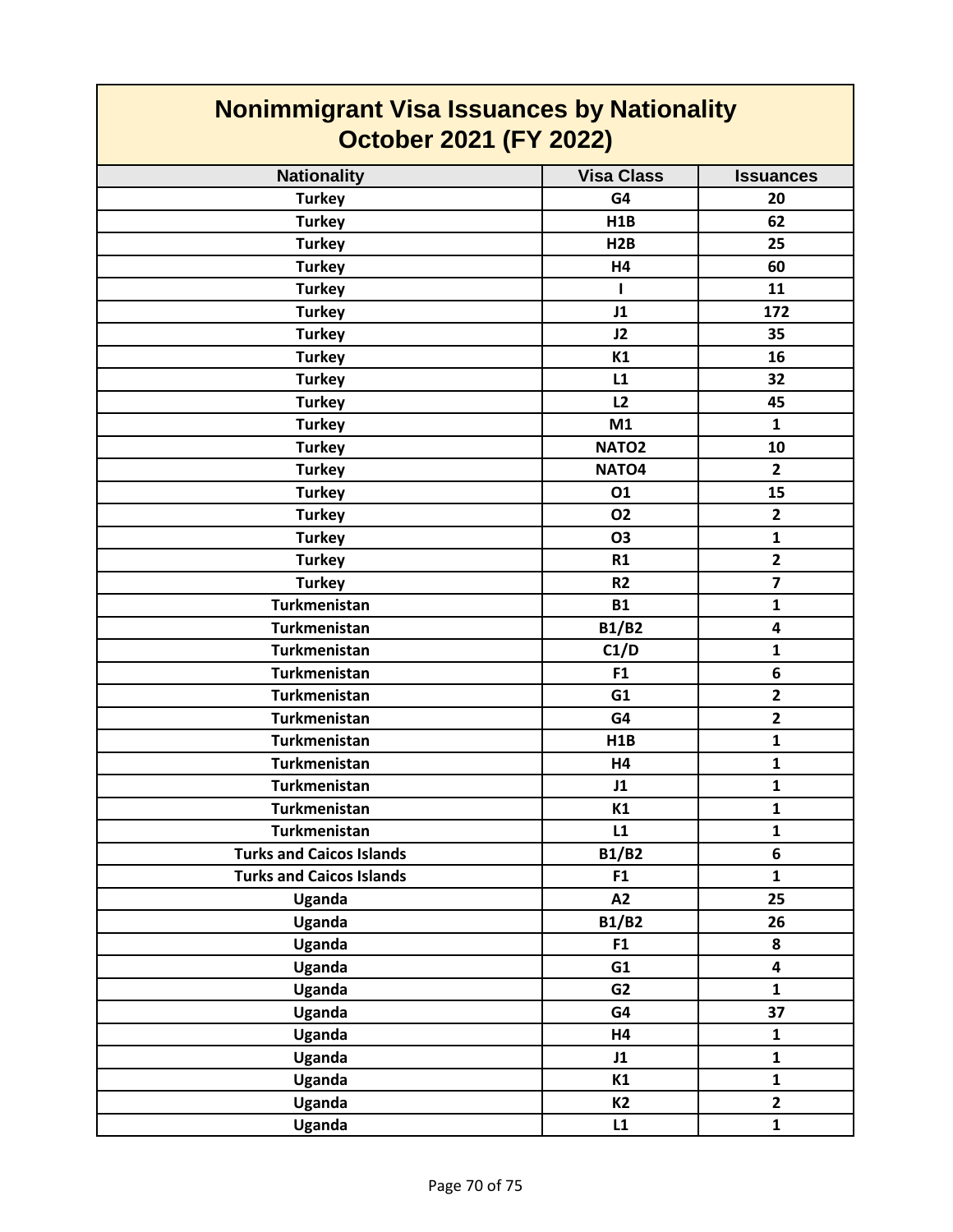# Nonimmigrant Visa Issuances by Nationality
## October 2021 (FY 2022)

| Nationality | Visa Class | Issuances |
|---|---|---|
| Turkey | G4 | 20 |
| Turkey | H1B | 62 |
| Turkey | H2B | 25 |
| Turkey | H4 | 60 |
| Turkey | I | 11 |
| Turkey | J1 | 172 |
| Turkey | J2 | 35 |
| Turkey | K1 | 16 |
| Turkey | L1 | 32 |
| Turkey | L2 | 45 |
| Turkey | M1 | 1 |
| Turkey | NATO2 | 10 |
| Turkey | NATO4 | 2 |
| Turkey | O1 | 15 |
| Turkey | O2 | 2 |
| Turkey | O3 | 1 |
| Turkey | R1 | 2 |
| Turkey | R2 | 7 |
| Turkmenistan | B1 | 1 |
| Turkmenistan | B1/B2 | 4 |
| Turkmenistan | C1/D | 1 |
| Turkmenistan | F1 | 6 |
| Turkmenistan | G1 | 2 |
| Turkmenistan | G4 | 2 |
| Turkmenistan | H1B | 1 |
| Turkmenistan | H4 | 1 |
| Turkmenistan | J1 | 1 |
| Turkmenistan | K1 | 1 |
| Turkmenistan | L1 | 1 |
| Turks and Caicos Islands | B1/B2 | 6 |
| Turks and Caicos Islands | F1 | 1 |
| Uganda | A2 | 25 |
| Uganda | B1/B2 | 26 |
| Uganda | F1 | 8 |
| Uganda | G1 | 4 |
| Uganda | G2 | 1 |
| Uganda | G4 | 37 |
| Uganda | H4 | 1 |
| Uganda | J1 | 1 |
| Uganda | K1 | 1 |
| Uganda | K2 | 2 |
| Uganda | L1 | 1 |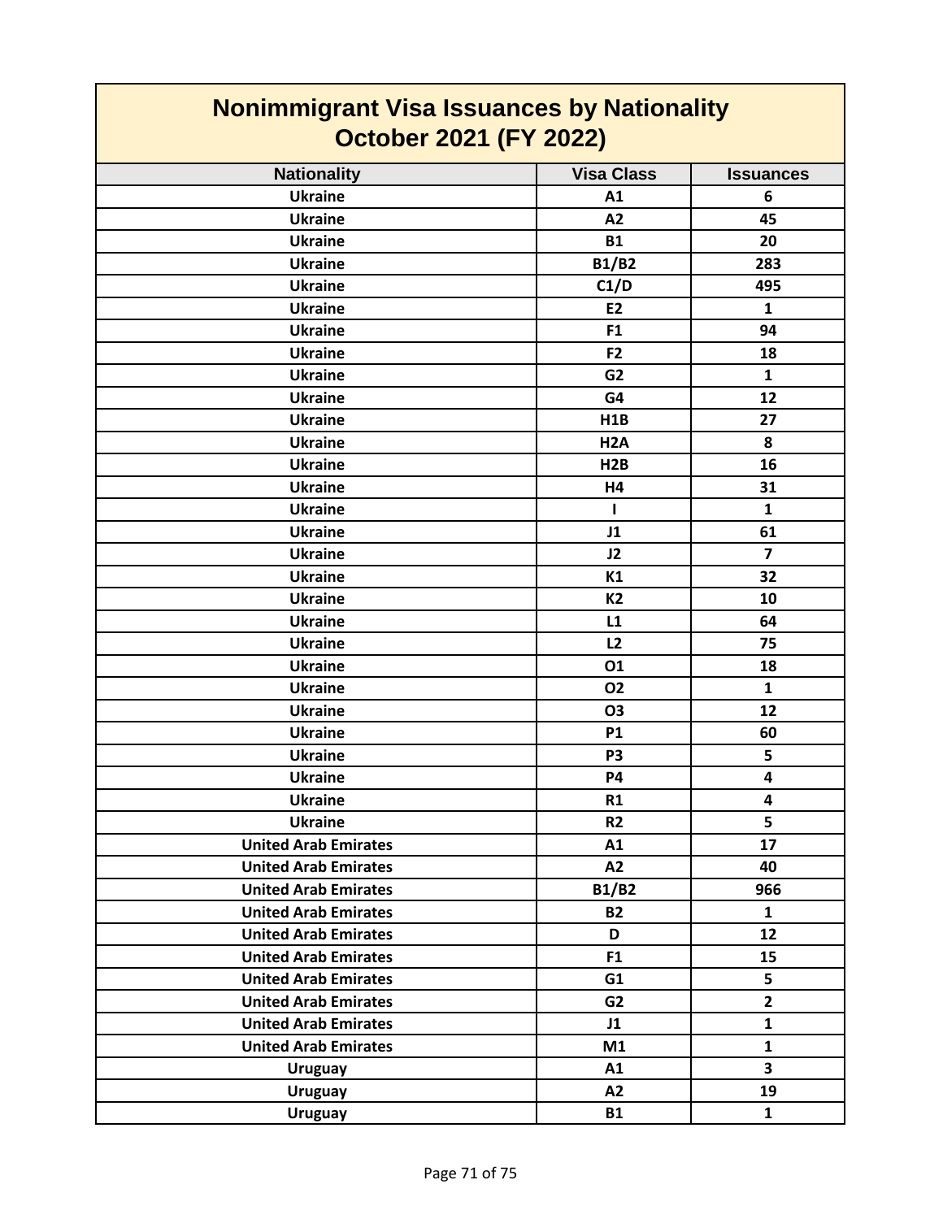# Nonimmigrant Visa Issuances by Nationality
## October 2021 (FY 2022)

| Nationality | Visa Class | Issuances |
|---|---|---|
| Ukraine | A1 | 6 |
| Ukraine | A2 | 45 |
| Ukraine | B1 | 20 |
| Ukraine | B1/B2 | 283 |
| Ukraine | C1/D | 495 |
| Ukraine | E2 | 1 |
| Ukraine | F1 | 94 |
| Ukraine | F2 | 18 |
| Ukraine | G2 | 1 |
| Ukraine | G4 | 12 |
| Ukraine | H1B | 27 |
| Ukraine | H2A | 8 |
| Ukraine | H2B | 16 |
| Ukraine | H4 | 31 |
| Ukraine | I | 1 |
| Ukraine | J1 | 61 |
| Ukraine | J2 | 7 |
| Ukraine | K1 | 32 |
| Ukraine | K2 | 10 |
| Ukraine | L1 | 64 |
| Ukraine | L2 | 75 |
| Ukraine | O1 | 18 |
| Ukraine | O2 | 1 |
| Ukraine | O3 | 12 |
| Ukraine | P1 | 60 |
| Ukraine | P3 | 5 |
| Ukraine | P4 | 4 |
| Ukraine | R1 | 4 |
| Ukraine | R2 | 5 |
| United Arab Emirates | A1 | 17 |
| United Arab Emirates | A2 | 40 |
| United Arab Emirates | B1/B2 | 966 |
| United Arab Emirates | B2 | 1 |
| United Arab Emirates | D | 12 |
| United Arab Emirates | F1 | 15 |
| United Arab Emirates | G1 | 5 |
| United Arab Emirates | G2 | 2 |
| United Arab Emirates | J1 | 1 |
| United Arab Emirates | M1 | 1 |
| Uruguay | A1 | 3 |
| Uruguay | A2 | 19 |
| Uruguay | B1 | 1 |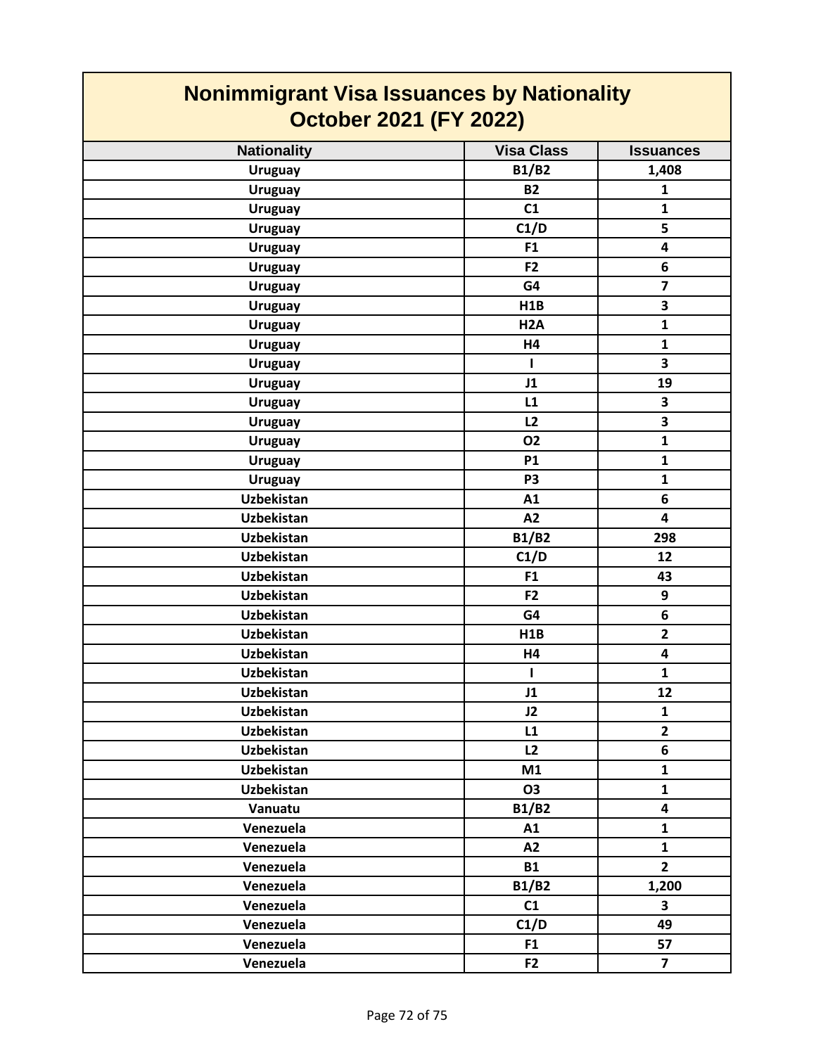# Nonimmigrant Visa Issuances by Nationality
# October 2021 (FY 2022)

| Nationality | Visa Class | Issuances |
|---|---|---|
| Uruguay | B1/B2 | 1,408 |
| Uruguay | B2 | 1 |
| Uruguay | C1 | 1 |
| Uruguay | C1/D | 5 |
| Uruguay | F1 | 4 |
| Uruguay | F2 | 6 |
| Uruguay | G4 | 7 |
| Uruguay | H1B | 3 |
| Uruguay | H2A | 1 |
| Uruguay | H4 | 1 |
| Uruguay | I | 3 |
| Uruguay | J1 | 19 |
| Uruguay | L1 | 3 |
| Uruguay | L2 | 3 |
| Uruguay | O2 | 1 |
| Uruguay | P1 | 1 |
| Uruguay | P3 | 1 |
| Uzbekistan | A1 | 6 |
| Uzbekistan | A2 | 4 |
| Uzbekistan | B1/B2 | 298 |
| Uzbekistan | C1/D | 12 |
| Uzbekistan | F1 | 43 |
| Uzbekistan | F2 | 9 |
| Uzbekistan | G4 | 6 |
| Uzbekistan | H1B | 2 |
| Uzbekistan | H4 | 4 |
| Uzbekistan | I | 1 |
| Uzbekistan | J1 | 12 |
| Uzbekistan | J2 | 1 |
| Uzbekistan | L1 | 2 |
| Uzbekistan | L2 | 6 |
| Uzbekistan | M1 | 1 |
| Uzbekistan | O3 | 1 |
| Vanuatu | B1/B2 | 4 |
| Venezuela | A1 | 1 |
| Venezuela | A2 | 1 |
| Venezuela | B1 | 2 |
| Venezuela | B1/B2 | 1,200 |
| Venezuela | C1 | 3 |
| Venezuela | C1/D | 49 |
| Venezuela | F1 | 57 |
| Venezuela | F2 | 7 |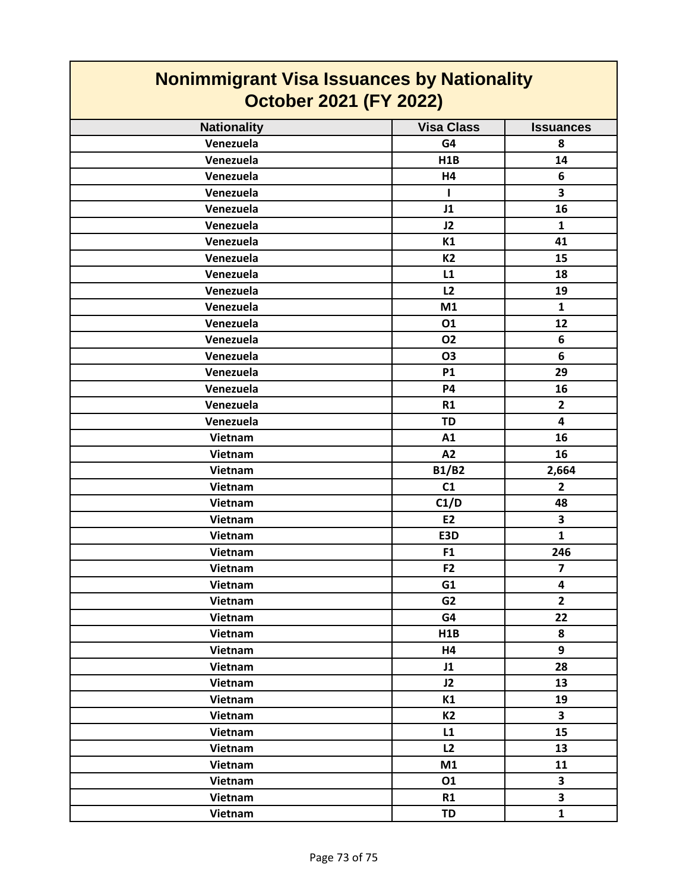# Nonimmigrant Visa Issuances by Nationality
## October 2021 (FY 2022)

| Nationality | Visa Class | Issuances |
|---|---|---|
| Venezuela | G4 | 8 |
| Venezuela | H1B | 14 |
| Venezuela | H4 | 6 |
| Venezuela | I | 3 |
| Venezuela | J1 | 16 |
| Venezuela | J2 | 1 |
| Venezuela | K1 | 41 |
| Venezuela | K2 | 15 |
| Venezuela | L1 | 18 |
| Venezuela | L2 | 19 |
| Venezuela | M1 | 1 |
| Venezuela | O1 | 12 |
| Venezuela | O2 | 6 |
| Venezuela | O3 | 6 |
| Venezuela | P1 | 29 |
| Venezuela | P4 | 16 |
| Venezuela | R1 | 2 |
| Venezuela | TD | 4 |
| Vietnam | A1 | 16 |
| Vietnam | A2 | 16 |
| Vietnam | B1/B2 | 2,664 |
| Vietnam | C1 | 2 |
| Vietnam | C1/D | 48 |
| Vietnam | E2 | 3 |
| Vietnam | E3D | 1 |
| Vietnam | F1 | 246 |
| Vietnam | F2 | 7 |
| Vietnam | G1 | 4 |
| Vietnam | G2 | 2 |
| Vietnam | G4 | 22 |
| Vietnam | H1B | 8 |
| Vietnam | H4 | 9 |
| Vietnam | J1 | 28 |
| Vietnam | J2 | 13 |
| Vietnam | K1 | 19 |
| Vietnam | K2 | 3 |
| Vietnam | L1 | 15 |
| Vietnam | L2 | 13 |
| Vietnam | M1 | 11 |
| Vietnam | O1 | 3 |
| Vietnam | R1 | 3 |
| Vietnam | TD | 1 |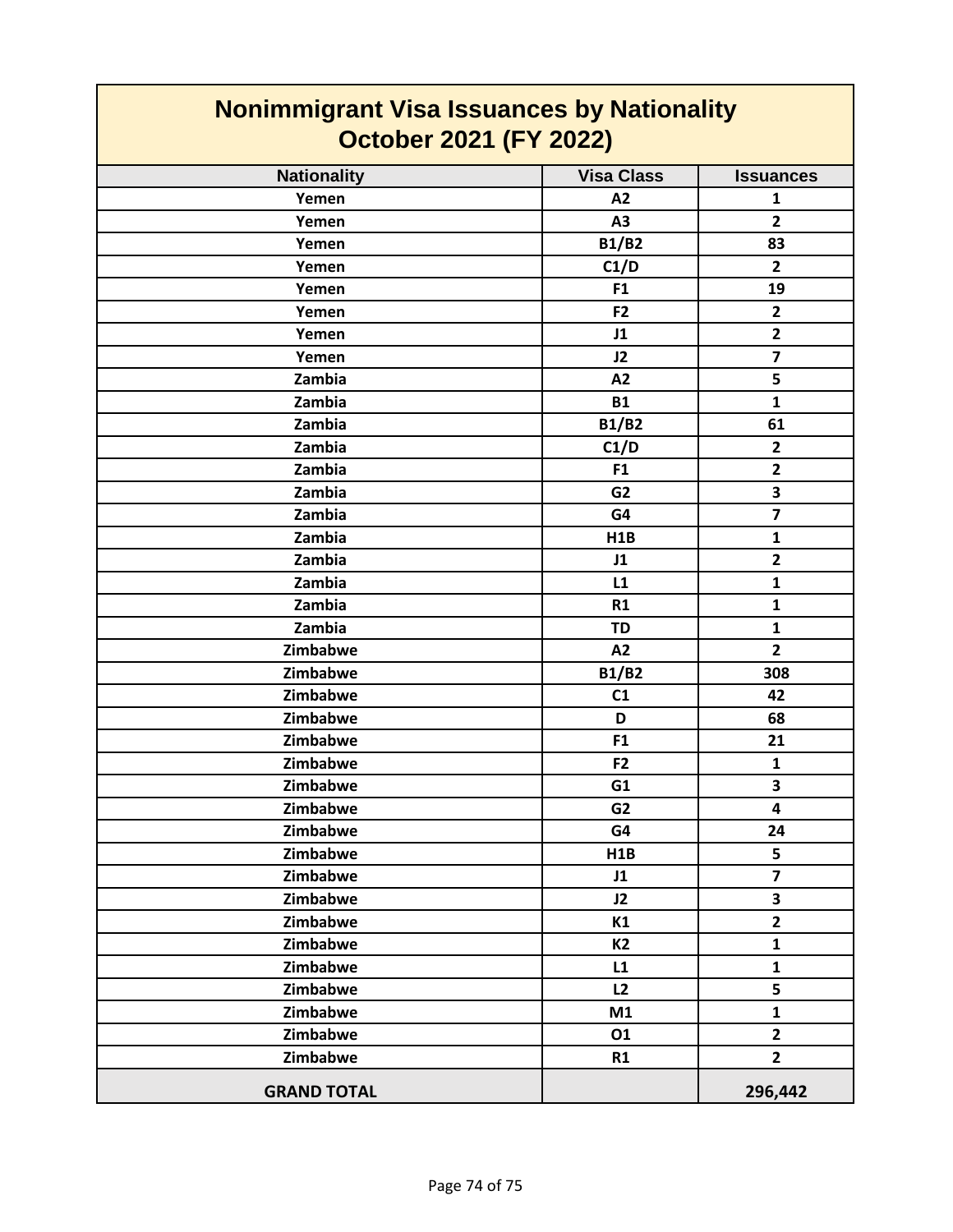# Nonimmigrant Visa Issuances by Nationality
## October 2021 (FY 2022)

| Nationality | Visa Class | Issuances |
|---|---|---|
| Yemen | A2 | 1 |
| Yemen | A3 | 2 |
| Yemen | B1/B2 | 83 |
| Yemen | C1/D | 2 |
| Yemen | F1 | 19 |
| Yemen | F2 | 2 |
| Yemen | J1 | 2 |
| Yemen | J2 | 7 |
| Zambia | A2 | 5 |
| Zambia | B1 | 1 |
| Zambia | B1/B2 | 61 |
| Zambia | C1/D | 2 |
| Zambia | F1 | 2 |
| Zambia | G2 | 3 |
| Zambia | G4 | 7 |
| Zambia | H1B | 1 |
| Zambia | J1 | 2 |
| Zambia | L1 | 1 |
| Zambia | R1 | 1 |
| Zambia | TD | 1 |
| Zimbabwe | A2 | 2 |
| Zimbabwe | B1/B2 | 308 |
| Zimbabwe | C1 | 42 |
| Zimbabwe | D | 68 |
| Zimbabwe | F1 | 21 |
| Zimbabwe | F2 | 1 |
| Zimbabwe | G1 | 3 |
| Zimbabwe | G2 | 4 |
| Zimbabwe | G4 | 24 |
| Zimbabwe | H1B | 5 |
| Zimbabwe | J1 | 7 |
| Zimbabwe | J2 | 3 |
| Zimbabwe | K1 | 2 |
| Zimbabwe | K2 | 1 |
| Zimbabwe | L1 | 1 |
| Zimbabwe | L2 | 5 |
| Zimbabwe | M1 | 1 |
| Zimbabwe | O1 | 2 |
| Zimbabwe | R1 | 2 |
| **GRAND TOTAL** | | **296,442** |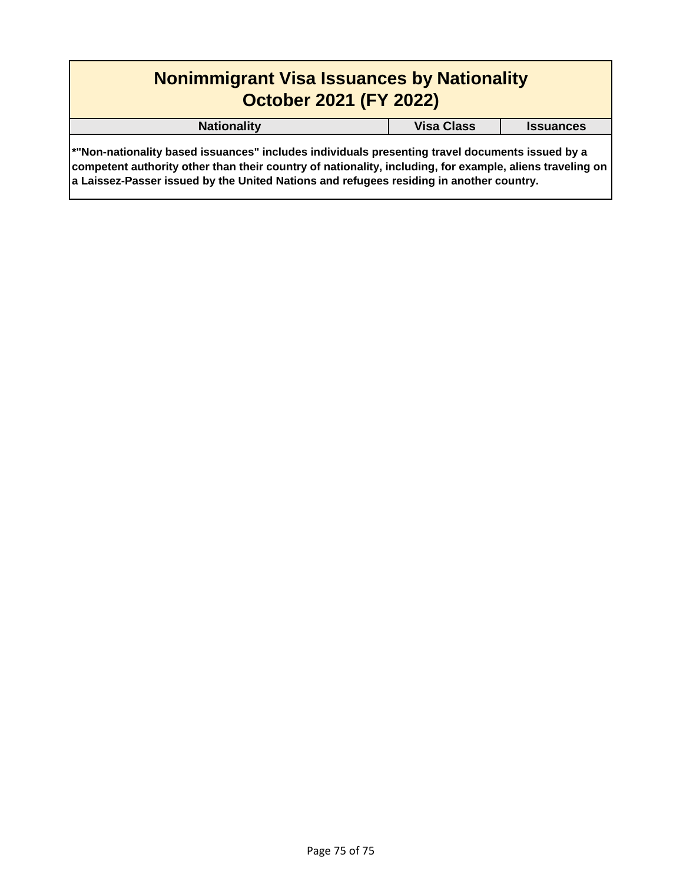# Nonimmigrant Visa Issuances by Nationality
# October 2021 (FY 2022)

| Nationality | Visa Class | Issuances |
|---|---|---|

**\*"Non-nationality based issuances" includes individuals presenting travel documents issued by a competent authority other than their country of nationality, including, for example, aliens traveling on a Laissez-Passer issued by the United Nations and refugees residing in another country.**